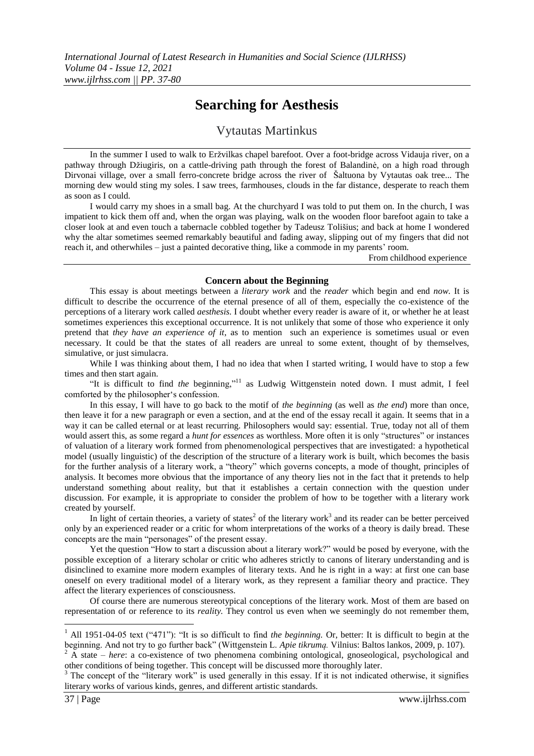# Searching for Aesthesis

## Vytautas Martinkus

In the summer I used to walk to Eržvilkas chapel barefoot. Over a foot-bridge across Vidauja river, on a pathway through Džiugiris, on a cattle-driving path through the forest of Balandinė, on a high road through Dirvonai village, over a small ferro-concrete bridge across the river of Šaltuona by Vytautas oak tree... The morning dew would sting my soles. I saw trees, farmhouses, clouds in the far distance, desperate to reach them as soon as I could.

I would carry my shoes in a small bag. At the churchyard I was told to put them on. In the church, I was impatient to kick them off and, when the organ was playing, walk on the wooden floor barefoot again to take a closer look at and even touch a tabernacle cobbled together by Tadeusz Tolišius; and back at home I wondered why the altar sometimes seemed remarkably beautiful and fading away, slipping out of my fingers that did not reach it, and otherwhiles – just a painted decorative thing, like a commode in my parents' room.

From childhood experience

### Concern about the Beginning

This essay is about meetings between a *literary work* and the *reader* which begin and end *now*. It is difficult to describe the occurrence of the eternal presence of all of them, especially the co-existence of the perceptions of a literary work called *aesthesis*. I doubt whether every reader is aware of it, or whether he at least sometimes experiences this exceptional occurrence. It is not unlikely that some of those who experience it only pretend that *they have an experience of it*, as to mention such an experience is sometimes usual or even necessary. It could be that the states of all readers are unreal to some extent, thought of by themselves, simulative, or just simulacra.

While I was thinking about them, I had no idea that when I started writing, I would have to stop a few times and then start again.

"It is difficult to find *the* beginning,"[11] as Ludwig Wittgenstein noted down. I must admit, I feel comforted by the philosopher's confession.

In this essay, I will have to go back to the motif of *the beginning* (as well as *the end*) more than once, then leave it for a new paragraph or even a section, and at the end of the essay recall it again. It seems that in a way it can be called eternal or at least recurring. Philosophers would say: essential. True, today not all of them would assert this, as some regard a *hunt for essences* as worthless. More often it is only "structures" or instances of valuation of a literary work formed from phenomenological perspectives that are investigated: a hypothetical model (usually linguistic) of the description of the structure of a literary work is built, which becomes the basis for the further analysis of a literary work, a "theory" which governs concepts, a mode of thought, principles of analysis. It becomes more obvious that the importance of any theory lies not in the fact that it pretends to help understand something about reality, but that it establishes a certain connection with the question under discussion. For example, it is appropriate to consider the problem of how to be together with a literary work created by yourself.

In light of certain theories, a variety of states[2] of the literary work[3] and its reader can be better perceived only by an experienced reader or a critic for whom interpretations of the works of a theory is daily bread. These concepts are the main "personages" of the present essay.

Yet the question "How to start a discussion about a literary work?" would be posed by everyone, with the possible exception of a literary scholar or critic who adheres strictly to canons of literary understanding and is disinclined to examine more modern examples of literary texts. And he is right in a way: at first one can base oneself on every traditional model of a literary work, as they represent a familiar theory and practice. They affect the literary experiences of consciousness.

Of course there are numerous stereotypical conceptions of the literary work. Most of them are based on representation of or reference to its *reality.* They control us even when we seemingly do not remember them,

---

[1] All 1951-04-05 text ("471"): "It is so difficult to find *the beginning.* Or, better: It is difficult to begin at the beginning. And not try to go further back" (Wittgenstein L. *Apie tikrumą.* Vilnius: Baltos lankos, 2009, p. 107).

[2] A state – *here*: a co-existence of two phenomena combining ontological, gnoseological, psychological and other conditions of being together. This concept will be discussed more thoroughly later.

[3] The concept of the "literary work" is used generally in this essay. If it is not indicated otherwise, it signifies literary works of various kinds, genres, and different artistic standards.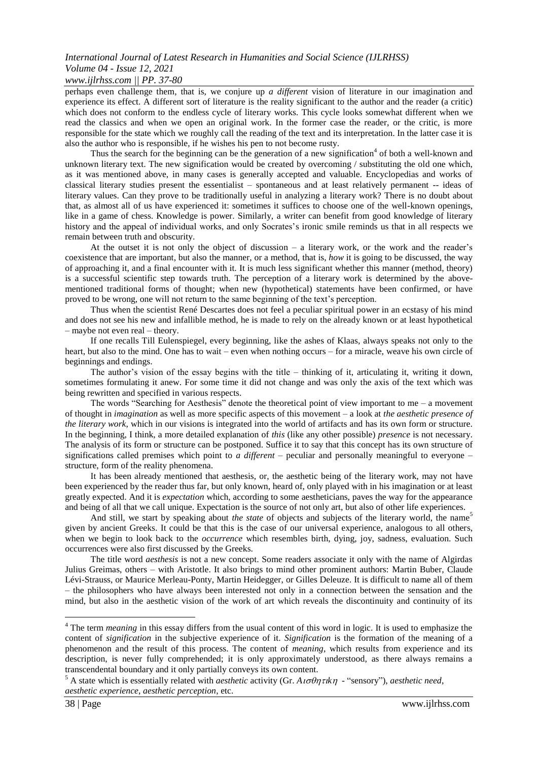perhaps even challenge them, that is, we conjure up *a different* vision of literature in our imagination and experience its effect. A different sort of literature is the reality significant to the author and the reader (a critic) which does not conform to the endless cycle of literary works. This cycle looks somewhat different when we read the classics and when we open an original work. In the former case the reader, or the critic, is more responsible for the state which we roughly call the reading of the text and its interpretation. In the latter case it is also the author who is responsible, if he wishes his pen to not become rusty.

Thus the search for the beginning can be the generation of a new signification[4] of both a well-known and unknown literary text. The new signification would be created by overcoming / substituting the old one which, as it was mentioned above, in many cases is generally accepted and valuable. Encyclopedias and works of classical literary studies present the essentialist – spontaneous and at least relatively permanent -- ideas of literary values. Can they prove to be traditionally useful in analyzing a literary work? There is no doubt about that, as almost all of us have experienced it: sometimes it suffices to choose one of the well-known openings, like in a game of chess. Knowledge is power. Similarly, a writer can benefit from good knowledge of literary history and the appeal of individual works, and only Socrates's ironic smile reminds us that in all respects we remain between truth and obscurity.

At the outset it is not only the object of discussion – a literary work, or the work and the reader's coexistence that are important, but also the manner, or a method, that is, *how* it is going to be discussed, the way of approaching it, and a final encounter with it. It is much less significant whether this manner (method, theory) is a successful scientific step towards truth. The perception of a literary work is determined by the above-mentioned traditional forms of thought; when new (hypothetical) statements have been confirmed, or have proved to be wrong, one will not return to the same beginning of the text's perception.

Thus when the scientist René Descartes does not feel a peculiar spiritual power in an ecstasy of his mind and does not see his new and infallible method, he is made to rely on the already known or at least hypothetical – maybe not even real – theory.

If one recalls Till Eulenspiegel, every beginning, like the ashes of Klaas, always speaks not only to the heart, but also to the mind. One has to wait – even when nothing occurs – for a miracle, weave his own circle of beginnings and endings.

The author's vision of the essay begins with the title – thinking of it, articulating it, writing it down, sometimes formulating it anew. For some time it did not change and was only the axis of the text which was being rewritten and specified in various respects.

The words "Searching for Aesthesis" denote the theoretical point of view important to me – a movement of thought in *imagination* as well as more specific aspects of this movement – a look at *the aesthetic presence of the literary work*, which in our visions is integrated into the world of artifacts and has its own form or structure. In the beginning, I think, a more detailed explanation of *this* (like any other possible) *presence* is not necessary. The analysis of its form or structure can be postponed. Suffice it to say that this concept has its own structure of significations called premises which point to *a different* – peculiar and personally meaningful to everyone – structure, form of the reality phenomena.

It has been already mentioned that aesthesis, or, the aesthetic being of the literary work, may not have been experienced by the reader thus far, but only known, heard of, only played with in his imagination or at least greatly expected. And it is *expectation* which, according to some aestheticians, paves the way for the appearance and being of all that we call unique. Expectation is the source of not only art, but also of other life experiences.

And still, we start by speaking about *the state* of objects and subjects of the literary world, the name[5] given by ancient Greeks. It could be that this is the case of our universal experience, analogous to all others, when we begin to look back to the *occurrence* which resembles birth, dying, joy, sadness, evaluation. Such occurrences were also first discussed by the Greeks.

The title word *aesthesis* is not a new concept. Some readers associate it only with the name of Algirdas Julius Greimas, others – with Aristotle. It also brings to mind other prominent authors: Martin Buber, Claude Lévi-Strauss, or Maurice Merleau-Ponty, Martin Heidegger, or Gilles Deleuze. It is difficult to name all of them – the philosophers who have always been interested not only in a connection between the sensation and the mind, but also in the aesthetic vision of the work of art which reveals the discontinuity and continuity of its

---

[4] The term *meaning* in this essay differs from the usual content of this word in logic. It is used to emphasize the content of *signification* in the subjective experience of it. *Signification* is the formation of the meaning of a phenomenon and the result of this process. The content of *meaning*, which results from experience and its description, is never fully comprehended; it is only approximately understood, as there always remains a transcendental boundary and it only partially conveys its own content.

[5] A state which is essentially related with *aesthetic* activity (Gr. *Αισθητικη* - "sensory"), *aesthetic need*, *aesthetic experience*, *aesthetic perception*, etc.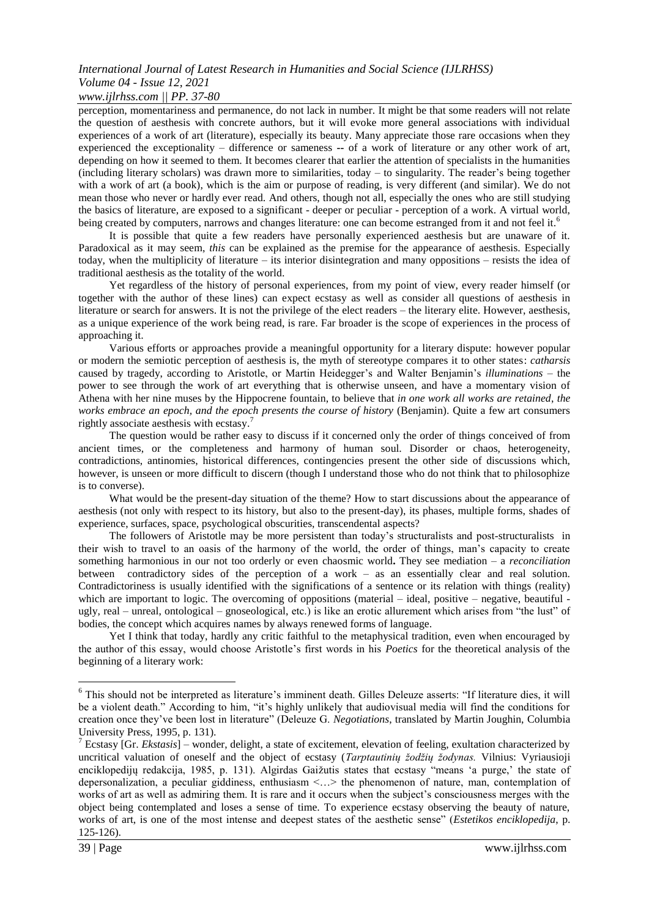perception, momentariness and permanence, do not lack in number. It might be that some readers will not relate the question of aesthesis with concrete authors, but it will evoke more general associations with individual experiences of a work of art (literature), especially its beauty. Many appreciate those rare occasions when they experienced the exceptionality – difference or sameness -- of a work of literature or any other work of art, depending on how it seemed to them. It becomes clearer that earlier the attention of specialists in the humanities (including literary scholars) was drawn more to similarities, today – to singularity. The reader's being together with a work of art (a book), which is the aim or purpose of reading, is very different (and similar). We do not mean those who never or hardly ever read. And others, though not all, especially the ones who are still studying the basics of literature, are exposed to a significant - deeper or peculiar - perception of a work. A virtual world, being created by computers, narrows and changes literature: one can become estranged from it and not feel it.[6]

It is possible that quite a few readers have personally experienced aesthesis but are unaware of it. Paradoxical as it may seem, *this* can be explained as the premise for the appearance of aesthesis. Especially today, when the multiplicity of literature – its interior disintegration and many oppositions – resists the idea of traditional aesthesis as the totality of the world.

Yet regardless of the history of personal experiences, from my point of view, every reader himself (or together with the author of these lines) can expect ecstasy as well as consider all questions of aesthesis in literature or search for answers. It is not the privilege of the elect readers – the literary elite. However, aesthesis, as a unique experience of the work being read, is rare. Far broader is the scope of experiences in the process of approaching it.

Various efforts or approaches provide a meaningful opportunity for a literary dispute: however popular or modern the semiotic perception of aesthesis is, the myth of stereotype compares it to other states: *catharsis* caused by tragedy, according to Aristotle, or Martin Heidegger's and Walter Benjamin's *illuminations* – the power to see through the work of art everything that is otherwise unseen, and have a momentary vision of Athena with her nine muses by the Hippocrene fountain, to believe that *in one work all works are retained, the works embrace an epoch, and the epoch presents the course of history* (Benjamin). Quite a few art consumers rightly associate aesthesis with ecstasy.[7]

The question would be rather easy to discuss if it concerned only the order of things conceived of from ancient times, or the completeness and harmony of human soul. Disorder or chaos, heterogeneity, contradictions, antinomies, historical differences, contingencies present the other side of discussions which, however, is unseen or more difficult to discern (though I understand those who do not think that to philosophize is to converse).

What would be the present-day situation of the theme? How to start discussions about the appearance of aesthesis (not only with respect to its history, but also to the present-day), its phases, multiple forms, shades of experience, surfaces, space, psychological obscurities, transcendental aspects?

The followers of Aristotle may be more persistent than today's structuralists and post-structuralists in their wish to travel to an oasis of the harmony of the world, the order of things, man's capacity to create something harmonious in our not too orderly or even chaosmic world**.** They see mediation – a *reconciliation* between contradictory sides of the perception of a work – as an essentially clear and real solution. Contradictoriness is usually identified with the significations of a sentence or its relation with things (reality) which are important to logic. The overcoming of oppositions (material – ideal, positive – negative, beautiful - ugly, real – unreal, ontological – gnoseological, etc.) is like an erotic allurement which arises from "the lust" of bodies, the concept which acquires names by always renewed forms of language.

Yet I think that today, hardly any critic faithful to the metaphysical tradition, even when encouraged by the author of this essay, would choose Aristotle's first words in his *Poetics* for the theoretical analysis of the beginning of a literary work:

---

[6] This should not be interpreted as literature's imminent death. Gilles Deleuze asserts: "If literature dies, it will be a violent death." According to him, "it's highly unlikely that audiovisual media will find the conditions for creation once they've been lost in literature" (Deleuze G. *Negotiations*, translated by Martin Joughin, Columbia University Press, 1995, p. 131).

[7] Ecstasy [Gr. *Ekstasis*] – wonder, delight, a state of excitement, elevation of feeling, exultation characterized by uncritical valuation of oneself and the object of ecstasy (*Tarptautinių žodžių žodynas.* Vilnius: Vyriausioji enciklopedijų redakcija, 1985, p. 131). Algirdas Gaižutis states that ecstasy "means 'a purge,' the state of depersonalization, a peculiar giddiness, enthusiasm <…> the phenomenon of nature, man, contemplation of works of art as well as admiring them. It is rare and it occurs when the subject's consciousness merges with the object being contemplated and loses a sense of time. To experience ecstasy observing the beauty of nature, works of art, is one of the most intense and deepest states of the aesthetic sense" (*Estetikos enciklopedija*, p. 125-126).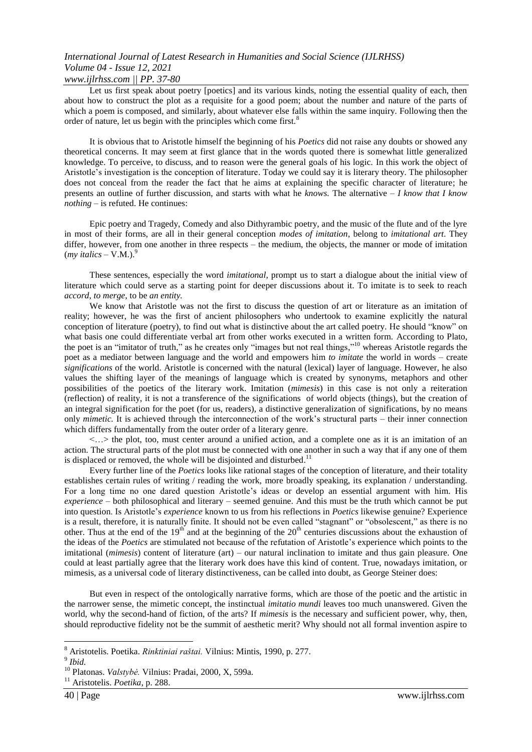Let us first speak about poetry [poetics] and its various kinds, noting the essential quality of each, then about how to construct the plot as a requisite for a good poem; about the number and nature of the parts of which a poem is composed, and similarly, about whatever else falls within the same inquiry. Following then the order of nature, let us begin with the principles which come first.[8]

It is obvious that to Aristotle himself the beginning of his *Poetics* did not raise any doubts or showed any theoretical concerns. It may seem at first glance that in the words quoted there is somewhat little generalized knowledge. To perceive, to discuss, and to reason were the general goals of his logic. In this work the object of Aristotle's investigation is the conception of literature. Today we could say it is literary theory. The philosopher does not conceal from the reader the fact that he aims at explaining the specific character of literature; he presents an outline of further discussion, and starts with what he *knows.* The alternative – *I know that I know nothing* – is refuted. He continues:

Epic poetry and Tragedy, Comedy and also Dithyrambic poetry, and the music of the flute and of the lyre in most of their forms, are all in their general conception *modes of imitation*, belong to *imitational art*. They differ, however, from one another in three respects – the medium, the objects, the manner or mode of imitation (*my italics* – V.M.).[9]

These sentences, especially the word *imitational*, prompt us to start a dialogue about the initial view of literature which could serve as a starting point for deeper discussions about it. To imitate is to seek to reach *accord*, *to merge*, to be *an entity.*

We know that Aristotle was not the first to discuss the question of art or literature as an imitation of reality; however, he was the first of ancient philosophers who undertook to examine explicitly the natural conception of literature (poetry), to find out what is distinctive about the art called poetry. He should "know" on what basis one could differentiate verbal art from other works executed in a written form. According to Plato, the poet is an "imitator of truth," as he creates only "images but not real things,"[10] whereas Aristotle regards the poet as a mediator between language and the world and empowers him *to imitate* the world in words – create *significations* of the world. Aristotle is concerned with the natural (lexical) layer of language. However, he also values the shifting layer of the meanings of language which is created by synonyms, metaphors and other possibilities of the poetics of the literary work. Imitation (*mimesis*) in this case is not only a reiteration (reflection) of reality, it is not a transference of the significations of world objects (things), but the creation of an integral signification for the poet (for us, readers), a distinctive generalization of significations, by no means only *mimetic.* It is achieved through the interconnection of the work's structural parts – their inner connection which differs fundamentally from the outer order of a literary genre.

<…> the plot, too, must center around a unified action, and a complete one as it is an imitation of an action. The structural parts of the plot must be connected with one another in such a way that if any one of them is displaced or removed, the whole will be disjointed and disturbed.[11]

Every further line of the *Poetics* looks like rational stages of the conception of literature, and their totality establishes certain rules of writing / reading the work, more broadly speaking, its explanation / understanding. For a long time no one dared question Aristotle's ideas or develop an essential argument with him. His *experience* – both philosophical and literary – seemed genuine. And this must be the truth which cannot be put into question. Is Aristotle's *experience* known to us from his reflections in *Poetics* likewise genuine? Experience is a result, therefore, it is naturally finite. It should not be even called "stagnant" or "obsolescent," as there is no other. Thus at the end of the 19th and at the beginning of the 20th centuries discussions about the exhaustion of the ideas of the *Poetics* are stimulated not because of the refutation of Aristotle's experience which points to the imitational (*mimesis*) content of literature (art) – our natural inclination to imitate and thus gain pleasure. One could at least partially agree that the literary work does have this kind of content. True, nowadays imitation, or mimesis, as a universal code of literary distinctiveness, can be called into doubt, as George Steiner does:

But even in respect of the ontologically narrative forms, which are those of the poetic and the artistic in the narrower sense, the mimetic concept, the instinctual *imitatio mundi* leaves too much unanswered. Given the world, why the second-hand of fiction, of the arts? If *mimesis* is the necessary and sufficient power, why, then, should reproductive fidelity not be the summit of aesthetic merit? Why should not all formal invention aspire to

---

[8] Aristotelis. Poetika. *Rinktiniai raštai.* Vilnius: Mintis, 1990, p. 277.

[9] *Ibid.*

[10] Platonas. *Valstybė.* Vilnius: Pradai, 2000, X, 599a.

[11] Aristotelis. *Poetika*, p. 288.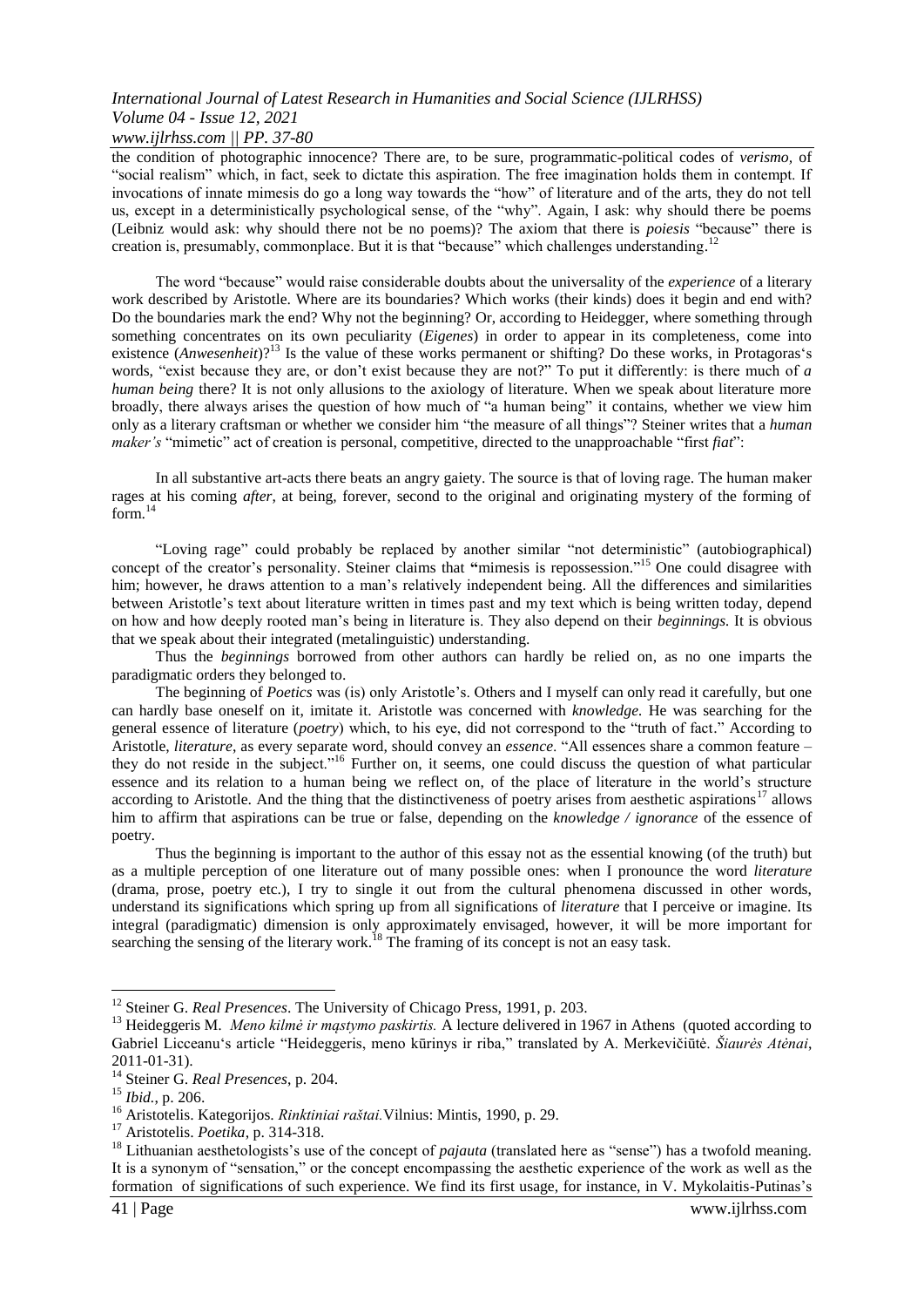the condition of photographic innocence? There are, to be sure, programmatic-political codes of *verismo*, of "social realism" which, in fact, seek to dictate this aspiration. The free imagination holds them in contempt. If invocations of innate mimesis do go a long way towards the "how" of literature and of the arts, they do not tell us, except in a deterministically psychological sense, of the "why". Again, I ask: why should there be poems (Leibniz would ask: why should there not be no poems)? The axiom that there is *poiesis* "because" there is creation is, presumably, commonplace. But it is that "because" which challenges understanding.[12]

The word "because" would raise considerable doubts about the universality of the *experience* of a literary work described by Aristotle. Where are its boundaries? Which works (their kinds) does it begin and end with? Do the boundaries mark the end? Why not the beginning? Or, according to Heidegger, where something through something concentrates on its own peculiarity (*Eigenes*) in order to appear in its completeness, come into existence (*Anwesenheit*)?[13] Is the value of these works permanent or shifting? Do these works, in Protagoras's words, "exist because they are, or don't exist because they are not?" To put it differently: is there much of *a human being* there? It is not only allusions to the axiology of literature. When we speak about literature more broadly, there always arises the question of how much of "a human being" it contains, whether we view him only as a literary craftsman or whether we consider him "the measure of all things"? Steiner writes that a *human maker's* "mimetic" act of creation is personal, competitive, directed to the unapproachable "first *fiat*":

In all substantive art-acts there beats an angry gaiety. The source is that of loving rage. The human maker rages at his coming *after*, at being, forever, second to the original and originating mystery of the forming of form.[14]

"Loving rage" could probably be replaced by another similar "not deterministic" (autobiographical) concept of the creator's personality. Steiner claims that "mimesis is repossession."[15] One could disagree with him; however, he draws attention to a man's relatively independent being. All the differences and similarities between Aristotle's text about literature written in times past and my text which is being written today, depend on how and how deeply rooted man's being in literature is. They also depend on their *beginnings*. It is obvious that we speak about their integrated (metalinguistic) understanding.

Thus the *beginnings* borrowed from other authors can hardly be relied on, as no one imparts the paradigmatic orders they belonged to.

The beginning of *Poetics* was (is) only Aristotle's. Others and I myself can only read it carefully, but one can hardly base oneself on it, imitate it. Aristotle was concerned with *knowledge*. He was searching for the general essence of literature (*poetry*) which, to his eye, did not correspond to the "truth of fact." According to Aristotle, *literature*, as every separate word, should convey an *essence*. "All essences share a common feature – they do not reside in the subject."[16] Further on, it seems, one could discuss the question of what particular essence and its relation to a human being we reflect on, of the place of literature in the world's structure according to Aristotle. And the thing that the distinctiveness of poetry arises from aesthetic aspirations[17] allows him to affirm that aspirations can be true or false, depending on the *knowledge / ignorance* of the essence of poetry.

Thus the beginning is important to the author of this essay not as the essential knowing (of the truth) but as a multiple perception of one literature out of many possible ones: when I pronounce the word *literature* (drama, prose, poetry etc.), I try to single it out from the cultural phenomena discussed in other words, understand its significations which spring up from all significations of *literature* that I perceive or imagine. Its integral (paradigmatic) dimension is only approximately envisaged, however, it will be more important for searching the sensing of the literary work.[18] The framing of its concept is not an easy task.

---

[12] Steiner G. *Real Presences*. The University of Chicago Press, 1991, p. 203.

[13] Heideggeris M. *Meno kilmė ir mąstymo paskirtis.* A lecture delivered in 1967 in Athens (quoted according to Gabriel Licceanu's article "Heideggeris, meno kūrinys ir riba," translated by A. Merkevičiūtė. *Šiaurės Atėnai*, 2011-01-31).

[14] Steiner G. *Real Presences*, p. 204.

[15] *Ibid.*, p. 206.

[16] Aristotelis. Kategorijos. *Rinktiniai raštai.* Vilnius: Mintis, 1990, p. 29.

[17] Aristotelis. *Poetika*, p. 314-318.

[18] Lithuanian aesthetologists's use of the concept of *pajauta* (translated here as "sense") has a twofold meaning. It is a synonym of "sensation," or the concept encompassing the aesthetic experience of the work as well as the formation of significations of such experience. We find its first usage, for instance, in V. Mykolaitis-Putinas's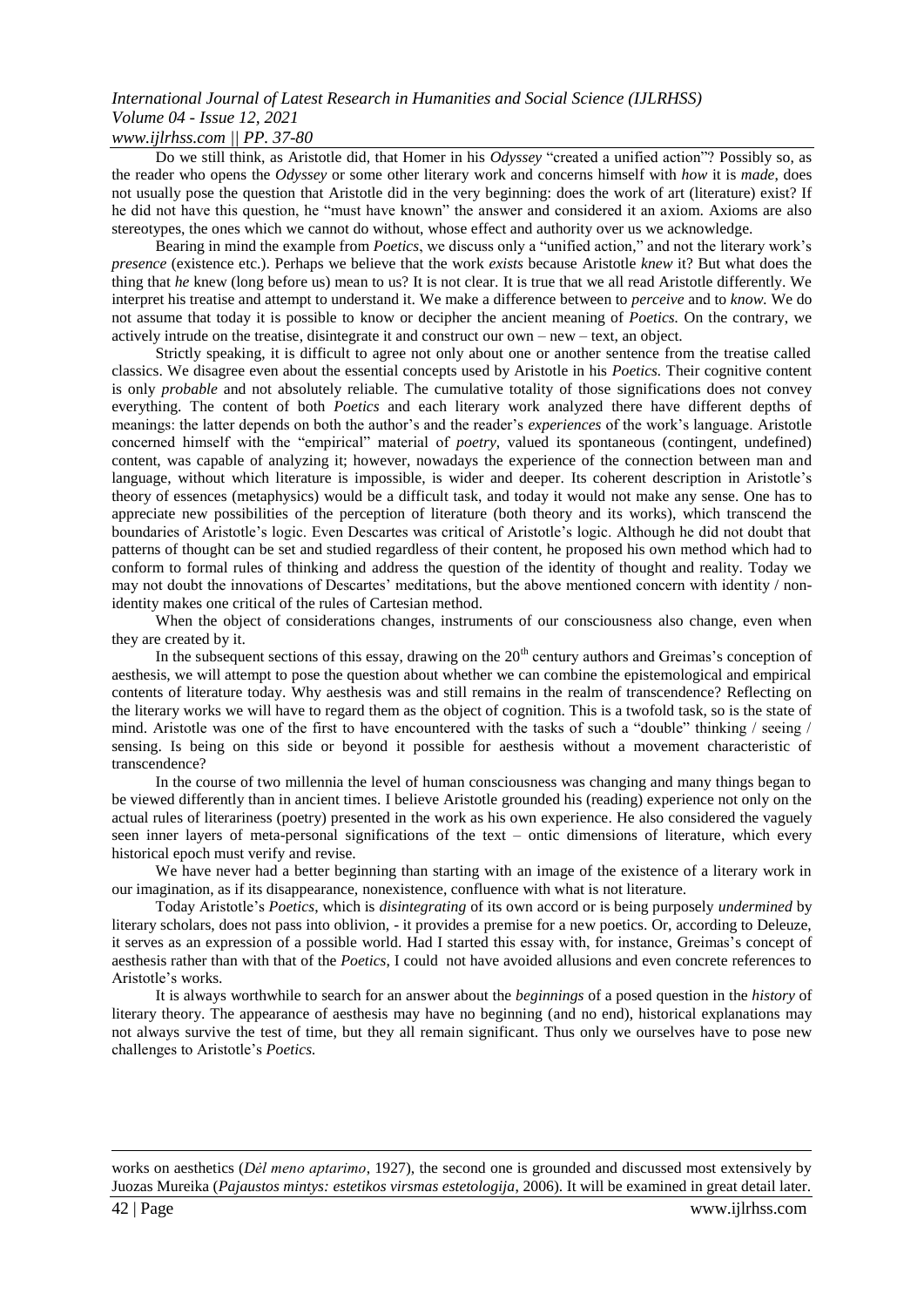Do we still think, as Aristotle did, that Homer in his *Odyssey* "created a unified action"? Possibly so, as the reader who opens the *Odyssey* or some other literary work and concerns himself with *how* it is *made*, does not usually pose the question that Aristotle did in the very beginning: does the work of art (literature) exist? If he did not have this question, he "must have known" the answer and considered it an axiom. Axioms are also stereotypes, the ones which we cannot do without, whose effect and authority over us we acknowledge.

Bearing in mind the example from *Poetics*, we discuss only a "unified action," and not the literary work's *presence* (existence etc.). Perhaps we believe that the work *exists* because Aristotle *knew* it? But what does the thing that *he* knew (long before us) mean to us? It is not clear. It is true that we all read Aristotle differently. We interpret his treatise and attempt to understand it. We make a difference between to *perceive* and to *know.* We do not assume that today it is possible to know or decipher the ancient meaning of *Poetics.* On the contrary, we actively intrude on the treatise, disintegrate it and construct our own – new – text, an object.

Strictly speaking, it is difficult to agree not only about one or another sentence from the treatise called classics. We disagree even about the essential concepts used by Aristotle in his *Poetics.* Their cognitive content is only *probable* and not absolutely reliable. The cumulative totality of those significations does not convey everything. The content of both *Poetics* and each literary work analyzed there have different depths of meanings: the latter depends on both the author's and the reader's *experiences* of the work's language. Aristotle concerned himself with the "empirical" material of *poetry*, valued its spontaneous (contingent, undefined) content, was capable of analyzing it; however, nowadays the experience of the connection between man and language, without which literature is impossible, is wider and deeper. Its coherent description in Aristotle's theory of essences (metaphysics) would be a difficult task, and today it would not make any sense. One has to appreciate new possibilities of the perception of literature (both theory and its works), which transcend the boundaries of Aristotle's logic. Even Descartes was critical of Aristotle's logic. Although he did not doubt that patterns of thought can be set and studied regardless of their content, he proposed his own method which had to conform to formal rules of thinking and address the question of the identity of thought and reality. Today we may not doubt the innovations of Descartes' meditations, but the above mentioned concern with identity / non-identity makes one critical of the rules of Cartesian method.

When the object of considerations changes, instruments of our consciousness also change, even when they are created by it.

In the subsequent sections of this essay, drawing on the 20th century authors and Greimas's conception of aesthesis, we will attempt to pose the question about whether we can combine the epistemological and empirical contents of literature today. Why aesthesis was and still remains in the realm of transcendence? Reflecting on the literary works we will have to regard them as the object of cognition. This is a twofold task, so is the state of mind. Aristotle was one of the first to have encountered with the tasks of such a "double" thinking / seeing / sensing. Is being on this side or beyond it possible for aesthesis without a movement characteristic of transcendence?

In the course of two millennia the level of human consciousness was changing and many things began to be viewed differently than in ancient times. I believe Aristotle grounded his (reading) experience not only on the actual rules of literariness (poetry) presented in the work as his own experience. He also considered the vaguely seen inner layers of meta-personal significations of the text – ontic dimensions of literature, which every historical epoch must verify and revise.

We have never had a better beginning than starting with an image of the existence of a literary work in our imagination, as if its disappearance, nonexistence, confluence with what is not literature.

Today Aristotle's *Poetics*, which is *disintegrating* of its own accord or is being purposely *undermined* by literary scholars, does not pass into oblivion, - it provides a premise for a new poetics. Or, according to Deleuze, it serves as an expression of a possible world. Had I started this essay with, for instance, Greimas's concept of aesthesis rather than with that of the *Poetics*, I could not have avoided allusions and even concrete references to Aristotle's works.

It is always worthwhile to search for an answer about the *beginnings* of a posed question in the *history* of literary theory. The appearance of aesthesis may have no beginning (and no end), historical explanations may not always survive the test of time, but they all remain significant. Thus only we ourselves have to pose new challenges to Aristotle's *Poetics.*

---

works on aesthetics (*Dėl meno aptarimo*, 1927), the second one is grounded and discussed most extensively by Juozas Mureika (*Pajaustos mintys: estetikos virsmas estetologija*, 2006). It will be examined in great detail later.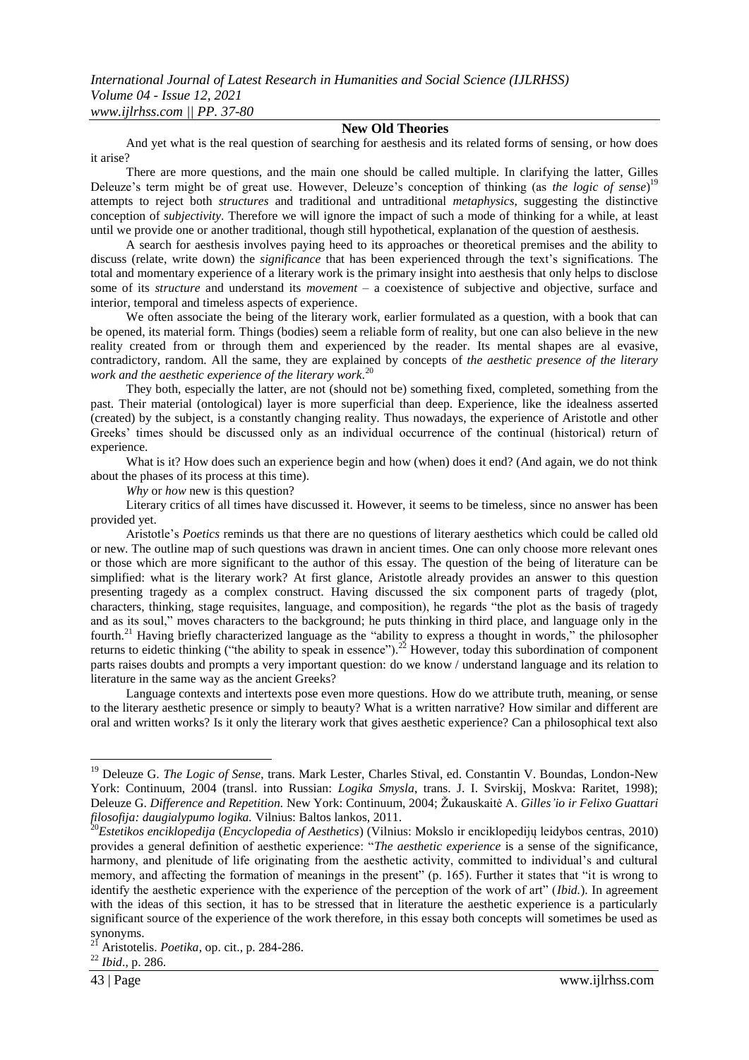## New Old Theories

And yet what is the real question of searching for aesthesis and its related forms of sensing, or how does it arise?

There are more questions, and the main one should be called multiple. In clarifying the latter, Gilles Deleuze's term might be of great use. However, Deleuze's conception of thinking (as *the logic of sense*)[19] attempts to reject both *structures* and traditional and untraditional *metaphysics*, suggesting the distinctive conception of *subjectivity*. Therefore we will ignore the impact of such a mode of thinking for a while, at least until we provide one or another traditional, though still hypothetical, explanation of the question of aesthesis.

A search for aesthesis involves paying heed to its approaches or theoretical premises and the ability to discuss (relate, write down) the *significance* that has been experienced through the text's significations. The total and momentary experience of a literary work is the primary insight into aesthesis that only helps to disclose some of its *structure* and understand its *movement* – a coexistence of subjective and objective, surface and interior, temporal and timeless aspects of experience.

We often associate the being of the literary work, earlier formulated as a question, with a book that can be opened, its material form. Things (bodies) seem a reliable form of reality, but one can also believe in the new reality created from or through them and experienced by the reader. Its mental shapes are al evasive, contradictory, random. All the same, they are explained by concepts of *the aesthetic presence of the literary work and the aesthetic experience of the literary work*.[20]

They both, especially the latter, are not (should not be) something fixed, completed, something from the past. Their material (ontological) layer is more superficial than deep. Experience, like the idealness asserted (created) by the subject, is a constantly changing reality. Thus nowadays, the experience of Aristotle and other Greeks' times should be discussed only as an individual occurrence of the continual (historical) return of experience.

What is it? How does such an experience begin and how (when) does it end? (And again, we do not think about the phases of its process at this time).

*Why* or *how* new is this question?

Literary critics of all times have discussed it. However, it seems to be timeless, since no answer has been provided yet.

Aristotle's *Poetics* reminds us that there are no questions of literary aesthetics which could be called old or new. The outline map of such questions was drawn in ancient times. One can only choose more relevant ones or those which are more significant to the author of this essay. The question of the being of literature can be simplified: what is the literary work? At first glance, Aristotle already provides an answer to this question presenting tragedy as a complex construct. Having discussed the six component parts of tragedy (plot, characters, thinking, stage requisites, language, and composition), he regards "the plot as the basis of tragedy and as its soul," moves characters to the background; he puts thinking in third place, and language only in the fourth.[21] Having briefly characterized language as the "ability to express a thought in words," the philosopher returns to eidetic thinking ("the ability to speak in essence").[22] However, today this subordination of component parts raises doubts and prompts a very important question: do we know / understand language and its relation to literature in the same way as the ancient Greeks?

Language contexts and intertexts pose even more questions. How do we attribute truth, meaning, or sense to the literary aesthetic presence or simply to beauty? What is a written narrative? How similar and different are oral and written works? Is it only the literary work that gives aesthetic experience? Can a philosophical text also

---

[19] Deleuze G. *The Logic of Sense*, trans. Mark Lester, Charles Stival, ed. Constantin V. Boundas, London-New York: Continuum, 2004 (transl. into Russian: *Logika Smysla*, trans. J. I. Svirskij, Moskva: Raritet, 1998); Deleuze G. *Difference and Repetition.* New York: Continuum, 2004; Žukauskaitė A. *Gilles'io ir Felixo Guattari filosofija: daugialypumo logika.* Vilnius: Baltos lankos, 2011.

[20] *Estetikos enciklopedija* (*Encyclopedia of Aesthetics*) (Vilnius: Mokslo ir enciklopedijų leidybos centras, 2010) provides a general definition of aesthetic experience: "*The aesthetic experience* is a sense of the significance, harmony, and plenitude of life originating from the aesthetic activity, committed to individual's and cultural memory, and affecting the formation of meanings in the present" (p. 165). Further it states that "it is wrong to identify the aesthetic experience with the experience of the perception of the work of art" (*Ibid.*). In agreement with the ideas of this section, it has to be stressed that in literature the aesthetic experience is a particularly significant source of the experience of the work therefore, in this essay both concepts will sometimes be used as synonyms.

[21] Aristotelis. *Poetika*, op. cit., p. 284-286.

[22] *Ibid*., p. 286.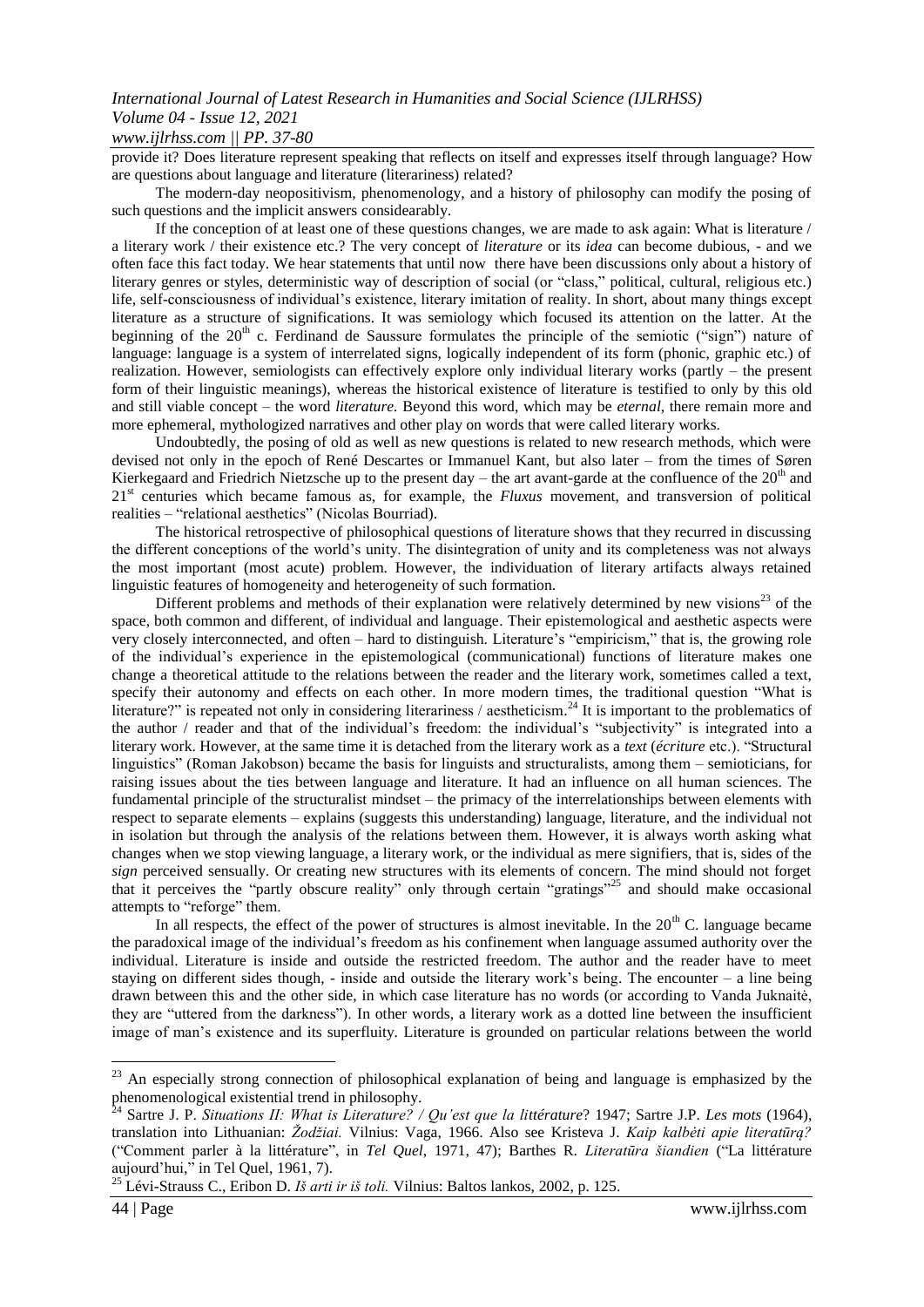provide it? Does literature represent speaking that reflects on itself and expresses itself through language? How are questions about language and literature (literariness) related?

The modern-day neopositivism, phenomenology, and a history of philosophy can modify the posing of such questions and the implicit answers considearably.

If the conception of at least one of these questions changes, we are made to ask again: What is literature / a literary work / their existence etc.? The very concept of *literature* or its *idea* can become dubious, - and we often face this fact today. We hear statements that until now there have been discussions only about a history of literary genres or styles, deterministic way of description of social (or "class," political, cultural, religious etc.) life, self-consciousness of individual's existence, literary imitation of reality. In short, about many things except literature as a structure of significations. It was semiology which focused its attention on the latter. At the beginning of the 20th c. Ferdinand de Saussure formulates the principle of the semiotic ("sign") nature of language: language is a system of interrelated signs, logically independent of its form (phonic, graphic etc.) of realization. However, semiologists can effectively explore only individual literary works (partly – the present form of their linguistic meanings), whereas the historical existence of literature is testified to only by this old and still viable concept – the word *literature.* Beyond this word, which may be *eternal*, there remain more and more ephemeral, mythologized narratives and other play on words that were called literary works.

Undoubtedly, the posing of old as well as new questions is related to new research methods, which were devised not only in the epoch of René Descartes or Immanuel Kant, but also later – from the times of Søren Kierkegaard and Friedrich Nietzsche up to the present day – the art avant-garde at the confluence of the 20th and 21st centuries which became famous as, for example, the *Fluxus* movement, and transversion of political realities – "relational aesthetics" (Nicolas Bourriad).

The historical retrospective of philosophical questions of literature shows that they recurred in discussing the different conceptions of the world's unity. The disintegration of unity and its completeness was not always the most important (most acute) problem. However, the individuation of literary artifacts always retained linguistic features of homogeneity and heterogeneity of such formation.

Different problems and methods of their explanation were relatively determined by new visions[23] of the space, both common and different, of individual and language. Their epistemological and aesthetic aspects were very closely interconnected, and often – hard to distinguish. Literature's "empiricism," that is, the growing role of the individual's experience in the epistemological (communicational) functions of literature makes one change a theoretical attitude to the relations between the reader and the literary work, sometimes called a text, specify their autonomy and effects on each other. In more modern times, the traditional question "What is literature?" is repeated not only in considering literariness / aestheticism.[24] It is important to the problematics of the author / reader and that of the individual's freedom: the individual's "subjectivity" is integrated into a literary work. However, at the same time it is detached from the literary work as a *text* (*écriture* etc.). "Structural linguistics" (Roman Jakobson) became the basis for linguists and structuralists, among them – semioticians, for raising issues about the ties between language and literature. It had an influence on all human sciences. The fundamental principle of the structuralist mindset – the primacy of the interrelationships between elements with respect to separate elements – explains (suggests this understanding) language, literature, and the individual not in isolation but through the analysis of the relations between them. However, it is always worth asking what changes when we stop viewing language, a literary work, or the individual as mere signifiers, that is, sides of the *sign* perceived sensually. Or creating new structures with its elements of concern. The mind should not forget that it perceives the "partly obscure reality" only through certain "gratings"[25] and should make occasional attempts to "reforge" them.

In all respects, the effect of the power of structures is almost inevitable. In the 20th C. language became the paradoxical image of the individual's freedom as his confinement when language assumed authority over the individual. Literature is inside and outside the restricted freedom. The author and the reader have to meet staying on different sides though, - inside and outside the literary work's being. The encounter – a line being drawn between this and the other side, in which case literature has no words (or according to Vanda Juknaitė, they are "uttered from the darkness"). In other words, a literary work as a dotted line between the insufficient image of man's existence and its superfluity. Literature is grounded on particular relations between the world

---

[23] An especially strong connection of philosophical explanation of being and language is emphasized by the phenomenological existential trend in philosophy.

[24] Sartre J. P. *Situations II: What is Literature? / Qu'est que la littérature*? 1947; Sartre J.P. *Les mots* (1964), translation into Lithuanian: *Žodžiai.* Vilnius: Vaga, 1966. Also see Kristeva J. *Kaip kalbėti apie literatūrą?* ("Comment parler à la littérature", in *Tel Quel*, 1971, 47); Barthes R. *Literatūra šiandien* ("La littérature aujourd'hui," in Tel Quel, 1961, 7).

[25] Lévi-Strauss C., Eribon D. *Iš arti ir iš toli.* Vilnius: Baltos lankos, 2002, p. 125.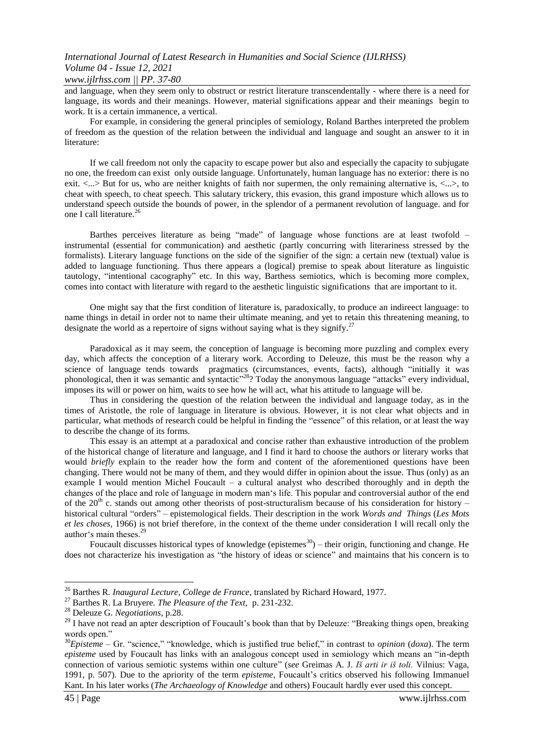and language, when they seem only to obstruct or restrict literature transcendentally - where there is a need for language, its words and their meanings. However, material significations appear and their meanings begin to work. It is a certain immanence, a vertical.

For example, in considering the general principles of semiology, Roland Barthes interpreted the problem of freedom as the question of the relation between the individual and language and sought an answer to it in literature:

> If we call freedom not only the capacity to escape power but also and especially the capacity to subjugate no one, the freedom can exist only outside language. Unfortunately, human language has no exterior: there is no exit. <...> But for us, who are neither knights of faith nor supermen, the only remaining alternative is, <...>, to cheat with speech, to cheat speech. This salutary trickery, this evasion, this grand imposture which allows us to understand speech outside the bounds of power, in the splendor of a permanent revolution of language. and for one I call literature.[26]

Barthes perceives literature as being "made" of language whose functions are at least twofold – instrumental (essential for communication) and aesthetic (partly concurring with literariness stressed by the formalists). Literary language functions on the side of the signifier of the sign: a certain new (textual) value is added to language functioning. Thus there appears a (logical) premise to speak about literature as linguistic tautology, "intentional cacography" etc. In this way, Barthess semiotics, which is becoming more complex, comes into contact with literature with regard to the aesthetic linguistic significations that are important to it.

> One might say that the first condition of literature is, paradoxically, to produce an indireect language: to name things in detail in order not to name their ultimate meaning, and yet to retain this threatening meaning, to designate the world as a repertoire of signs without saying what is they signify.[27]

Paradoxical as it may seem, the conception of language is becoming more puzzling and complex every day, which affects the conception of a literary work. According to Deleuze, this must be the reason why a science of language tends towards pragmatics (circumstances, events, facts), although "initially it was phonological, then it was semantic and syntactic"[28]? Today the anonymous language "attacks" every individual, imposes its will or power on him, waits to see how he will act, what his attitude to language will be.

Thus in considering the question of the relation between the individual and language today, as in the times of Aristotle, the role of language in literature is obvious. However, it is not clear what objects and in particular, what methods of research could be helpful in finding the "essence" of this relation, or at least the way to describe the change of its forms.

This essay is an attempt at a paradoxical and concise rather than exhaustive introduction of the problem of the historical change of literature and language, and I find it hard to choose the authors or literary works that would *briefly* explain to the reader how the form and content of the aforementioned questions have been changing. There would not be many of them, and they would differ in opinion about the issue. Thus (only) as an example I would mention Michel Foucault – a cultural analyst who described thoroughly and in depth the changes of the place and role of language in modern man's life. This popular and controversial author of the end of the 20th c. stands out among other theorists of post-structuralism because of his consideration for history – historical cultural "orders" – epistemological fields. Their description in the work *Words and Things* (*Les Mots et les choses*, 1966) is not brief therefore, in the context of the theme under consideration I will recall only the author's main theses.[29]

Foucault discusses historical types of knowledge (epistemes[30]) – their origin, functioning and change. He does not characterize his investigation as "the history of ideas or science" and maintains that his concern is to

---

[26] Barthes R. *Inaugural Lecture, College de France*, translated by Richard Howard, 1977.

[27] Barthes R. La Bruyere. *The Pleasure of the Text*, p. 231-232.

[28] Deleuze G. *Negotiations*, p.28.

[29] I have not read an apter description of Foucault's book than that by Deleuze: "Breaking things open, breaking words open."

[30] *Episteme* – Gr. "science," "knowledge, which is justified true belief," in contrast to *opinion* (*doxa*). The term *episteme* used by Foucault has links with an analogous concept used in semiology which means an "in-depth connection of various semiotic systems within one culture" (*see* Greimas A. J. *Iš arti ir iš toli.* Vilnius: Vaga, 1991, p. 507). Due to the apriority of the term *episteme*, Foucault's critics observed his following Immanuel Kant. In his later works (*The Archaeology of Knowledge* and others) Foucault hardly ever used this concept.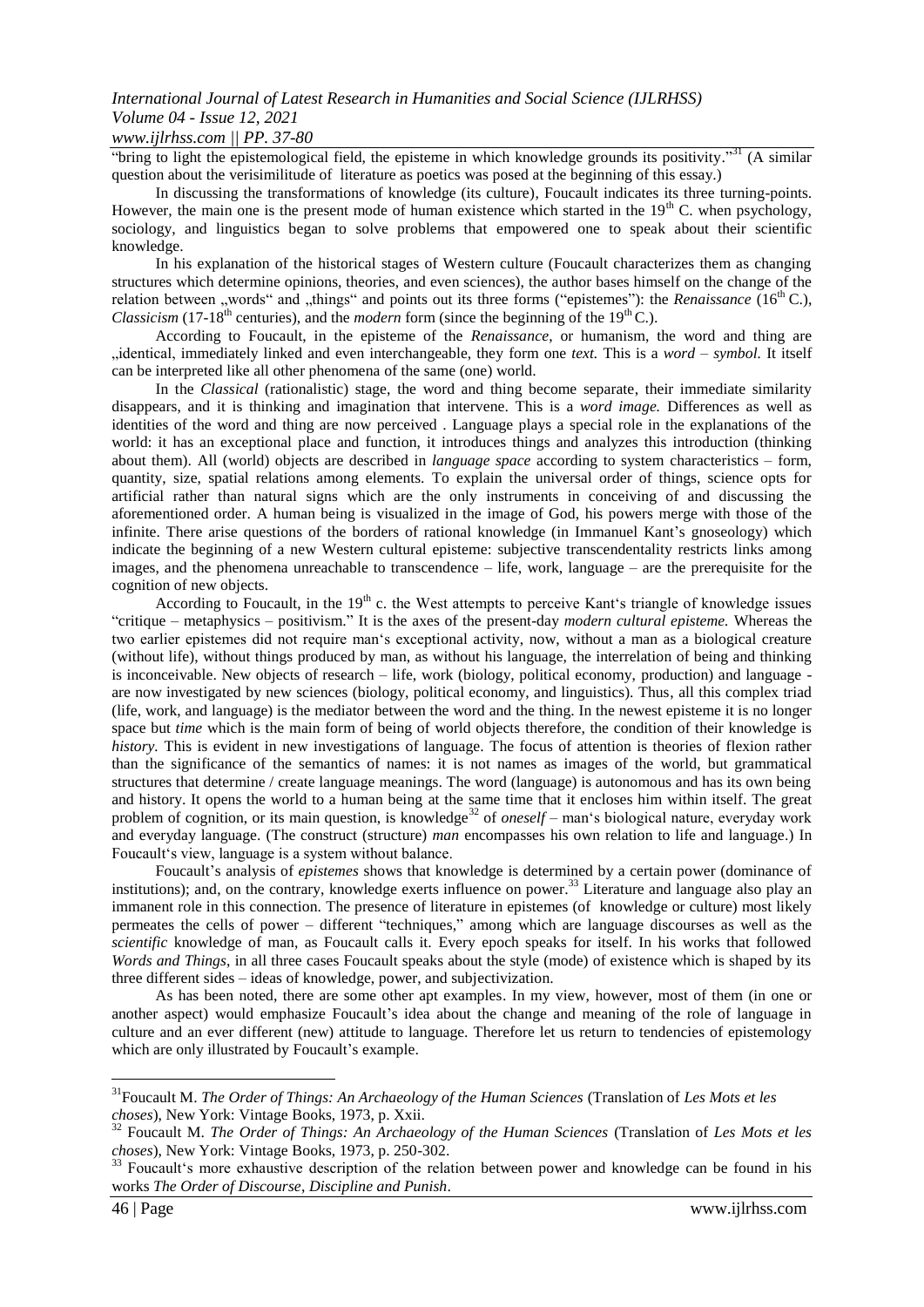"bring to light the epistemological field, the episteme in which knowledge grounds its positivity."[31] (A similar question about the verisimilitude of literature as poetics was posed at the beginning of this essay.)

In discussing the transformations of knowledge (its culture), Foucault indicates its three turning-points. However, the main one is the present mode of human existence which started in the 19th C. when psychology, sociology, and linguistics began to solve problems that empowered one to speak about their scientific knowledge.

In his explanation of the historical stages of Western culture (Foucault characterizes them as changing structures which determine opinions, theories, and even sciences), the author bases himself on the change of the relation between „words" and „things" and points out its three forms ("epistemes"): the *Renaissance* (16th C.), *Classicism* (17-18th centuries), and the *modern* form (since the beginning of the 19th C.).

According to Foucault, in the episteme of the *Renaissance*, or humanism, the word and thing are „identical, immediately linked and even interchangeable, they form one *text.* This is a *word – symbol.* It itself can be interpreted like all other phenomena of the same (one) world.

In the *Classical* (rationalistic) stage, the word and thing become separate, their immediate similarity disappears, and it is thinking and imagination that intervene. This is a *word image.* Differences as well as identities of the word and thing are now perceived . Language plays a special role in the explanations of the world: it has an exceptional place and function, it introduces things and analyzes this introduction (thinking about them). All (world) objects are described in *language space* according to system characteristics – form, quantity, size, spatial relations among elements. To explain the universal order of things, science opts for artificial rather than natural signs which are the only instruments in conceiving of and discussing the aforementioned order. A human being is visualized in the image of God, his powers merge with those of the infinite. There arise questions of the borders of rational knowledge (in Immanuel Kant's gnoseology) which indicate the beginning of a new Western cultural episteme: subjective transcendentality restricts links among images, and the phenomena unreachable to transcendence – life, work, language – are the prerequisite for the cognition of new objects.

According to Foucault, in the 19th c. the West attempts to perceive Kant's triangle of knowledge issues "critique – metaphysics – positivism." It is the axes of the present-day *modern cultural episteme.* Whereas the two earlier epistemes did not require man's exceptional activity, now, without a man as a biological creature (without life), without things produced by man, as without his language, the interrelation of being and thinking is inconceivable. New objects of research – life, work (biology, political economy, production) and language - are now investigated by new sciences (biology, political economy, and linguistics). Thus, all this complex triad (life, work, and language) is the mediator between the word and the thing. In the newest episteme it is no longer space but *time* which is the main form of being of world objects therefore, the condition of their knowledge is *history.* This is evident in new investigations of language. The focus of attention is theories of flexion rather than the significance of the semantics of names: it is not names as images of the world, but grammatical structures that determine / create language meanings. The word (language) is autonomous and has its own being and history. It opens the world to a human being at the same time that it encloses him within itself. The great problem of cognition, or its main question, is knowledge[32] of *oneself* – man's biological nature, everyday work and everyday language. (The construct (structure) *man* encompasses his own relation to life and language.) In Foucault's view, language is a system without balance.

Foucault's analysis of *epistemes* shows that knowledge is determined by a certain power (dominance of institutions); and, on the contrary, knowledge exerts influence on power.[33] Literature and language also play an immanent role in this connection. The presence of literature in epistemes (of knowledge or culture) most likely permeates the cells of power – different "techniques," among which are language discourses as well as the *scientific* knowledge of man, as Foucault calls it. Every epoch speaks for itself. In his works that followed *Words and Things*, in all three cases Foucault speaks about the style (mode) of existence which is shaped by its three different sides – ideas of knowledge, power, and subjectivization.

As has been noted, there are some other apt examples. In my view, however, most of them (in one or another aspect) would emphasize Foucault's idea about the change and meaning of the role of language in culture and an ever different (new) attitude to language. Therefore let us return to tendencies of epistemology which are only illustrated by Foucault's example.

---

[31] Foucault M. *The Order of Things: An Archaeology of the Human Sciences* (Translation of *Les Mots et les choses*), New York: Vintage Books, 1973, p. Xxii.

[32] Foucault M. *The Order of Things: An Archaeology of the Human Sciences* (Translation of *Les Mots et les choses*), New York: Vintage Books, 1973, p. 250-302.

[33] Foucault's more exhaustive description of the relation between power and knowledge can be found in his works *The Order of Discourse*, *Discipline and Punish*.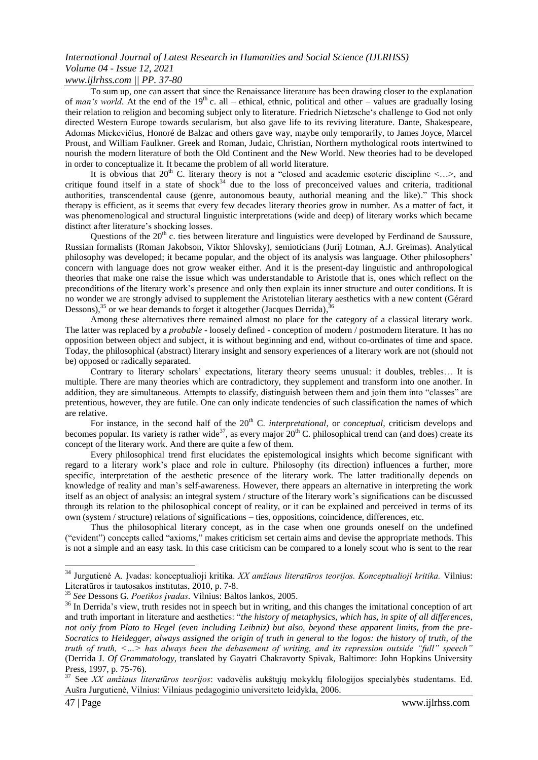To sum up, one can assert that since the Renaissance literature has been drawing closer to the explanation of *man's world.* At the end of the 19th c. all – ethical, ethnic, political and other – values are gradually losing their relation to religion and becoming subject only to literature. Friedrich Nietzsche's challenge to God not only directed Western Europe towards secularism, but also gave life to its reviving literature. Dante, Shakespeare, Adomas Mickevičius, Honoré de Balzac and others gave way, maybe only temporarily, to James Joyce, Marcel Proust, and William Faulkner. Greek and Roman, Judaic, Christian, Northern mythological roots intertwined to nourish the modern literature of both the Old Continent and the New World. New theories had to be developed in order to conceptualize it. It became the problem of all world literature.

It is obvious that 20th C. literary theory is not a "closed and academic esoteric discipline <…>, and critique found itself in a state of shock[34] due to the loss of preconceived values and criteria, traditional authorities, transcendental cause (genre, autonomous beauty, authorial meaning and the like)." This shock therapy is efficient, as it seems that every few decades literary theories grow in number. As a matter of fact, it was phenomenological and structural linguistic interpretations (wide and deep) of literary works which became distinct after literature's shocking losses.

Questions of the 20th c. ties between literature and linguistics were developed by Ferdinand de Saussure, Russian formalists (Roman Jakobson, Viktor Shlovsky), semioticians (Jurij Lotman, A.J. Greimas). Analytical philosophy was developed; it became popular, and the object of its analysis was language. Other philosophers' concern with language does not grow weaker either. And it is the present-day linguistic and anthropological theories that make one raise the issue which was understandable to Aristotle that is, ones which reflect on the preconditions of the literary work's presence and only then explain its inner structure and outer conditions. It is no wonder we are strongly advised to supplement the Aristotelian literary aesthetics with a new content (Gérard Dessons),[35] or we hear demands to forget it altogether (Jacques Derrida),[36]

Among these alternatives there remained almost no place for the category of a classical literary work. The latter was replaced by a *probable* - loosely defined - conception of modern / postmodern literature. It has no opposition between object and subject, it is without beginning and end, without co-ordinates of time and space. Today, the philosophical (abstract) literary insight and sensory experiences of a literary work are not (should not be) opposed or radically separated.

Contrary to literary scholars' expectations, literary theory seems unusual: it doubles, trebles… It is multiple. There are many theories which are contradictory, they supplement and transform into one another. In addition, they are simultaneous. Attempts to classify, distinguish between them and join them into "classes" are pretentious, however, they are futile. One can only indicate tendencies of such classification the names of which are relative.

For instance, in the second half of the 20th C. *interpretational*, or *conceptual*, criticism develops and becomes popular. Its variety is rather wide[37], as every major 20th C. philosophical trend can (and does) create its concept of the literary work. And there are quite a few of them.

Every philosophical trend first elucidates the epistemological insights which become significant with regard to a literary work's place and role in culture. Philosophy (its direction) influences a further, more specific, interpretation of the aesthetic presence of the literary work. The latter traditionally depends on knowledge of reality and man's self-awareness. However, there appears an alternative in interpreting the work itself as an object of analysis: an integral system / structure of the literary work's significations can be discussed through its relation to the philosophical concept of reality, or it can be explained and perceived in terms of its own (system / structure) relations of significations – ties, oppositions, coincidence, differences, etc.

Thus the philosophical literary concept, as in the case when one grounds oneself on the undefined ("evident") concepts called "axioms," makes criticism set certain aims and devise the appropriate methods. This is not a simple and an easy task. In this case criticism can be compared to a lonely scout who is sent to the rear

---

[34] Jurgutienė A. Įvadas: konceptualioji kritika. *XX amžiaus literatūros teorijos. Konceptualioji kritika.* Vilnius: Literatūros ir tautosakos institutas, 2010, p. 7-8.

[35] *See* Dessons G. *Poetikos įvadas*. Vilnius: Baltos lankos, 2005.

[36] In Derrida's view, truth resides not in speech but in writing, and this changes the imitational conception of art and truth important in literature and aesthetics: "*the history of metaphysics, which has, in spite of all differences, not only from Plato to Hegel (even including Leibniz) but also, beyond these apparent limits, from the pre-Socratics to Heidegger, always assigned the origin of truth in general to the logos: the history of truth, of the truth of truth, <…> has always been the debasement of writing, and its repression outside "full" speech"* (Derrida J. *Of Grammatology*, translated by Gayatri Chakravorty Spivak, Baltimore: John Hopkins University Press, 1997, p. 75-76).

[37] See *XX amžiaus literatūros teorijos*: vadovėlis aukštųjų mokyklų filologijos specialybės studentams. Ed. Aušra Jurgutienė, Vilnius: Vilniaus pedagoginio universiteto leidykla, 2006.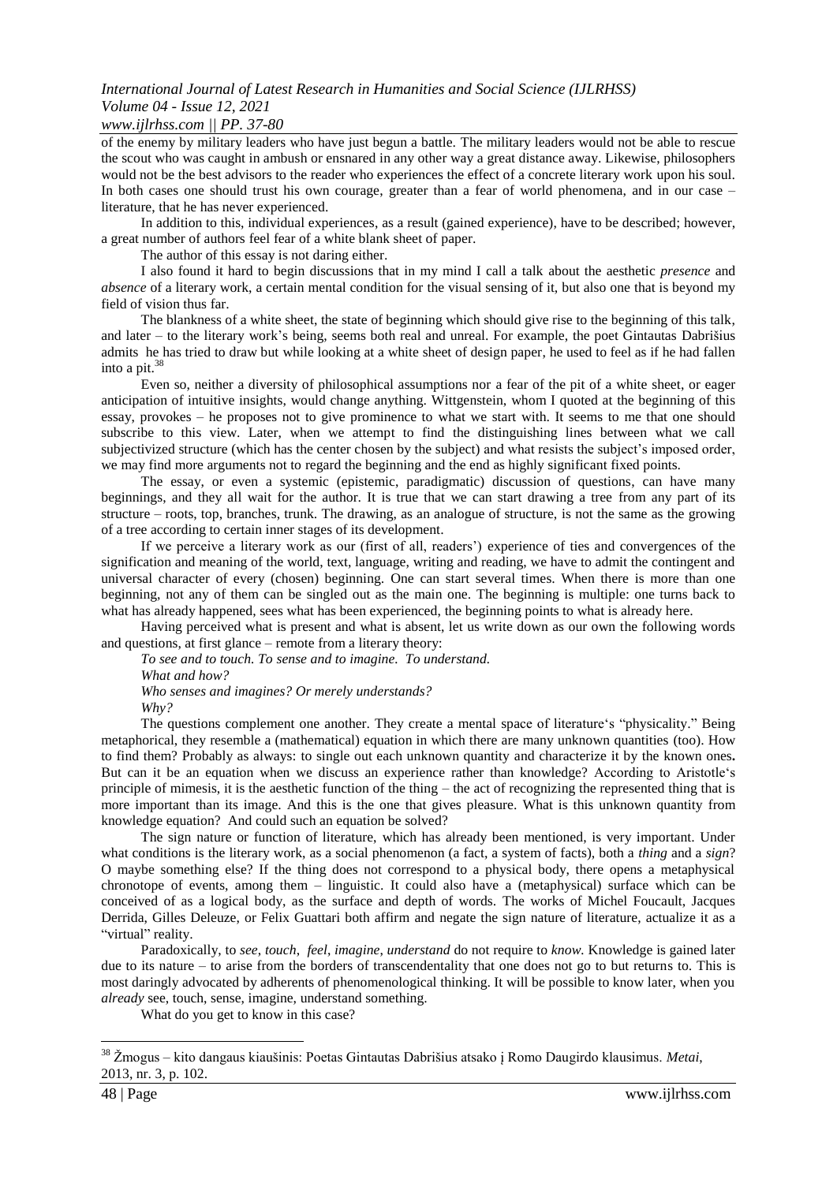of the enemy by military leaders who have just begun a battle. The military leaders would not be able to rescue the scout who was caught in ambush or ensnared in any other way a great distance away. Likewise, philosophers would not be the best advisors to the reader who experiences the effect of a concrete literary work upon his soul. In both cases one should trust his own courage, greater than a fear of world phenomena, and in our case – literature, that he has never experienced.

In addition to this, individual experiences, as a result (gained experience), have to be described; however, a great number of authors feel fear of a white blank sheet of paper.

The author of this essay is not daring either.

I also found it hard to begin discussions that in my mind I call a talk about the aesthetic *presence* and *absence* of a literary work, a certain mental condition for the visual sensing of it, but also one that is beyond my field of vision thus far.

The blankness of a white sheet, the state of beginning which should give rise to the beginning of this talk, and later – to the literary work's being, seems both real and unreal. For example, the poet Gintautas Dabrišius admits he has tried to draw but while looking at a white sheet of design paper, he used to feel as if he had fallen into a pit.[38]

Even so, neither a diversity of philosophical assumptions nor a fear of the pit of a white sheet, or eager anticipation of intuitive insights, would change anything. Wittgenstein, whom I quoted at the beginning of this essay, provokes – he proposes not to give prominence to what we start with. It seems to me that one should subscribe to this view. Later, when we attempt to find the distinguishing lines between what we call subjectivized structure (which has the center chosen by the subject) and what resists the subject's imposed order, we may find more arguments not to regard the beginning and the end as highly significant fixed points.

The essay, or even a systemic (epistemic, paradigmatic) discussion of questions, can have many beginnings, and they all wait for the author. It is true that we can start drawing a tree from any part of its structure – roots, top, branches, trunk. The drawing, as an analogue of structure, is not the same as the growing of a tree according to certain inner stages of its development.

If we perceive a literary work as our (first of all, readers') experience of ties and convergences of the signification and meaning of the world, text, language, writing and reading, we have to admit the contingent and universal character of every (chosen) beginning. One can start several times. When there is more than one beginning, not any of them can be singled out as the main one. The beginning is multiple: one turns back to what has already happened, sees what has been experienced, the beginning points to what is already here.

Having perceived what is present and what is absent, let us write down as our own the following words and questions, at first glance – remote from a literary theory:

*To see and to touch. To sense and to imagine. To understand.*
*What and how?*
*Who senses and imagines? Or merely understands?*
*Why?*

The questions complement one another. They create a mental space of literature's "physicality." Being metaphorical, they resemble a (mathematical) equation in which there are many unknown quantities (too). How to find them? Probably as always: to single out each unknown quantity and characterize it by the known ones**.** But can it be an equation when we discuss an experience rather than knowledge? According to Aristotle's principle of mimesis, it is the aesthetic function of the thing – the act of recognizing the represented thing that is more important than its image. And this is the one that gives pleasure. What is this unknown quantity from knowledge equation? And could such an equation be solved?

The sign nature or function of literature, which has already been mentioned, is very important. Under what conditions is the literary work, as a social phenomenon (a fact, a system of facts), both a *thing* and a *sign*? O maybe something else? If the thing does not correspond to a physical body, there opens a metaphysical chronotope of events, among them – linguistic. It could also have a (metaphysical) surface which can be conceived of as a logical body, as the surface and depth of words. The works of Michel Foucault, Jacques Derrida, Gilles Deleuze, or Felix Guattari both affirm and negate the sign nature of literature, actualize it as a "virtual" reality.

Paradoxically, to *see*, *touch*, *feel*, *imagine*, *understand* do not require to *know*. Knowledge is gained later due to its nature – to arise from the borders of transcendentality that one does not go to but returns to. This is most daringly advocated by adherents of phenomenological thinking. It will be possible to know later, when you *already* see, touch, sense, imagine, understand something.

What do you get to know in this case?

---

[38] Žmogus – kito dangaus kiaušinis: Poetas Gintautas Dabrišius atsako į Romo Daugirdo klausimus. *Metai*, 2013, nr. 3, p. 102.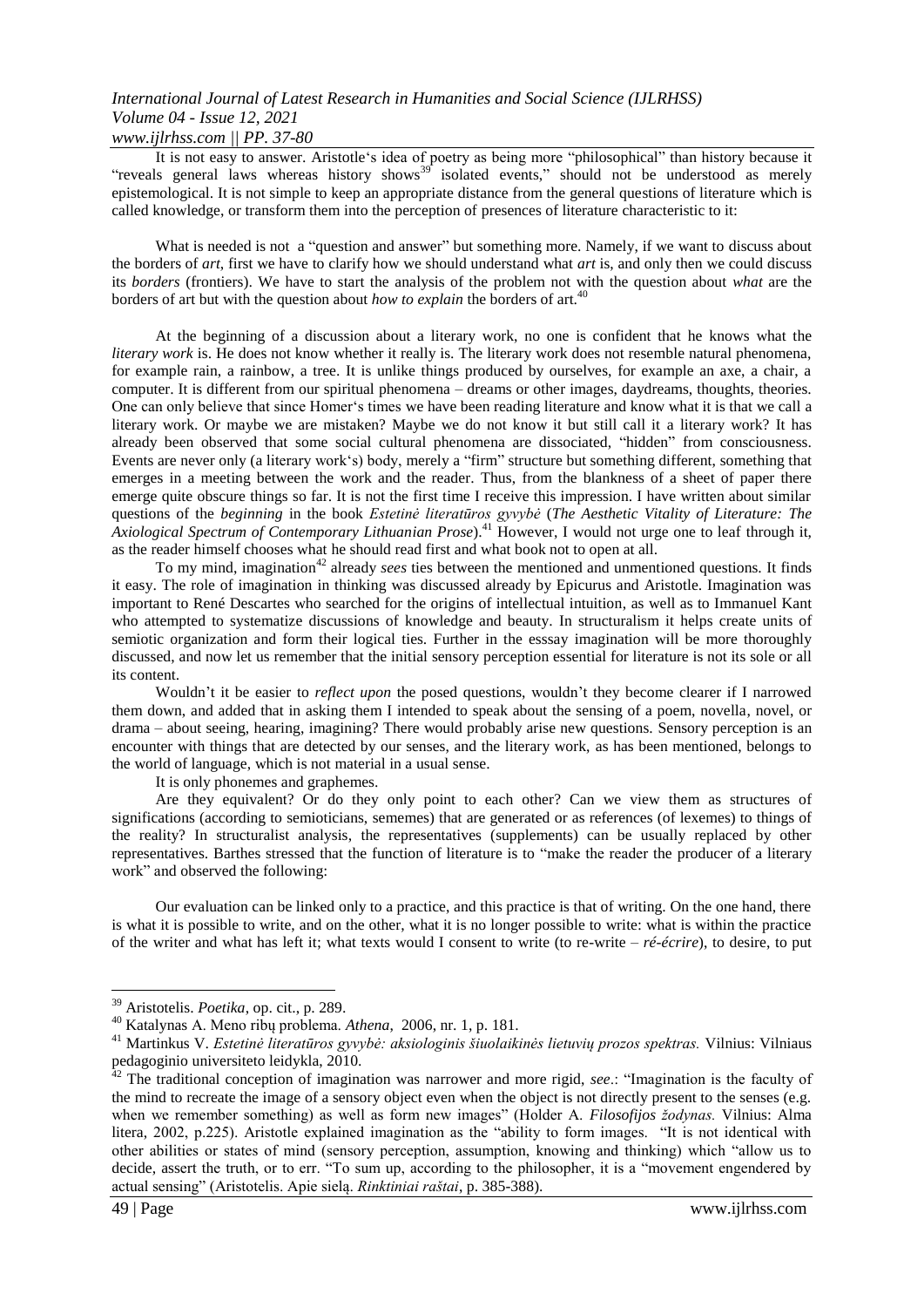It is not easy to answer. Aristotle's idea of poetry as being more "philosophical" than history because it "reveals general laws whereas history shows[39] isolated events," should not be understood as merely epistemological. It is not simple to keep an appropriate distance from the general questions of literature which is called knowledge, or transform them into the perception of presences of literature characteristic to it:

> What is needed is not a "question and answer" but something more. Namely, if we want to discuss about the borders of *art*, first we have to clarify how we should understand what *art* is, and only then we could discuss its *borders* (frontiers). We have to start the analysis of the problem not with the question about *what* are the borders of art but with the question about *how to explain* the borders of art.[40]

At the beginning of a discussion about a literary work, no one is confident that he knows what the *literary work* is. He does not know whether it really is. The literary work does not resemble natural phenomena, for example rain, a rainbow, a tree. It is unlike things produced by ourselves, for example an axe, a chair, a computer. It is different from our spiritual phenomena – dreams or other images, daydreams, thoughts, theories. One can only believe that since Homer's times we have been reading literature and know what it is that we call a literary work. Or maybe we are mistaken? Maybe we do not know it but still call it a literary work? It has already been observed that some social cultural phenomena are dissociated, "hidden" from consciousness. Events are never only (a literary work's) body, merely a "firm" structure but something different, something that emerges in a meeting between the work and the reader. Thus, from the blankness of a sheet of paper there emerge quite obscure things so far. It is not the first time I receive this impression. I have written about similar questions of the *beginning* in the book *Estetinė literatūros gyvybė* (*The Aesthetic Vitality of Literature: The Axiological Spectrum of Contemporary Lithuanian Prose*).[41] However, I would not urge one to leaf through it, as the reader himself chooses what he should read first and what book not to open at all.

To my mind, imagination[42] already *sees* ties between the mentioned and unmentioned questions. It finds it easy. The role of imagination in thinking was discussed already by Epicurus and Aristotle. Imagination was important to René Descartes who searched for the origins of intellectual intuition, as well as to Immanuel Kant who attempted to systematize discussions of knowledge and beauty. In structuralism it helps create units of semiotic organization and form their logical ties. Further in the esssay imagination will be more thoroughly discussed, and now let us remember that the initial sensory perception essential for literature is not its sole or all its content.

Wouldn't it be easier to *reflect upon* the posed questions, wouldn't they become clearer if I narrowed them down, and added that in asking them I intended to speak about the sensing of a poem, novella, novel, or drama – about seeing, hearing, imagining? There would probably arise new questions. Sensory perception is an encounter with things that are detected by our senses, and the literary work, as has been mentioned, belongs to the world of language, which is not material in a usual sense.

It is only phonemes and graphemes.

Are they equivalent? Or do they only point to each other? Can we view them as structures of significations (according to semioticians, sememes) that are generated or as references (of lexemes) to things of the reality? In structuralist analysis, the representatives (supplements) can be usually replaced by other representatives. Barthes stressed that the function of literature is to "make the reader the producer of a literary work" and observed the following:

> Our evaluation can be linked only to a practice, and this practice is that of writing. On the one hand, there is what it is possible to write, and on the other, what it is no longer possible to write: what is within the practice of the writer and what has left it; what texts would I consent to write (to re-write – *ré-écrire*), to desire, to put

---

[39] Aristotelis. *Poetika*, op. cit., p. 289.

[40] Katalynas A. Meno ribų problema. *Athena*, 2006, nr. 1, p. 181.

[41] Martinkus V. *Estetinė literatūros gyvybė: aksiologinis šiuolaikinės lietuvių prozos spektras.* Vilnius: Vilniaus pedagoginio universiteto leidykla, 2010.

[42] The traditional conception of imagination was narrower and more rigid, *see*.: "Imagination is the faculty of the mind to recreate the image of a sensory object even when the object is not directly present to the senses (e.g. when we remember something) as well as form new images" (Holder A. *Filosofijos žodynas.* Vilnius: Alma litera, 2002, p.225). Aristotle explained imagination as the "ability to form images. "It is not identical with other abilities or states of mind (sensory perception, assumption, knowing and thinking) which "allow us to decide, assert the truth, or to err. "To sum up, according to the philosopher, it is a "movement engendered by actual sensing" (Aristotelis. Apie sielą. *Rinktiniai raštai*, p. 385-388).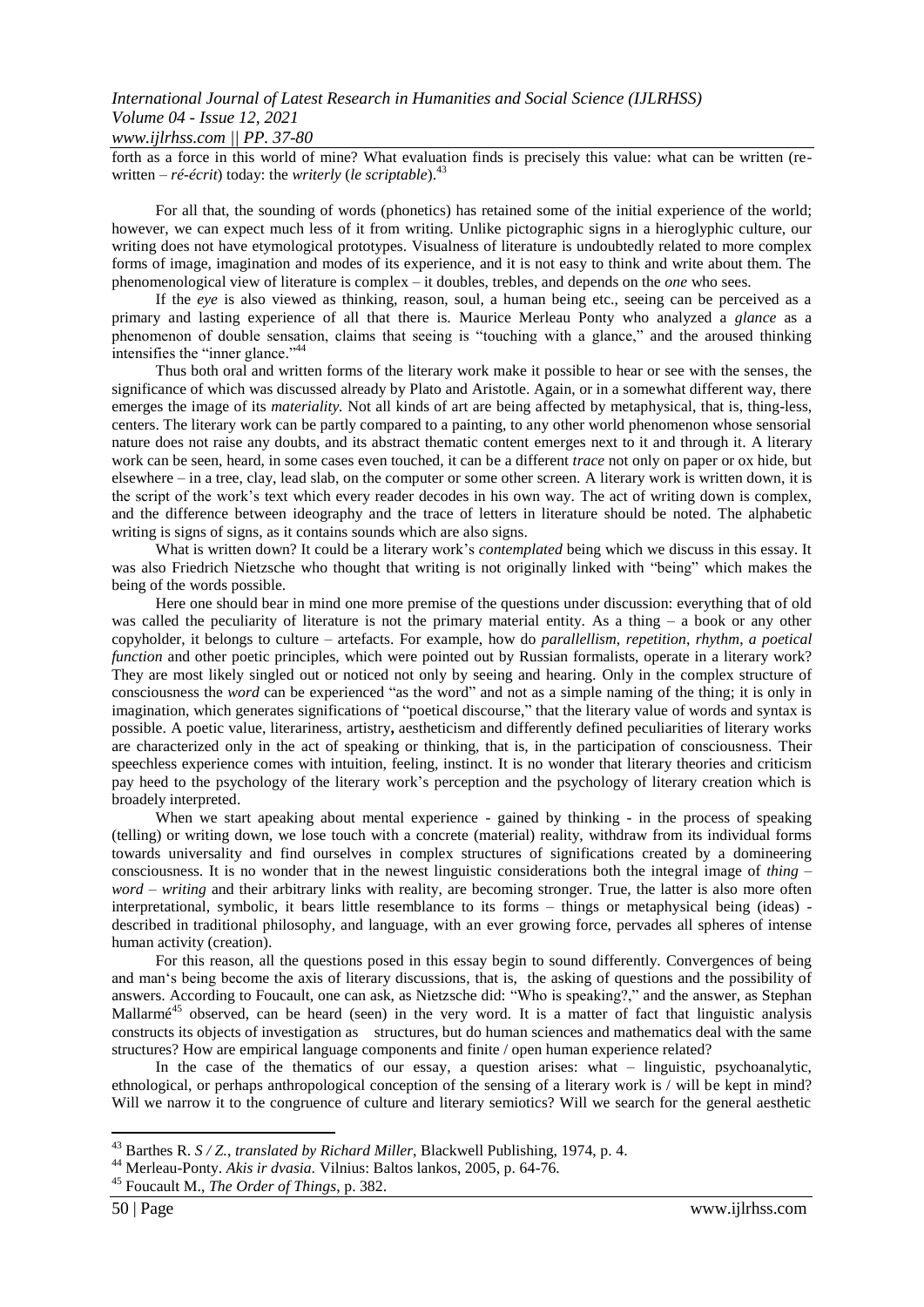forth as a force in this world of mine? What evaluation finds is precisely this value: what can be written (re-written – *ré-écrit*) today: the *writerly* (*le scriptable*).[43]

For all that, the sounding of words (phonetics) has retained some of the initial experience of the world; however, we can expect much less of it from writing. Unlike pictographic signs in a hieroglyphic culture, our writing does not have etymological prototypes. Visualness of literature is undoubtedly related to more complex forms of image, imagination and modes of its experience, and it is not easy to think and write about them. The phenomenological view of literature is complex – it doubles, trebles, and depends on the *one* who sees.

If the *eye* is also viewed as thinking, reason, soul, a human being etc., seeing can be perceived as a primary and lasting experience of all that there is. Maurice Merleau Ponty who analyzed a *glance* as a phenomenon of double sensation, claims that seeing is "touching with a glance," and the aroused thinking intensifies the "inner glance."[44]

Thus both oral and written forms of the literary work make it possible to hear or see with the senses, the significance of which was discussed already by Plato and Aristotle. Again, or in a somewhat different way, there emerges the image of its *materiality.* Not all kinds of art are being affected by metaphysical, that is, thing-less, centers. The literary work can be partly compared to a painting, to any other world phenomenon whose sensorial nature does not raise any doubts, and its abstract thematic content emerges next to it and through it. A literary work can be seen, heard, in some cases even touched, it can be a different *trace* not only on paper or ox hide, but elsewhere – in a tree, clay, lead slab, on the computer or some other screen. A literary work is written down, it is the script of the work's text which every reader decodes in his own way. The act of writing down is complex, and the difference between ideography and the trace of letters in literature should be noted. The alphabetic writing is signs of signs, as it contains sounds which are also signs.

What is written down? It could be a literary work's *contemplated* being which we discuss in this essay. It was also Friedrich Nietzsche who thought that writing is not originally linked with "being" which makes the being of the words possible.

Here one should bear in mind one more premise of the questions under discussion: everything that of old was called the peculiarity of literature is not the primary material entity. As a thing – a book or any other copyholder, it belongs to culture – artefacts. For example, how do *parallellism*, *repetition*, *rhythm*, *a poetical function* and other poetic principles, which were pointed out by Russian formalists, operate in a literary work? They are most likely singled out or noticed not only by seeing and hearing. Only in the complex structure of consciousness the *word* can be experienced "as the word" and not as a simple naming of the thing; it is only in imagination, which generates significations of "poetical discourse," that the literary value of words and syntax is possible. A poetic value, literariness, artistry**,** aestheticism and differently defined peculiarities of literary works are characterized only in the act of speaking or thinking, that is, in the participation of consciousness. Their speechless experience comes with intuition, feeling, instinct. It is no wonder that literary theories and criticism pay heed to the psychology of the literary work's perception and the psychology of literary creation which is broadely interpreted.

When we start apeaking about mental experience - gained by thinking - in the process of speaking (telling) or writing down, we lose touch with a concrete (material) reality, withdraw from its individual forms towards universality and find ourselves in complex structures of significations created by a domineering consciousness. It is no wonder that in the newest linguistic considerations both the integral image of *thing – word – writing* and their arbitrary links with reality, are becoming stronger. True, the latter is also more often interpretational, symbolic, it bears little resemblance to its forms – things or metaphysical being (ideas) - described in traditional philosophy, and language, with an ever growing force, pervades all spheres of intense human activity (creation).

For this reason, all the questions posed in this essay begin to sound differently. Convergences of being and man's being become the axis of literary discussions, that is, the asking of questions and the possibility of answers. According to Foucault, one can ask, as Nietzsche did: "Who is speaking?," and the answer, as Stephan Mallarmé[45] observed, can be heard (seen) in the very word. It is a matter of fact that linguistic analysis constructs its objects of investigation as structures, but do human sciences and mathematics deal with the same structures? How are empirical language components and finite / open human experience related?

In the case of the thematics of our essay, a question arises: what – linguistic, psychoanalytic, ethnological, or perhaps anthropological conception of the sensing of a literary work is / will be kept in mind? Will we narrow it to the congruence of culture and literary semiotics? Will we search for the general aesthetic

---

[43] Barthes R. *S / Z., translated by Richard Miller*, Blackwell Publishing, 1974, p. 4.

[44] Merleau-Ponty. *Akis ir dvasia*. Vilnius: Baltos lankos, 2005, p. 64-76.

[45] Foucault M., *The Order of Things*, p. 382.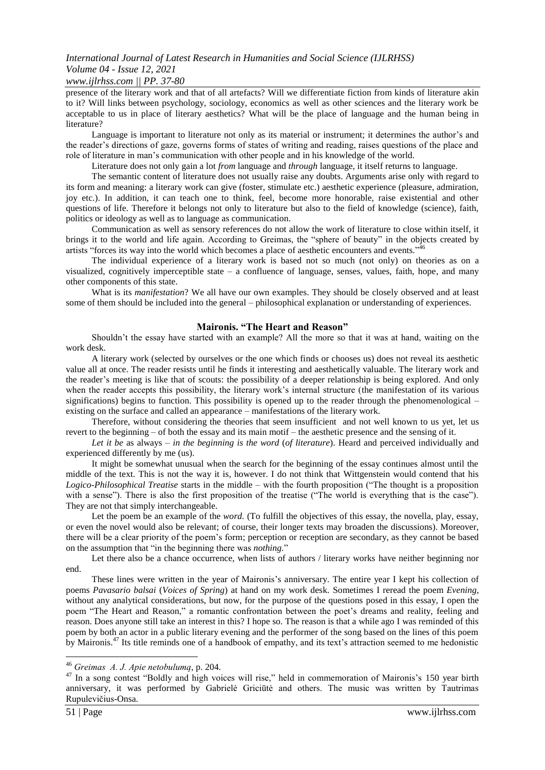presence of the literary work and that of all artefacts? Will we differentiate fiction from kinds of literature akin to it? Will links between psychology, sociology, economics as well as other sciences and the literary work be acceptable to us in place of literary aesthetics? What will be the place of language and the human being in literature?

Language is important to literature not only as its material or instrument; it determines the author's and the reader's directions of gaze, governs forms of states of writing and reading, raises questions of the place and role of literature in man's communication with other people and in his knowledge of the world.

Literature does not only gain a lot *from* language and *through* language, it itself returns to language.

The semantic content of literature does not usually raise any doubts. Arguments arise only with regard to its form and meaning: a literary work can give (foster, stimulate etc.) aesthetic experience (pleasure, admiration, joy etc.). In addition, it can teach one to think, feel, become more honorable, raise existential and other questions of life. Therefore it belongs not only to literature but also to the field of knowledge (science), faith, politics or ideology as well as to language as communication.

Communication as well as sensory references do not allow the work of literature to close within itself, it brings it to the world and life again. According to Greimas, the "sphere of beauty" in the objects created by artists "forces its way into the world which becomes a place of aesthetic encounters and events."[46]

The individual experience of a literary work is based not so much (not only) on theories as on a visualized, cognitively imperceptible state – a confluence of language, senses, values, faith, hope, and many other components of this state.

What is its *manifestation*? We all have our own examples. They should be closely observed and at least some of them should be included into the general – philosophical explanation or understanding of experiences.

## Maironis. "The Heart and Reason"

Shouldn't the essay have started with an example? All the more so that it was at hand, waiting on the work desk.

A literary work (selected by ourselves or the one which finds or chooses us) does not reveal its aesthetic value all at once. The reader resists until he finds it interesting and aesthetically valuable. The literary work and the reader's meeting is like that of scouts: the possibility of a deeper relationship is being explored. And only when the reader accepts this possibility, the literary work's internal structure (the manifestation of its various significations) begins to function. This possibility is opened up to the reader through the phenomenological – existing on the surface and called an appearance – manifestations of the literary work.

Therefore, without considering the theories that seem insufficient and not well known to us yet, let us revert to the beginning – of both the essay and its main motif – the aesthetic presence and the sensing of it.

*Let it be* as always – *in the beginning is the word* (*of literature*). Heard and perceived individually and experienced differently by me (us).

It might be somewhat unusual when the search for the beginning of the essay continues almost until the middle of the text. This is not the way it is, however. I do not think that Wittgenstein would contend that his *Logico-Philosophical Treatise* starts in the middle – with the fourth proposition ("The thought is a proposition with a sense"). There is also the first proposition of the treatise ("The world is everything that is the case"). They are not that simply interchangeable.

Let the poem be an example of the *word.* (To fulfill the objectives of this essay, the novella, play, essay, or even the novel would also be relevant; of course, their longer texts may broaden the discussions). Moreover, there will be a clear priority of the poem's form; perception or reception are secondary, as they cannot be based on the assumption that "in the beginning there was *nothing.*"

Let there also be a chance occurrence, when lists of authors / literary works have neither beginning nor end.

These lines were written in the year of Maironis's anniversary. The entire year I kept his collection of poems *Pavasario balsai* (*Voices of Spring*) at hand on my work desk. Sometimes I reread the poem *Evening*, without any analytical considerations, but now, for the purpose of the questions posed in this essay, I open the poem "The Heart and Reason," a romantic confrontation between the poet's dreams and reality, feeling and reason. Does anyone still take an interest in this? I hope so. The reason is that a while ago I was reminded of this poem by both an actor in a public literary evening and the performer of the song based on the lines of this poem by Maironis.[47] Its title reminds one of a handbook of empathy, and its text's attraction seemed to me hedonistic

---

[46] *Greimas A. J. Apie netobulumą*, p. 204.

[47] In a song contest "Boldly and high voices will rise," held in commemoration of Maironis's 150 year birth anniversary, it was performed by Gabrielė Griciūtė and others. The music was written by Tautrimas Rupulevičius-Onsa.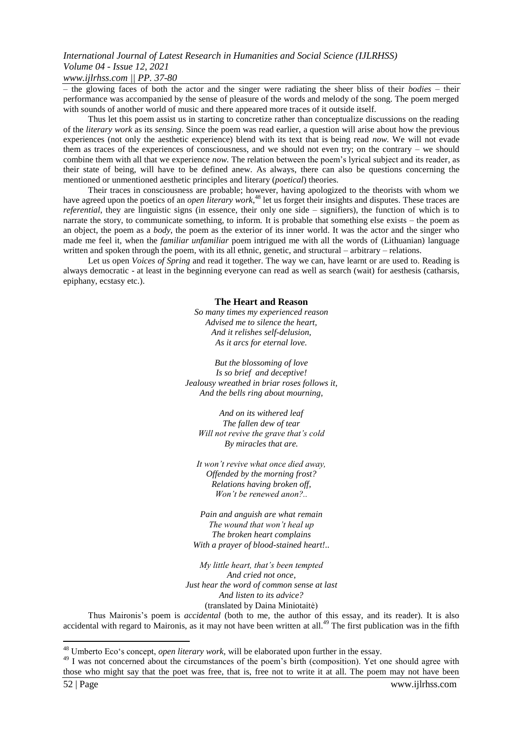– the glowing faces of both the actor and the singer were radiating the sheer bliss of their *bodies* – their performance was accompanied by the sense of pleasure of the words and melody of the song. The poem merged with sounds of another world of music and there appeared more traces of it outside itself.

Thus let this poem assist us in starting to concretize rather than conceptualize discussions on the reading of the *literary work* as its *sensing*. Since the poem was read earlier, a question will arise about how the previous experiences (not only the aesthetic experience) blend with its text that is being read *now.* We will not evade them as traces of the experiences of consciousness, and we should not even try; on the contrary – we should combine them with all that we experience *now.* The relation between the poem's lyrical subject and its reader, as their state of being, will have to be defined anew. As always, there can also be questions concerning the mentioned or unmentioned aesthetic principles and literary (*poetical*) theories.

Their traces in consciousness are probable; however, having apologized to the theorists with whom we have agreed upon the poetics of an *open literary work*,[48] let us forget their insights and disputes. These traces are *referential*, they are linguistic signs (in essence, their only one side – signifiers), the function of which is to narrate the story, to communicate something, to inform. It is probable that something else exists – the poem as an object, the poem as a *body*, the poem as the exterior of its inner world. It was the actor and the singer who made me feel it, when the *familiar unfamiliar* poem intrigued me with all the words of (Lithuanian) language written and spoken through the poem, with its all ethnic, genetic, and structural – arbitrary – relations.

Let us open *Voices of Spring* and read it together. The way we can, have learnt or are used to. Reading is always democratic - at least in the beginning everyone can read as well as search (wait) for aesthesis (catharsis, epiphany, ecstasy etc.).

**The Heart and Reason**

*So many times my experienced reason*
*Advised me to silence the heart,*
*And it relishes self-delusion,*
*As it arcs for eternal love.*

*But the blossoming of love*
*Is so brief and deceptive!*
*Jealousy wreathed in briar roses follows it,*
*And the bells ring about mourning,*

*And on its withered leaf*
*The fallen dew of tear*
*Will not revive the grave that's cold*
*By miracles that are.*

*It won't revive what once died away,*
*Offended by the morning frost?*
*Relations having broken off,*
*Won't be renewed anon?..*

*Pain and anguish are what remain*
*The wound that won't heal up*
*The broken heart complains*
*With a prayer of blood-stained heart!..*

*My little heart, that's been tempted*
*And cried not once,*
*Just hear the word of common sense at last*
*And listen to its advice?*
(translated by Daina Miniotaitė)

Thus Maironis's poem is *accidental* (both to me, the author of this essay, and its reader). It is also accidental with regard to Maironis, as it may not have been written at all.[49] The first publication was in the fifth

---

[48] Umberto Eco's concept, *open literary work*, will be elaborated upon further in the essay.

[49] I was not concerned about the circumstances of the poem's birth (composition). Yet one should agree with those who might say that the poet was free, that is, free not to write it at all. The poem may not have been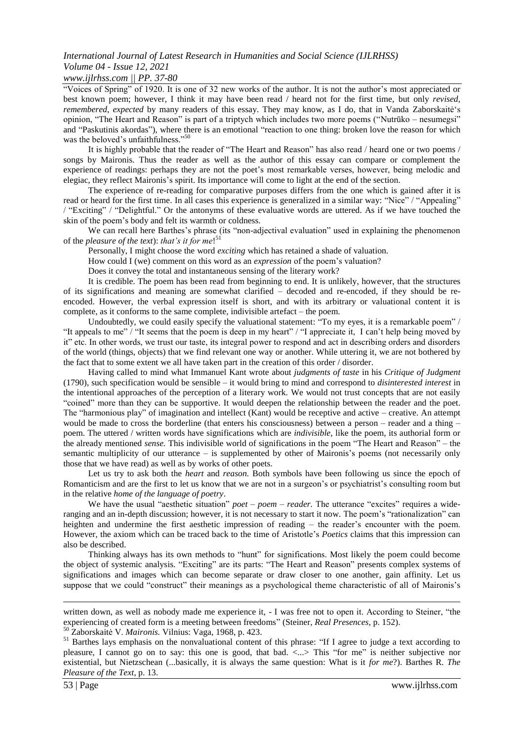"Voices of Spring" of 1920. It is one of 32 new works of the author. It is not the author's most appreciated or best known poem; however, I think it may have been read / heard not for the first time, but only *revised*, *remembered*, *expected* by many readers of this essay. They may know, as I do, that in Vanda Zaborskaitė's opinion, "The Heart and Reason" is part of a triptych which includes two more poems ("Nutrūko – nesumegsi" and "Paskutinis akordas"), where there is an emotional "reaction to one thing: broken love the reason for which was the beloved's unfaithfulness."[50]

It is highly probable that the reader of "The Heart and Reason" has also read / heard one or two poems / songs by Maironis. Thus the reader as well as the author of this essay can compare or complement the experience of readings: perhaps they are not the poet's most remarkable verses, however, being melodic and elegiac, they reflect Maironis's spirit. Its importance will come to light at the end of the section.

The experience of re-reading for comparative purposes differs from the one which is gained after it is read or heard for the first time. In all cases this experience is generalized in a similar way: "Nice" / "Appealing" / "Exciting" / "Delightful." Or the antonyms of these evaluative words are uttered. As if we have touched the skin of the poem's body and felt its warmth or coldness.

We can recall here Barthes's phrase (its "non-adjectival evaluation" used in explaining the phenomenon of the *pleasure of the text*): *that's it for me*![51]

Personally, I might choose the word *exciting* which has retained a shade of valuation.

How could I (we) comment on this word as an *expression* of the poem's valuation?

Does it convey the total and instantaneous sensing of the literary work?

It is credible. The poem has been read from beginning to end. It is unlikely, however, that the structures of its significations and meaning are somewhat clarified – decoded and re-encoded, if they should be re-encoded. However, the verbal expression itself is short, and with its arbitrary or valuational content it is complete, as it conforms to the same complete, indivisible artefact – the poem.

Undoubtedly, we could easily specify the valuational statement: "To my eyes, it is a remarkable poem" / "It appeals to me" / "It seems that the poem is deep in my heart" / "I appreciate it, I can't help being moved by it" etc. In other words, we trust our taste, its integral power to respond and act in describing orders and disorders of the world (things, objects) that we find relevant one way or another. While uttering it, we are not bothered by the fact that to some extent we all have taken part in the creation of this order / disorder.

Having called to mind what Immanuel Kant wrote about *judgments of taste* in his *Critique of Judgment* (1790), such specification would be sensible – it would bring to mind and correspond to *disinterested interest* in the intentional approaches of the perception of a literary work. We would not trust concepts that are not easily "coined" more than they can be supportive. It would deepen the relationship between the reader and the poet. The "harmonious play" of imagination and intellect (Kant) would be receptive and active – creative. An attempt would be made to cross the borderline (that enters his consciousness) between a person – reader and a thing – poem. The uttered / written words have significations which are *indivisible*, like the poem, its authorial form or the already mentioned *sense.* This indivisible world of significations in the poem "The Heart and Reason" – the semantic multiplicity of our utterance – is supplemented by other of Maironis's poems (not necessarily only those that we have read) as well as by works of other poets.

Let us try to ask both the *heart* and *reason.* Both symbols have been following us since the epoch of Romanticism and are the first to let us know that we are not in a surgeon's or psychiatrist's consulting room but in the relative *home of the language of poetry*.

We have the usual "aesthetic situation" *poet – poem – reader.* The utterance "excites" requires a wide-ranging and an in-depth discussion; however, it is not necessary to start it now. The poem's "rationalization" can heighten and undermine the first aesthetic impression of reading – the reader's encounter with the poem. However, the axiom which can be traced back to the time of Aristotle's *Poetics* claims that this impression can also be described.

Thinking always has its own methods to "hunt" for significations. Most likely the poem could become the object of systemic analysis. "Exciting" are its parts: "The Heart and Reason" presents complex systems of significations and images which can become separate or draw closer to one another, gain affinity. Let us suppose that we could "construct" their meanings as a psychological theme characteristic of all of Maironis's

---

written down, as well as nobody made me experience it, - I was free not to open it. According to Steiner, "the experiencing of created form is a meeting between freedoms" (Steiner, *Real Presences*, p. 152).

[50] Zaborskaitė V. *Maironis.* Vilnius: Vaga, 1968, p. 423.

[51] Barthes lays emphasis on the nonvaluational content of this phrase: "If I agree to judge a text according to pleasure, I cannot go on to say: this one is good, that bad. <...> This "for me" is neither subjective nor existential, but Nietzschean (...basically, it is always the same question: What is it *for me*?). Barthes R. *The Pleasure of the Text*, p. 13.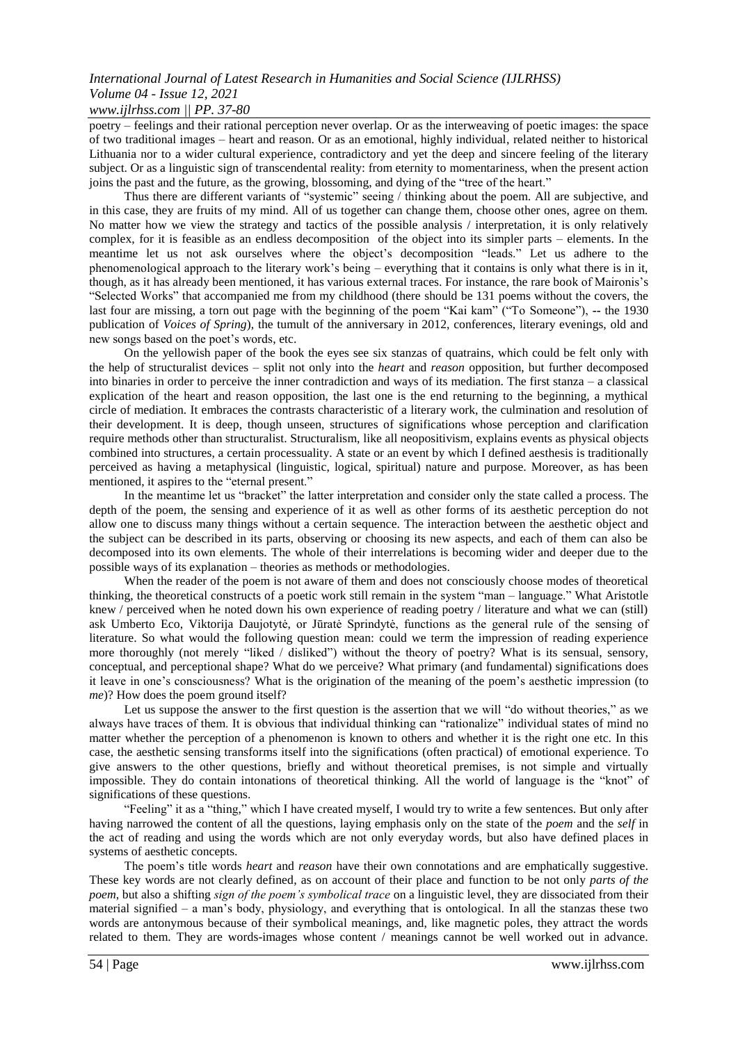poetry – feelings and their rational perception never overlap. Or as the interweaving of poetic images: the space of two traditional images – heart and reason. Or as an emotional, highly individual, related neither to historical Lithuania nor to a wider cultural experience, contradictory and yet the deep and sincere feeling of the literary subject. Or as a linguistic sign of transcendental reality: from eternity to momentariness, when the present action joins the past and the future, as the growing, blossoming, and dying of the "tree of the heart."

Thus there are different variants of "systemic" seeing / thinking about the poem. All are subjective, and in this case, they are fruits of my mind. All of us together can change them, choose other ones, agree on them. No matter how we view the strategy and tactics of the possible analysis / interpretation, it is only relatively complex, for it is feasible as an endless decomposition of the object into its simpler parts – elements. In the meantime let us not ask ourselves where the object's decomposition "leads." Let us adhere to the phenomenological approach to the literary work's being – everything that it contains is only what there is in it, though, as it has already been mentioned, it has various external traces. For instance, the rare book of Maironis's "Selected Works" that accompanied me from my childhood (there should be 131 poems without the covers, the last four are missing, a torn out page with the beginning of the poem "Kai kam" ("To Someone"), -- the 1930 publication of *Voices of Spring*), the tumult of the anniversary in 2012, conferences, literary evenings, old and new songs based on the poet's words, etc.

On the yellowish paper of the book the eyes see six stanzas of quatrains, which could be felt only with the help of structuralist devices – split not only into the *heart* and *reason* opposition, but further decomposed into binaries in order to perceive the inner contradiction and ways of its mediation. The first stanza – a classical explication of the heart and reason opposition, the last one is the end returning to the beginning, a mythical circle of mediation. It embraces the contrasts characteristic of a literary work, the culmination and resolution of their development. It is deep, though unseen, structures of significations whose perception and clarification require methods other than structuralist. Structuralism, like all neopositivism, explains events as physical objects combined into structures, a certain processuality. A state or an event by which I defined aesthesis is traditionally perceived as having a metaphysical (linguistic, logical, spiritual) nature and purpose. Moreover, as has been mentioned, it aspires to the "eternal present."

In the meantime let us "bracket" the latter interpretation and consider only the state called a process. The depth of the poem, the sensing and experience of it as well as other forms of its aesthetic perception do not allow one to discuss many things without a certain sequence. The interaction between the aesthetic object and the subject can be described in its parts, observing or choosing its new aspects, and each of them can also be decomposed into its own elements. The whole of their interrelations is becoming wider and deeper due to the possible ways of its explanation – theories as methods or methodologies.

When the reader of the poem is not aware of them and does not consciously choose modes of theoretical thinking, the theoretical constructs of a poetic work still remain in the system "man – language." What Aristotle knew / perceived when he noted down his own experience of reading poetry / literature and what we can (still) ask Umberto Eco, Viktorija Daujotytė, or Jūratė Sprindytė, functions as the general rule of the sensing of literature. So what would the following question mean: could we term the impression of reading experience more thoroughly (not merely "liked / disliked") without the theory of poetry? What is its sensual, sensory, conceptual, and perceptional shape? What do we perceive? What primary (and fundamental) significations does it leave in one's consciousness? What is the origination of the meaning of the poem's aesthetic impression (to *me*)? How does the poem ground itself?

Let us suppose the answer to the first question is the assertion that we will "do without theories," as we always have traces of them. It is obvious that individual thinking can "rationalize" individual states of mind no matter whether the perception of a phenomenon is known to others and whether it is the right one etc. In this case, the aesthetic sensing transforms itself into the significations (often practical) of emotional experience. To give answers to the other questions, briefly and without theoretical premises, is not simple and virtually impossible. They do contain intonations of theoretical thinking. All the world of language is the "knot" of significations of these questions.

"Feeling" it as a "thing," which I have created myself, I would try to write a few sentences. But only after having narrowed the content of all the questions, laying emphasis only on the state of the *poem* and the *self* in the act of reading and using the words which are not only everyday words, but also have defined places in systems of aesthetic concepts.

The poem's title words *heart* and *reason* have their own connotations and are emphatically suggestive. These key words are not clearly defined, as on account of their place and function to be not only *parts of the poem*, but also a shifting *sign of the poem's symbolical trace* on a linguistic level, they are dissociated from their material signified – a man's body, physiology, and everything that is ontological. In all the stanzas these two words are antonymous because of their symbolical meanings, and, like magnetic poles, they attract the words related to them. They are words-images whose content / meanings cannot be well worked out in advance.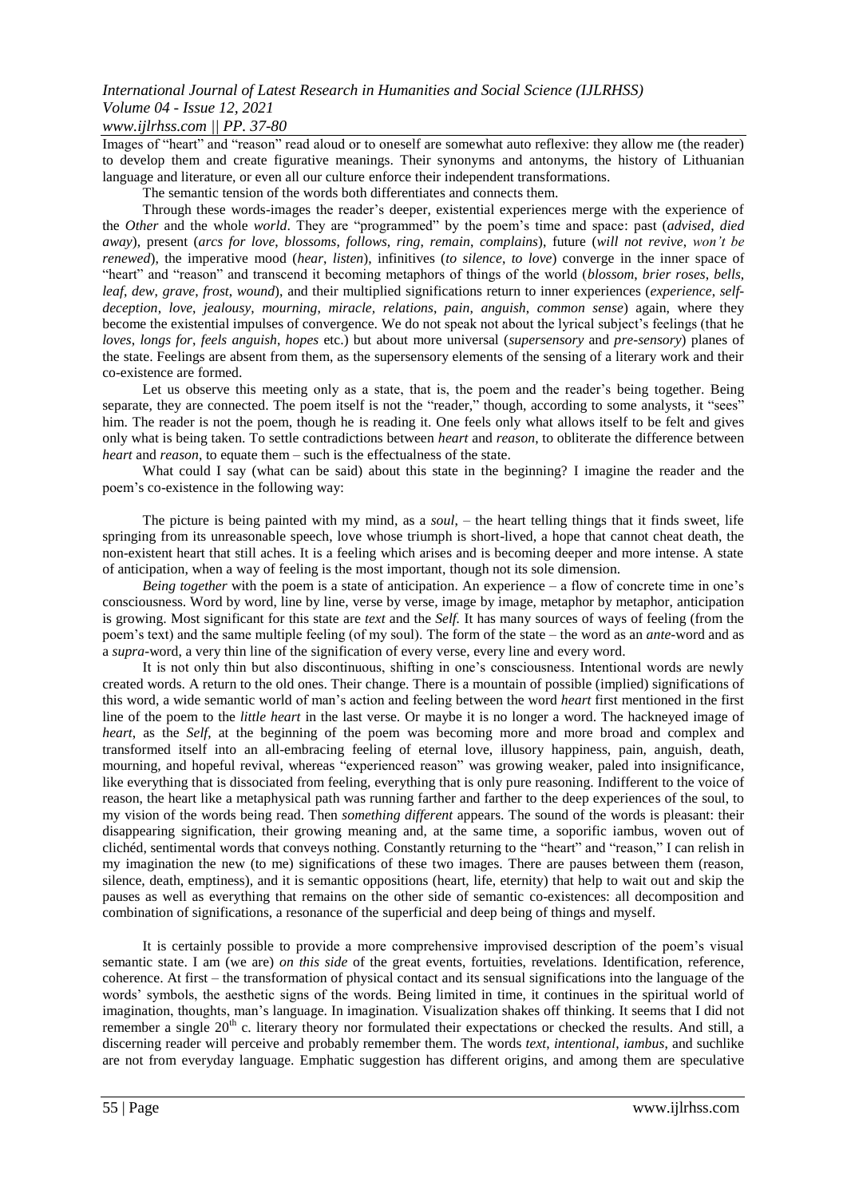Images of "heart" and "reason" read aloud or to oneself are somewhat auto reflexive: they allow me (the reader) to develop them and create figurative meanings. Their synonyms and antonyms, the history of Lithuanian language and literature, or even all our culture enforce their independent transformations.

The semantic tension of the words both differentiates and connects them.

Through these words-images the reader's deeper, existential experiences merge with the experience of the *Other* and the whole *world*. They are "programmed" by the poem's time and space: past (*advised*, *died away*), present (*arcs for love*, *blossoms*, *follows*, *ring*, *remain*, *complains*), future (*will not revive*, *won't be renewed*), the imperative mood (*hear*, *listen*), infinitives (*to silence*, *to love*) converge in the inner space of "heart" and "reason" and transcend it becoming metaphors of things of the world (*blossom*, *brier roses*, *bells*, *leaf*, *dew*, *grave*, *frost*, *wound*), and their multiplied significations return to inner experiences (*experience*, *self-deception*, *love*, *jealousy*, *mourning*, *miracle*, *relations*, *pain*, *anguish*, *common sense*) again, where they become the existential impulses of convergence. We do not speak not about the lyrical subject's feelings (that he *loves*, *longs for*, *feels anguish*, *hopes* etc.) but about more universal (*supersensory* and *pre-sensory*) planes of the state. Feelings are absent from them, as the supersensory elements of the sensing of a literary work and their co-existence are formed.

Let us observe this meeting only as a state, that is, the poem and the reader's being together. Being separate, they are connected. The poem itself is not the "reader," though, according to some analysts, it "sees" him. The reader is not the poem, though he is reading it. One feels only what allows itself to be felt and gives only what is being taken. To settle contradictions between *heart* and *reason*, to obliterate the difference between *heart* and *reason*, to equate them – such is the effectualness of the state.

What could I say (what can be said) about this state in the beginning? I imagine the reader and the poem's co-existence in the following way:

The picture is being painted with my mind, as a *soul*, – the heart telling things that it finds sweet, life springing from its unreasonable speech, love whose triumph is short-lived, a hope that cannot cheat death, the non-existent heart that still aches. It is a feeling which arises and is becoming deeper and more intense. A state of anticipation, when a way of feeling is the most important, though not its sole dimension.

*Being together* with the poem is a state of anticipation. An experience – a flow of concrete time in one's consciousness. Word by word, line by line, verse by verse, image by image, metaphor by metaphor, anticipation is growing. Most significant for this state are *text* and the *Self*. It has many sources of ways of feeling (from the poem's text) and the same multiple feeling (of my soul). The form of the state – the word as an *ante*-word and as a *supra*-word, a very thin line of the signification of every verse, every line and every word.

It is not only thin but also discontinuous, shifting in one's consciousness. Intentional words are newly created words. A return to the old ones. Their change. There is a mountain of possible (implied) significations of this word, a wide semantic world of man's action and feeling between the word *heart* first mentioned in the first line of the poem to the *little heart* in the last verse. Or maybe it is no longer a word. The hackneyed image of *heart*, as the *Self*, at the beginning of the poem was becoming more and more broad and complex and transformed itself into an all-embracing feeling of eternal love, illusory happiness, pain, anguish, death, mourning, and hopeful revival, whereas "experienced reason" was growing weaker, paled into insignificance, like everything that is dissociated from feeling, everything that is only pure reasoning. Indifferent to the voice of reason, the heart like a metaphysical path was running farther and farther to the deep experiences of the soul, to my vision of the words being read. Then *something different* appears. The sound of the words is pleasant: their disappearing signification, their growing meaning and, at the same time, a soporific iambus, woven out of clichéd, sentimental words that conveys nothing. Constantly returning to the "heart" and "reason," I can relish in my imagination the new (to me) significations of these two images. There are pauses between them (reason, silence, death, emptiness), and it is semantic oppositions (heart, life, eternity) that help to wait out and skip the pauses as well as everything that remains on the other side of semantic co-existences: all decomposition and combination of significations, a resonance of the superficial and deep being of things and myself.

It is certainly possible to provide a more comprehensive improvised description of the poem's visual semantic state. I am (we are) *on this side* of the great events, fortuities, revelations. Identification, reference, coherence. At first – the transformation of physical contact and its sensual significations into the language of the words' symbols, the aesthetic signs of the words. Being limited in time, it continues in the spiritual world of imagination, thoughts, man's language. In imagination. Visualization shakes off thinking. It seems that I did not remember a single 20th c. literary theory nor formulated their expectations or checked the results. And still, a discerning reader will perceive and probably remember them. The words *text*, *intentional*, *iambus*, and suchlike are not from everyday language. Emphatic suggestion has different origins, and among them are speculative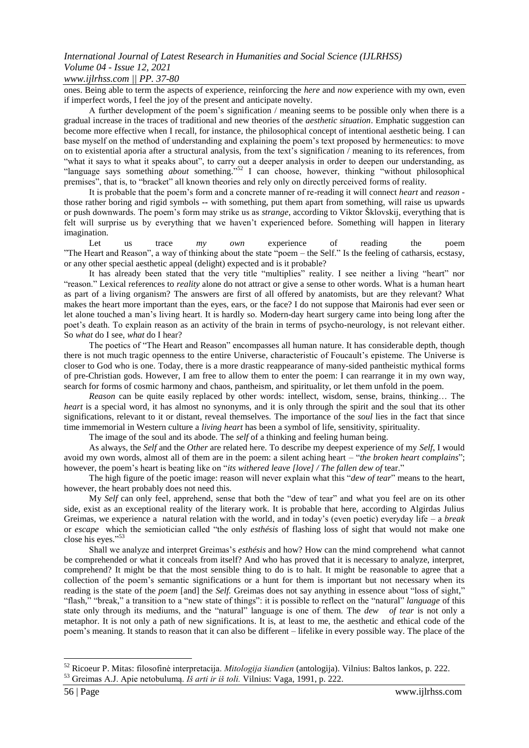ones. Being able to term the aspects of experience, reinforcing the *here* and *now* experience with my own, even if imperfect words, I feel the joy of the present and anticipate novelty.

A further development of the poem's signification / meaning seems to be possible only when there is a gradual increase in the traces of traditional and new theories of the *aesthetic situation*. Emphatic suggestion can become more effective when I recall, for instance, the philosophical concept of intentional aesthetic being. I can base myself on the method of understanding and explaining the poem's text proposed by hermeneutics: to move on to existential aporia after a structural analysis, from the text's signification / meaning to its references, from "what it says to what it speaks about", to carry out a deeper analysis in order to deepen our understanding, as "language says something *about* something."[52] I can choose, however, thinking "without philosophical premises", that is, to "bracket" all known theories and rely only on directly perceived forms of reality.

It is probable that the poem's form and a concrete manner of re-reading it will connect *heart* and *reason* - those rather boring and rigid symbols -- with something, put them apart from something, will raise us upwards or push downwards. The poem's form may strike us as *strange*, according to Viktor Šklovskij, everything that is felt will surprise us by everything that we haven't experienced before. Something will happen in literary imagination.

Let us trace *my own* experience of reading the poem "The Heart and Reason", a way of thinking about the state "poem – the Self." Is the feeling of catharsis, ecstasy, or any other special aesthetic appeal (delight) expected and is it probable?

It has already been stated that the very title "multiplies" reality. I see neither a living "heart" nor "reason." Lexical references to *reality* alone do not attract or give a sense to other words. What is a human heart as part of a living organism? The answers are first of all offered by anatomists, but are they relevant? What makes the heart more important than the eyes, ears, or the face? I do not suppose that Maironis had ever seen or let alone touched a man's living heart. It is hardly so. Modern-day heart surgery came into being long after the poet's death. To explain reason as an activity of the brain in terms of psycho-neurology, is not relevant either. So *what* do I see, *what* do I hear?

The poetics of "The Heart and Reason" encompasses all human nature. It has considerable depth, though there is not much tragic openness to the entire Universe, characteristic of Foucault's episteme. The Universe is closer to God who is one. Today, there is a more drastic reappearance of many-sided pantheistic mythical forms of pre-Christian gods. However, I am free to allow them to enter the poem: I can rearrange it in my own way, search for forms of cosmic harmony and chaos, pantheism, and spirituality, or let them unfold in the poem.

*Reason* can be quite easily replaced by other words: intellect, wisdom, sense, brains, thinking… The *heart* is a special word, it has almost no synonyms, and it is only through the spirit and the soul that its other significations, relevant to it or distant, reveal themselves. The importance of the *soul* lies in the fact that since time immemorial in Western culture a *living heart* has been a symbol of life, sensitivity, spirituality.

The image of the soul and its abode. The *self* of a thinking and feeling human being.

As always, the *Self* and the *Other* are related here. To describe my deepest experience of my *Self*, I would avoid my own words, almost all of them are in the poem: a silent aching heart – "*the broken heart complains*"; however, the poem's heart is beating like on "*its withered leave [love] / The fallen dew of* tear."

The high figure of the poetic image: reason will never explain what this "*dew of tear*" means to the heart, however, the heart probably does not need this.

My *Self* can only feel, apprehend, sense that both the "dew of tear" and what you feel are on its other side, exist as an exceptional reality of the literary work. It is probable that here, according to Algirdas Julius Greimas, we experience a natural relation with the world, and in today's (even poetic) everyday life – a *break* or *escape* which the semiotician called "the only *esthésis* of flashing loss of sight that would not make one close his eyes."[53]

Shall we analyze and interpret Greimas's *esthésis* and how? How can the mind comprehend what cannot be comprehended or what it conceals from itself? And who has proved that it is necessary to analyze, interpret, comprehend? It might be that the most sensible thing to do is to halt. It might be reasonable to agree that a collection of the poem's semantic significations or a hunt for them is important but not necessary when its reading is the state of the *poem* [and] the *Self*. Greimas does not say anything in essence about "loss of sight," "flash," "break," a transition to a "new state of things": it is possible to reflect on the "natural" *language* of this state only through its mediums, and the "natural" language is one of them. The *dew of tear* is not only a metaphor. It is not only a path of new significations. It is, at least to me, the aesthetic and ethical code of the poem's meaning. It stands to reason that it can also be different – lifelike in every possible way. The place of the

---

[52] Ricoeur P. Mitas: filosofinė interpretacija. *Mitologija šiandien* (antologija). Vilnius: Baltos lankos, p. 222.

[53] Greimas A.J. Apie netobulumą. *Iš arti ir iš toli.* Vilnius: Vaga, 1991, p. 222.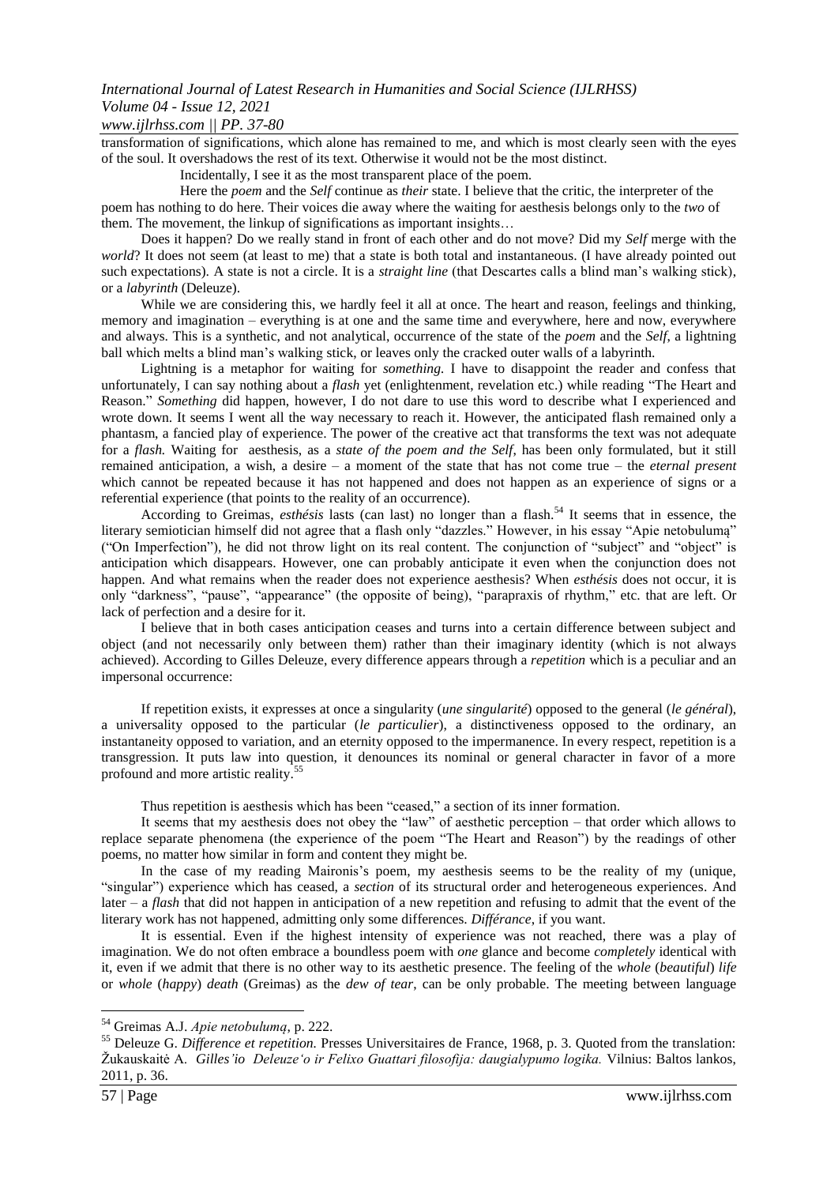transformation of significations, which alone has remained to me, and which is most clearly seen with the eyes of the soul. It overshadows the rest of its text. Otherwise it would not be the most distinct.

Incidentally, I see it as the most transparent place of the poem.

Here the *poem* and the *Self* continue as *their* state. I believe that the critic, the interpreter of the poem has nothing to do here. Their voices die away where the waiting for aesthesis belongs only to the *two* of them. The movement, the linkup of significations as important insights…

Does it happen? Do we really stand in front of each other and do not move? Did my *Self* merge with the *world*? It does not seem (at least to me) that a state is both total and instantaneous. (I have already pointed out such expectations). A state is not a circle. It is a *straight line* (that Descartes calls a blind man's walking stick), or a *labyrinth* (Deleuze).

While we are considering this, we hardly feel it all at once. The heart and reason, feelings and thinking, memory and imagination – everything is at one and the same time and everywhere, here and now, everywhere and always. This is a synthetic, and not analytical, occurrence of the state of the *poem* and the *Self*, a lightning ball which melts a blind man's walking stick, or leaves only the cracked outer walls of a labyrinth.

Lightning is a metaphor for waiting for *something.* I have to disappoint the reader and confess that unfortunately, I can say nothing about a *flash* yet (enlightenment, revelation etc.) while reading "The Heart and Reason." *Something* did happen, however, I do not dare to use this word to describe what I experienced and wrote down. It seems I went all the way necessary to reach it. However, the anticipated flash remained only a phantasm, a fancied play of experience. The power of the creative act that transforms the text was not adequate for a *flash.* Waiting for aesthesis, as a *state of the poem and the Self*, has been only formulated, but it still remained anticipation, a wish, a desire – a moment of the state that has not come true – the *eternal present* which cannot be repeated because it has not happened and does not happen as an experience of signs or a referential experience (that points to the reality of an occurrence).

According to Greimas, *esthésis* lasts (can last) no longer than a flash.[54] It seems that in essence, the literary semiotician himself did not agree that a flash only "dazzles." However, in his essay "Apie netobulumą" ("On Imperfection"), he did not throw light on its real content. The conjunction of "subject" and "object" is anticipation which disappears. However, one can probably anticipate it even when the conjunction does not happen. And what remains when the reader does not experience aesthesis? When *esthésis* does not occur, it is only "darkness", "pause", "appearance" (the opposite of being), "parapraxis of rhythm," etc. that are left. Or lack of perfection and a desire for it.

I believe that in both cases anticipation ceases and turns into a certain difference between subject and object (and not necessarily only between them) rather than their imaginary identity (which is not always achieved). According to Gilles Deleuze, every difference appears through a *repetition* which is a peculiar and an impersonal occurrence:

> If repetition exists, it expresses at once a singularity (*une singularité*) opposed to the general (*le général*), a universality opposed to the particular (*le particulier*), a distinctiveness opposed to the ordinary, an instantaneity opposed to variation, and an eternity opposed to the impermanence. In every respect, repetition is a transgression. It puts law into question, it denounces its nominal or general character in favor of a more profound and more artistic reality.[55]

Thus repetition is aesthesis which has been "ceased," a section of its inner formation.

It seems that my aesthesis does not obey the "law" of aesthetic perception – that order which allows to replace separate phenomena (the experience of the poem "The Heart and Reason") by the readings of other poems, no matter how similar in form and content they might be.

In the case of my reading Maironis's poem, my aesthesis seems to be the reality of my (unique, "singular") experience which has ceased, a *section* of its structural order and heterogeneous experiences. And later – a *flash* that did not happen in anticipation of a new repetition and refusing to admit that the event of the literary work has not happened, admitting only some differences. *Différance*, if you want.

It is essential. Even if the highest intensity of experience was not reached, there was a play of imagination. We do not often embrace a boundless poem with *one* glance and become *completely* identical with it, even if we admit that there is no other way to its aesthetic presence. The feeling of the *whole* (*beautiful*) *life* or *whole* (*happy*) *death* (Greimas) as the *dew of tear*, can be only probable. The meeting between language

---

[54] Greimas A.J. *Apie netobulumą*, p. 222.

[55] Deleuze G. *Difference et repetition.* Presses Universitaires de France, 1968, p. 3. Quoted from the translation: Žukauskaitė A. *Gilles'io Deleuze'o ir Felixo Guattari filosofija: daugialypumo logika.* Vilnius: Baltos lankos, 2011, p. 36.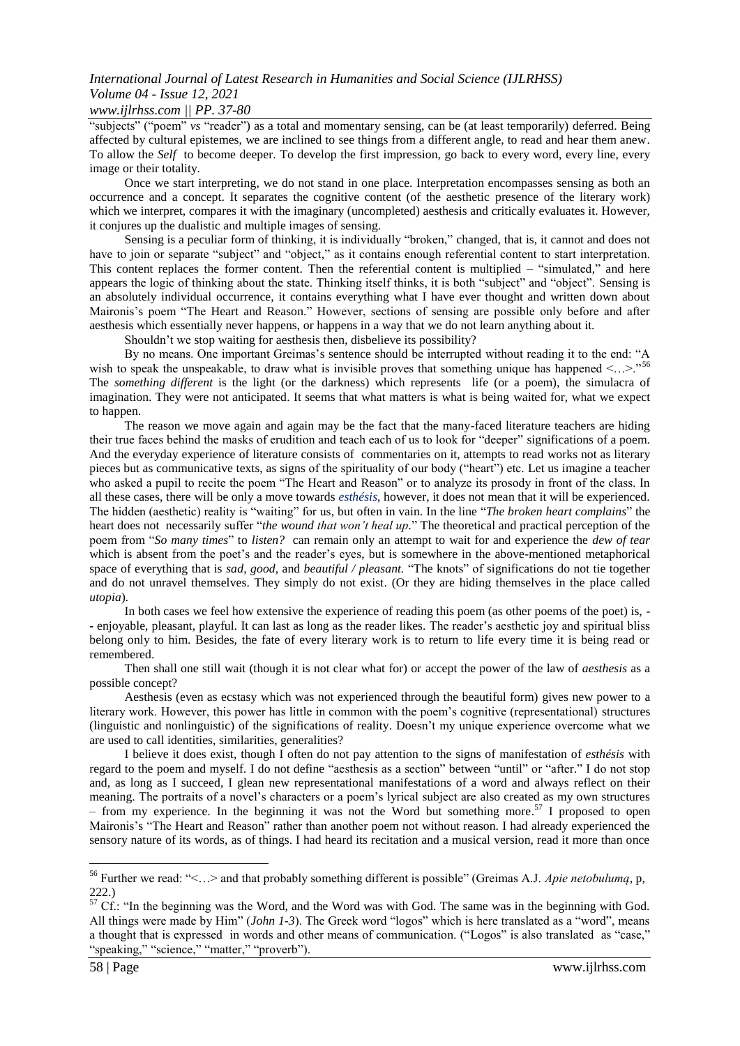"subjects" ("poem" *vs* "reader") as a total and momentary sensing, can be (at least temporarily) deferred. Being affected by cultural epistemes, we are inclined to see things from a different angle, to read and hear them anew. To allow the *Self* to become deeper. To develop the first impression, go back to every word, every line, every image or their totality.

Once we start interpreting, we do not stand in one place. Interpretation encompasses sensing as both an occurrence and a concept. It separates the cognitive content (of the aesthetic presence of the literary work) which we interpret, compares it with the imaginary (uncompleted) aesthesis and critically evaluates it. However, it conjures up the dualistic and multiple images of sensing.

Sensing is a peculiar form of thinking, it is individually "broken," changed, that is, it cannot and does not have to join or separate "subject" and "object," as it contains enough referential content to start interpretation. This content replaces the former content. Then the referential content is multiplied – "simulated," and here appears the logic of thinking about the state. Thinking itself thinks, it is both "subject" and "object". Sensing is an absolutely individual occurrence, it contains everything what I have ever thought and written down about Maironis's poem "The Heart and Reason." However, sections of sensing are possible only before and after aesthesis which essentially never happens, or happens in a way that we do not learn anything about it.

Shouldn't we stop waiting for aesthesis then, disbelieve its possibility?

By no means. One important Greimas's sentence should be interrupted without reading it to the end: "A wish to speak the unspeakable, to draw what is invisible proves that something unique has happened <…>."[56] The *something different* is the light (or the darkness) which represents life (or a poem), the simulacra of imagination. They were not anticipated. It seems that what matters is what is being waited for, what we expect to happen.

The reason we move again and again may be the fact that the many-faced literature teachers are hiding their true faces behind the masks of erudition and teach each of us to look for "deeper" significations of a poem. And the everyday experience of literature consists of commentaries on it, attempts to read works not as literary pieces but as communicative texts, as signs of the spirituality of our body ("heart") etc. Let us imagine a teacher who asked a pupil to recite the poem "The Heart and Reason" or to analyze its prosody in front of the class. In all these cases, there will be only a move towards *esthésis*, however, it does not mean that it will be experienced. The hidden (aesthetic) reality is "waiting" for us, but often in vain. In the line "*The broken heart complains*" the heart does not necessarily suffer "*the wound that won't heal up*." The theoretical and practical perception of the poem from "*So many times*" to *listen?* can remain only an attempt to wait for and experience the *dew of tear* which is absent from the poet's and the reader's eyes, but is somewhere in the above-mentioned metaphorical space of everything that is *sad, good*, and *beautiful / pleasant.* "The knots" of significations do not tie together and do not unravel themselves. They simply do not exist. (Or they are hiding themselves in the place called *utopia*).

In both cases we feel how extensive the experience of reading this poem (as other poems of the poet) is, -- enjoyable, pleasant, playful. It can last as long as the reader likes. The reader's aesthetic joy and spiritual bliss belong only to him. Besides, the fate of every literary work is to return to life every time it is being read or remembered.

Then shall one still wait (though it is not clear what for) or accept the power of the law of *aesthesis* as a possible concept?

Aesthesis (even as ecstasy which was not experienced through the beautiful form) gives new power to a literary work. However, this power has little in common with the poem's cognitive (representational) structures (linguistic and nonlinguistic) of the significations of reality. Doesn't my unique experience overcome what we are used to call identities, similarities, generalities?

I believe it does exist, though I often do not pay attention to the signs of manifestation of *esthésis* with regard to the poem and myself. I do not define "aesthesis as a section" between "until" or "after." I do not stop and, as long as I succeed, I glean new representational manifestations of a word and always reflect on their meaning. The portraits of a novel's characters or a poem's lyrical subject are also created as my own structures – from my experience. In the beginning it was not the Word but something more.[57] I proposed to open Maironis's "The Heart and Reason" rather than another poem not without reason. I had already experienced the sensory nature of its words, as of things. I had heard its recitation and a musical version, read it more than once

---

[56] Further we read: "<…> and that probably something different is possible" (Greimas A.J. *Apie netobulumą*, p, 222.)

[57] Cf.: "In the beginning was the Word, and the Word was with God. The same was in the beginning with God. All things were made by Him" (*John 1-3*). The Greek word "logos" which is here translated as a "word", means a thought that is expressed in words and other means of communication. ("Logos" is also translated as "case," "speaking," "science," "matter," "proverb").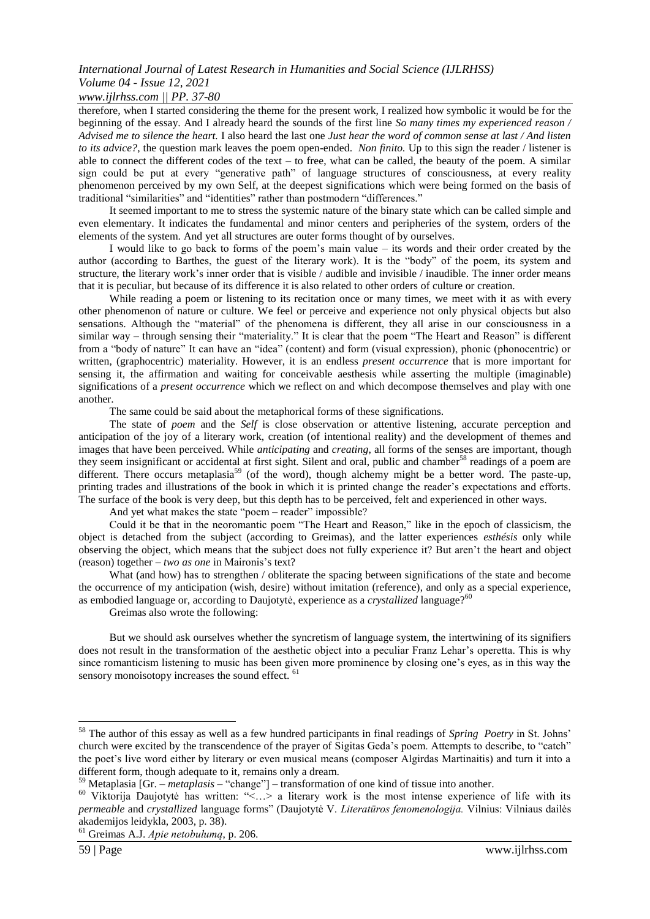therefore, when I started considering the theme for the present work, I realized how symbolic it would be for the beginning of the essay. And I already heard the sounds of the first line *So many times my experienced reason / Advised me to silence the heart.* I also heard the last one *Just hear the word of common sense at last / And listen to its advice?*, the question mark leaves the poem open-ended. *Non finito.* Up to this sign the reader / listener is able to connect the different codes of the text – to free, what can be called, the beauty of the poem. A similar sign could be put at every "generative path" of language structures of consciousness, at every reality phenomenon perceived by my own Self, at the deepest significations which were being formed on the basis of traditional "similarities" and "identities" rather than postmodern "differences."

It seemed important to me to stress the systemic nature of the binary state which can be called simple and even elementary. It indicates the fundamental and minor centers and peripheries of the system, orders of the elements of the system. And yet all structures are outer forms thought of by ourselves.

I would like to go back to forms of the poem's main value – its words and their order created by the author (according to Barthes, the guest of the literary work). It is the "body" of the poem, its system and structure, the literary work's inner order that is visible / audible and invisible / inaudible. The inner order means that it is peculiar, but because of its difference it is also related to other orders of culture or creation.

While reading a poem or listening to its recitation once or many times, we meet with it as with every other phenomenon of nature or culture. We feel or perceive and experience not only physical objects but also sensations. Although the "material" of the phenomena is different, they all arise in our consciousness in a similar way – through sensing their "materiality." It is clear that the poem "The Heart and Reason" is different from a "body of nature" It can have an "idea" (content) and form (visual expression), phonic (phonocentric) or written, (graphocentric) materiality. However, it is an endless *present occurrence* that is more important for sensing it, the affirmation and waiting for conceivable aesthesis while asserting the multiple (imaginable) significations of a *present occurrence* which we reflect on and which decompose themselves and play with one another.

The same could be said about the metaphorical forms of these significations.

The state of *poem* and the *Self* is close observation or attentive listening, accurate perception and anticipation of the joy of a literary work, creation (of intentional reality) and the development of themes and images that have been perceived. While *anticipating* and *creating*, all forms of the senses are important, though they seem insignificant or accidental at first sight. Silent and oral, public and chamber[58] readings of a poem are different. There occurs metaplasia[59] (of the word), though alchemy might be a better word. The paste-up, printing trades and illustrations of the book in which it is printed change the reader's expectations and efforts. The surface of the book is very deep, but this depth has to be perceived, felt and experienced in other ways.

And yet what makes the state "poem – reader" impossible?

Could it be that in the neoromantic poem "The Heart and Reason," like in the epoch of classicism, the object is detached from the subject (according to Greimas), and the latter experiences *esthésis* only while observing the object, which means that the subject does not fully experience it? But aren't the heart and object (reason) together – *two as one* in Maironis's text?

What (and how) has to strengthen / obliterate the spacing between significations of the state and become the occurrence of my anticipation (wish, desire) without imitation (reference), and only as a special experience, as embodied language or, according to Daujotytė, experience as a *crystallized* language?[60]

Greimas also wrote the following:

> But we should ask ourselves whether the syncretism of language system, the intertwining of its signifiers does not result in the transformation of the aesthetic object into a peculiar Franz Lehar's operetta. This is why since romanticism listening to music has been given more prominence by closing one's eyes, as in this way the sensory monoisotopy increases the sound effect. [61]

---

[58] The author of this essay as well as a few hundred participants in final readings of *Spring Poetry* in St. Johns' church were excited by the transcendence of the prayer of Sigitas Geda's poem. Attempts to describe, to "catch" the poet's live word either by literary or even musical means (composer Algirdas Martinaitis) and turn it into a different form, though adequate to it, remains only a dream.

[59] Metaplasia [Gr. – *metaplasis* – "change"] – transformation of one kind of tissue into another.

[60] Viktorija Daujotytė has written: "<…> a literary work is the most intense experience of life with its *permeable* and *crystallized* language forms" (Daujotytė V. *Literatūros fenomenologija.* Vilnius: Vilniaus dailės akademijos leidykla, 2003, p. 38).

[61] Greimas A.J. *Apie netobulumą*, p. 206.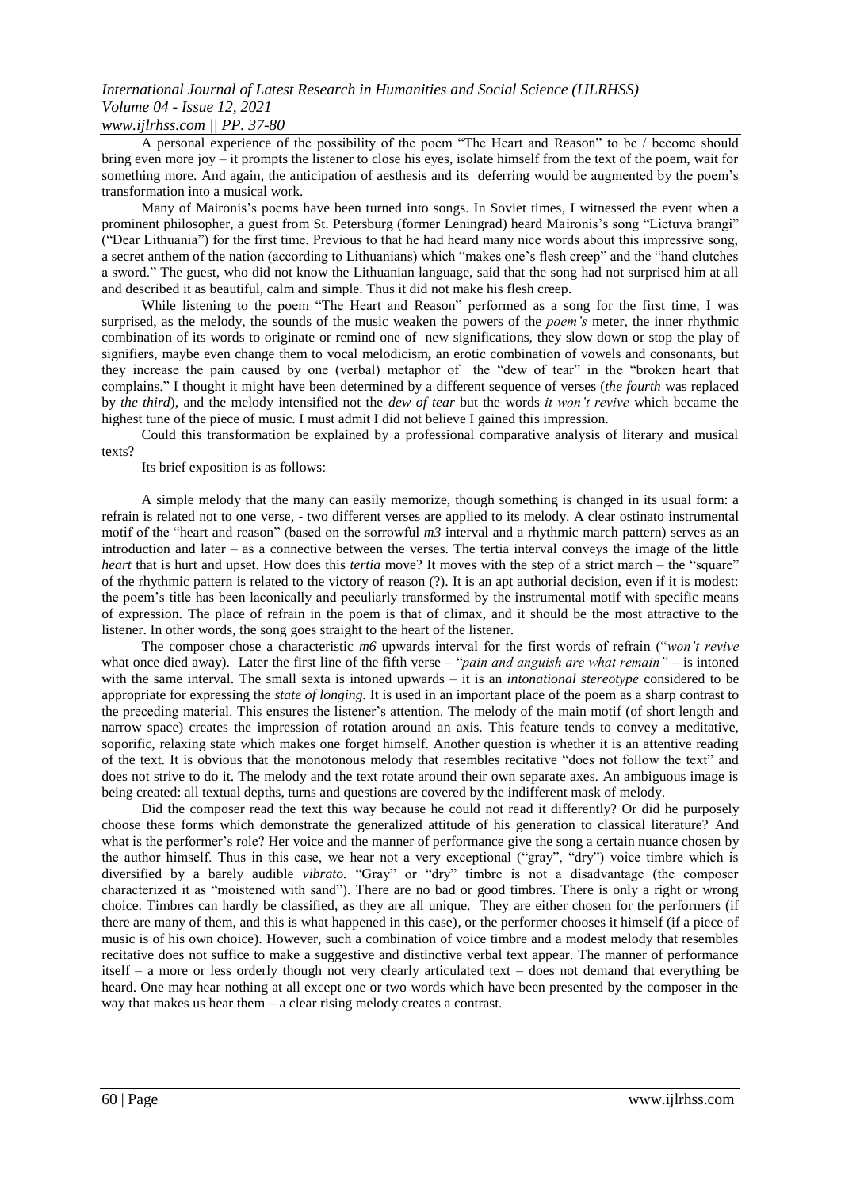A personal experience of the possibility of the poem "The Heart and Reason" to be / become should bring even more joy – it prompts the listener to close his eyes, isolate himself from the text of the poem, wait for something more. And again, the anticipation of aesthesis and its deferring would be augmented by the poem's transformation into a musical work.

Many of Maironis's poems have been turned into songs. In Soviet times, I witnessed the event when a prominent philosopher, a guest from St. Petersburg (former Leningrad) heard Maironis's song "Lietuva brangi" ("Dear Lithuania") for the first time. Previous to that he had heard many nice words about this impressive song, a secret anthem of the nation (according to Lithuanians) which "makes one's flesh creep" and the "hand clutches a sword." The guest, who did not know the Lithuanian language, said that the song had not surprised him at all and described it as beautiful, calm and simple. Thus it did not make his flesh creep.

While listening to the poem "The Heart and Reason" performed as a song for the first time, I was surprised, as the melody, the sounds of the music weaken the powers of the *poem's* meter, the inner rhythmic combination of its words to originate or remind one of new significations, they slow down or stop the play of signifiers, maybe even change them to vocal melodicism**,** an erotic combination of vowels and consonants, but they increase the pain caused by one (verbal) metaphor of the "dew of tear" in the "broken heart that complains." I thought it might have been determined by a different sequence of verses (*the fourth* was replaced by *the third*), and the melody intensified not the *dew of tear* but the words *it won't revive* which became the highest tune of the piece of music. I must admit I did not believe I gained this impression.

Could this transformation be explained by a professional comparative analysis of literary and musical texts?

Its brief exposition is as follows:

A simple melody that the many can easily memorize, though something is changed in its usual form: a refrain is related not to one verse, - two different verses are applied to its melody. A clear ostinato instrumental motif of the "heart and reason" (based on the sorrowful *m3* interval and a rhythmic march pattern) serves as an introduction and later – as a connective between the verses. The tertia interval conveys the image of the little *heart* that is hurt and upset. How does this *tertia* move? It moves with the step of a strict march – the "square" of the rhythmic pattern is related to the victory of reason (?). It is an apt authorial decision, even if it is modest: the poem's title has been laconically and peculiarly transformed by the instrumental motif with specific means of expression. The place of refrain in the poem is that of climax, and it should be the most attractive to the listener. In other words, the song goes straight to the heart of the listener.

The composer chose a characteristic *m6* upwards interval for the first words of refrain ("*won't revive* what once died away). Later the first line of the fifth verse – "*pain and anguish are what remain"* – is intoned with the same interval. The small sexta is intoned upwards – it is an *intonational stereotype* considered to be appropriate for expressing the *state of longing.* It is used in an important place of the poem as a sharp contrast to the preceding material. This ensures the listener's attention. The melody of the main motif (of short length and narrow space) creates the impression of rotation around an axis. This feature tends to convey a meditative, soporific, relaxing state which makes one forget himself. Another question is whether it is an attentive reading of the text. It is obvious that the monotonous melody that resembles recitative "does not follow the text" and does not strive to do it. The melody and the text rotate around their own separate axes. An ambiguous image is being created: all textual depths, turns and questions are covered by the indifferent mask of melody.

Did the composer read the text this way because he could not read it differently? Or did he purposely choose these forms which demonstrate the generalized attitude of his generation to classical literature? And what is the performer's role? Her voice and the manner of performance give the song a certain nuance chosen by the author himself. Thus in this case, we hear not a very exceptional ("gray", "dry") voice timbre which is diversified by a barely audible *vibrato.* "Gray" or "dry" timbre is not a disadvantage (the composer characterized it as "moistened with sand"). There are no bad or good timbres. There is only a right or wrong choice. Timbres can hardly be classified, as they are all unique. They are either chosen for the performers (if there are many of them, and this is what happened in this case), or the performer chooses it himself (if a piece of music is of his own choice). However, such a combination of voice timbre and a modest melody that resembles recitative does not suffice to make a suggestive and distinctive verbal text appear. The manner of performance itself – a more or less orderly though not very clearly articulated text – does not demand that everything be heard. One may hear nothing at all except one or two words which have been presented by the composer in the way that makes us hear them – a clear rising melody creates a contrast.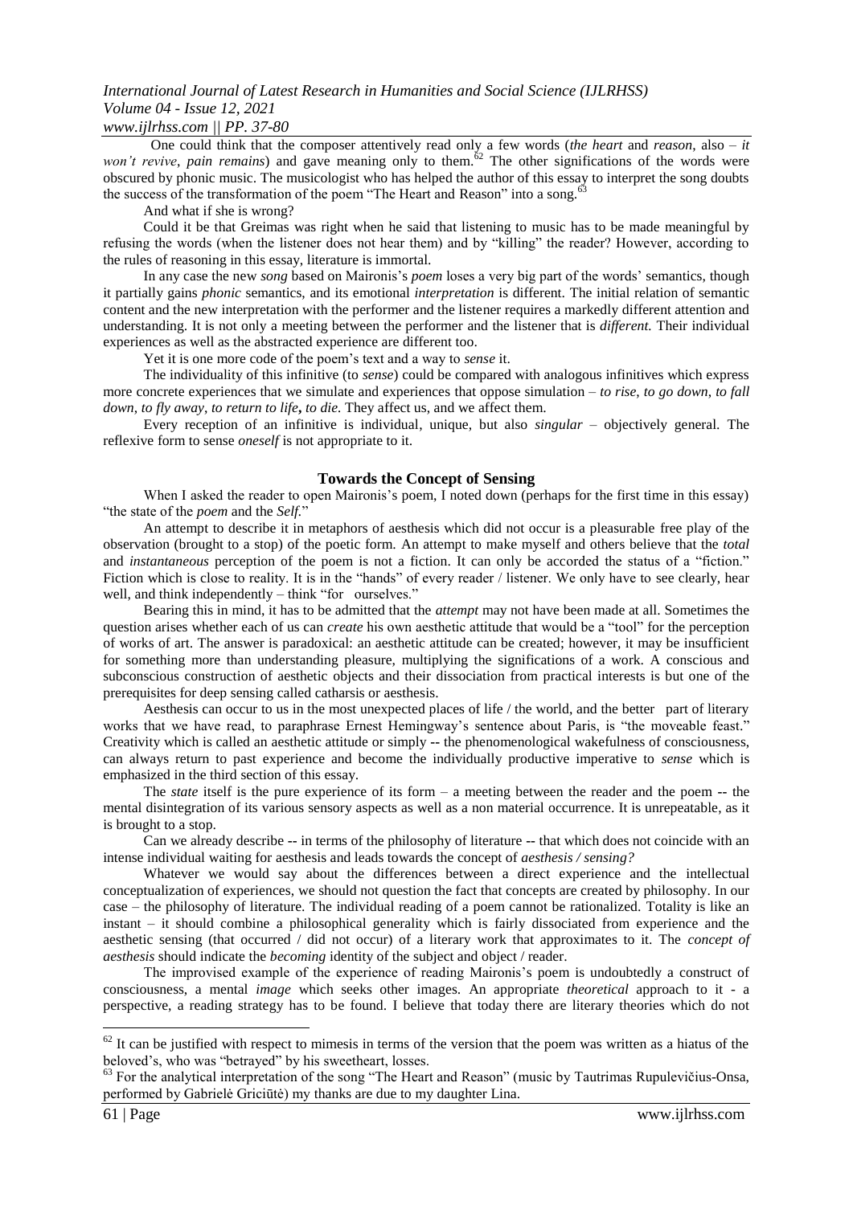One could think that the composer attentively read only a few words (*the heart* and *reason*, also – *it won't revive*, *pain remains*) and gave meaning only to them.[62] The other significations of the words were obscured by phonic music. The musicologist who has helped the author of this essay to interpret the song doubts the success of the transformation of the poem "The Heart and Reason" into a song.[63]

And what if she is wrong?

Could it be that Greimas was right when he said that listening to music has to be made meaningful by refusing the words (when the listener does not hear them) and by "killing" the reader? However, according to the rules of reasoning in this essay, literature is immortal.

In any case the new *song* based on Maironis's *poem* loses a very big part of the words' semantics, though it partially gains *phonic* semantics, and its emotional *interpretation* is different. The initial relation of semantic content and the new interpretation with the performer and the listener requires a markedly different attention and understanding. It is not only a meeting between the performer and the listener that is *different.* Their individual experiences as well as the abstracted experience are different too.

Yet it is one more code of the poem's text and a way to *sense* it.

The individuality of this infinitive (to *sense*) could be compared with analogous infinitives which express more concrete experiences that we simulate and experiences that oppose simulation – *to rise*, *to go down*, *to fall down*, *to fly away*, *to return to life***,** *to die.* They affect us, and we affect them.

Every reception of an infinitive is individual, unique, but also *singular* – objectively general. The reflexive form to sense *oneself* is not appropriate to it.

## Towards the Concept of Sensing

When I asked the reader to open Maironis's poem, I noted down (perhaps for the first time in this essay) "the state of the *poem* and the *Self.*"

An attempt to describe it in metaphors of aesthesis which did not occur is a pleasurable free play of the observation (brought to a stop) of the poetic form. An attempt to make myself and others believe that the *total* and *instantaneous* perception of the poem is not a fiction. It can only be accorded the status of a "fiction." Fiction which is close to reality. It is in the "hands" of every reader / listener. We only have to see clearly, hear well, and think independently – think "for ourselves."

Bearing this in mind, it has to be admitted that the *attempt* may not have been made at all. Sometimes the question arises whether each of us can *create* his own aesthetic attitude that would be a "tool" for the perception of works of art. The answer is paradoxical: an aesthetic attitude can be created; however, it may be insufficient for something more than understanding pleasure, multiplying the significations of a work. A conscious and subconscious construction of aesthetic objects and their dissociation from practical interests is but one of the prerequisites for deep sensing called catharsis or aesthesis.

Aesthesis can occur to us in the most unexpected places of life / the world, and the better part of literary works that we have read, to paraphrase Ernest Hemingway's sentence about Paris, is "the moveable feast." Creativity which is called an aesthetic attitude or simply -- the phenomenological wakefulness of consciousness, can always return to past experience and become the individually productive imperative to *sense* which is emphasized in the third section of this essay.

The *state* itself is the pure experience of its form – a meeting between the reader and the poem -- the mental disintegration of its various sensory aspects as well as a non material occurrence. It is unrepeatable, as it is brought to a stop.

Can we already describe -- in terms of the philosophy of literature -- that which does not coincide with an intense individual waiting for aesthesis and leads towards the concept of *aesthesis / sensing?*

Whatever we would say about the differences between a direct experience and the intellectual conceptualization of experiences, we should not question the fact that concepts are created by philosophy. In our case – the philosophy of literature. The individual reading of a poem cannot be rationalized. Totality is like an instant – it should combine a philosophical generality which is fairly dissociated from experience and the aesthetic sensing (that occurred / did not occur) of a literary work that approximates to it. The *concept of aesthesis* should indicate the *becoming* identity of the subject and object / reader.

The improvised example of the experience of reading Maironis's poem is undoubtedly a construct of consciousness, a mental *image* which seeks other images. An appropriate *theoretical* approach to it - a perspective, a reading strategy has to be found. I believe that today there are literary theories which do not

---

[62] It can be justified with respect to mimesis in terms of the version that the poem was written as a hiatus of the beloved's, who was "betrayed" by his sweetheart, losses.

[63] For the analytical interpretation of the song "The Heart and Reason" (music by Tautrimas Rupulevičius-Onsa, performed by Gabrielė Griciūtė) my thanks are due to my daughter Lina.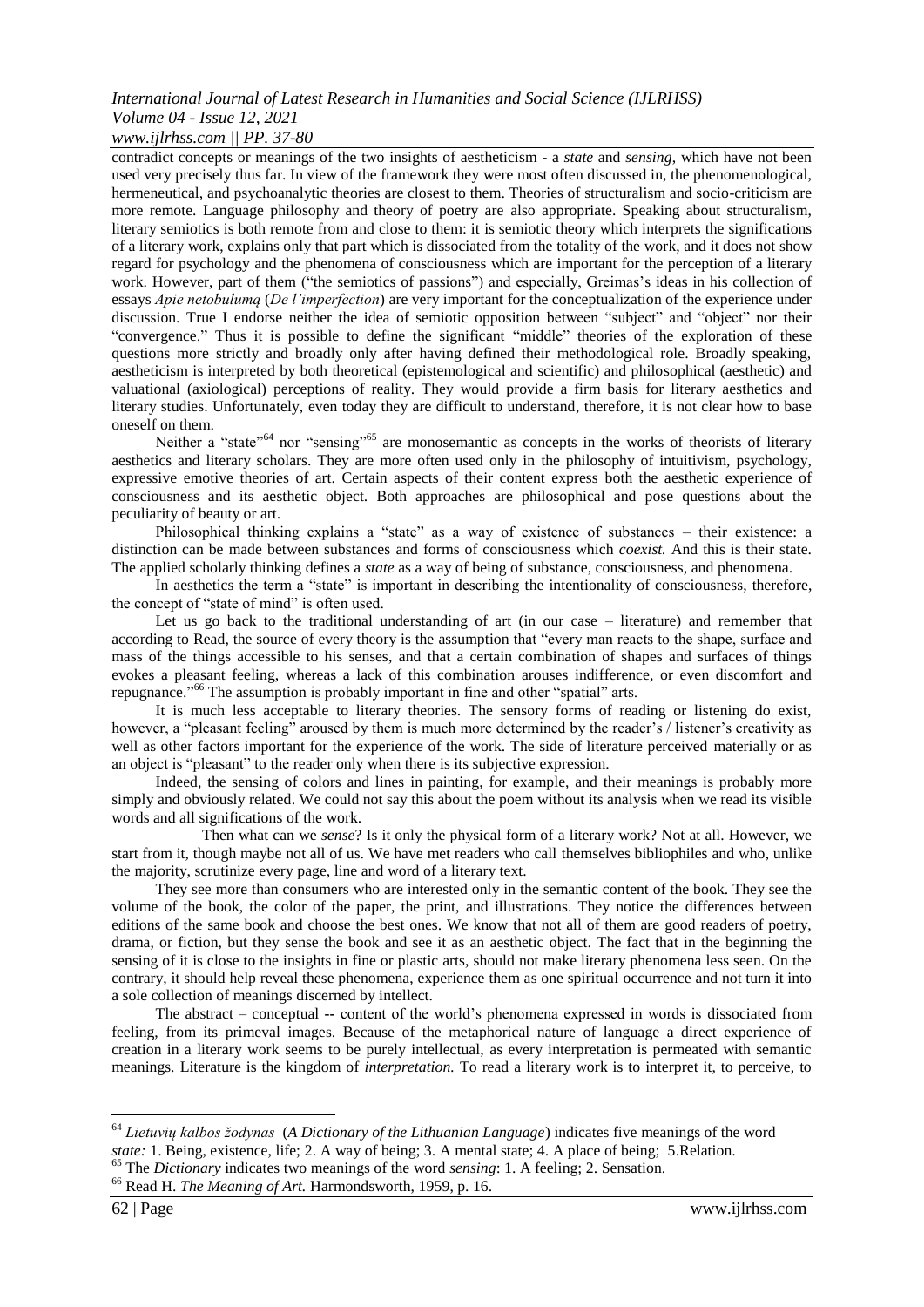contradict concepts or meanings of the two insights of aestheticism - a *state* and *sensing*, which have not been used very precisely thus far. In view of the framework they were most often discussed in, the phenomenological, hermeneutical, and psychoanalytic theories are closest to them. Theories of structuralism and socio-criticism are more remote. Language philosophy and theory of poetry are also appropriate. Speaking about structuralism, literary semiotics is both remote from and close to them: it is semiotic theory which interprets the significations of a literary work, explains only that part which is dissociated from the totality of the work, and it does not show regard for psychology and the phenomena of consciousness which are important for the perception of a literary work. However, part of them ("the semiotics of passions") and especially, Greimas's ideas in his collection of essays *Apie netobulumą* (*De l'imperfection*) are very important for the conceptualization of the experience under discussion. True I endorse neither the idea of semiotic opposition between "subject" and "object" nor their "convergence." Thus it is possible to define the significant "middle" theories of the exploration of these questions more strictly and broadly only after having defined their methodological role. Broadly speaking, aestheticism is interpreted by both theoretical (epistemological and scientific) and philosophical (aesthetic) and valuational (axiological) perceptions of reality. They would provide a firm basis for literary aesthetics and literary studies. Unfortunately, even today they are difficult to understand, therefore, it is not clear how to base oneself on them.

Neither a "state"[64] nor "sensing"[65] are monosemantic as concepts in the works of theorists of literary aesthetics and literary scholars. They are more often used only in the philosophy of intuitivism, psychology, expressive emotive theories of art. Certain aspects of their content express both the aesthetic experience of consciousness and its aesthetic object. Both approaches are philosophical and pose questions about the peculiarity of beauty or art.

Philosophical thinking explains a "state" as a way of existence of substances – their existence: a distinction can be made between substances and forms of consciousness which *coexist.* And this is their state. The applied scholarly thinking defines a *state* as a way of being of substance, consciousness, and phenomena.

In aesthetics the term a "state" is important in describing the intentionality of consciousness, therefore, the concept of "state of mind" is often used.

Let us go back to the traditional understanding of art (in our case – literature) and remember that according to Read, the source of every theory is the assumption that "every man reacts to the shape, surface and mass of the things accessible to his senses, and that a certain combination of shapes and surfaces of things evokes a pleasant feeling, whereas a lack of this combination arouses indifference, or even discomfort and repugnance."[66] The assumption is probably important in fine and other "spatial" arts.

It is much less acceptable to literary theories. The sensory forms of reading or listening do exist, however, a "pleasant feeling" aroused by them is much more determined by the reader's / listener's creativity as well as other factors important for the experience of the work. The side of literature perceived materially or as an object is "pleasant" to the reader only when there is its subjective expression.

Indeed, the sensing of colors and lines in painting, for example, and their meanings is probably more simply and obviously related. We could not say this about the poem without its analysis when we read its visible words and all significations of the work.

Then what can we *sense*? Is it only the physical form of a literary work? Not at all. However, we start from it, though maybe not all of us. We have met readers who call themselves bibliophiles and who, unlike the majority, scrutinize every page, line and word of a literary text.

They see more than consumers who are interested only in the semantic content of the book. They see the volume of the book, the color of the paper, the print, and illustrations. They notice the differences between editions of the same book and choose the best ones. We know that not all of them are good readers of poetry, drama, or fiction, but they sense the book and see it as an aesthetic object. The fact that in the beginning the sensing of it is close to the insights in fine or plastic arts, should not make literary phenomena less seen. On the contrary, it should help reveal these phenomena, experience them as one spiritual occurrence and not turn it into a sole collection of meanings discerned by intellect.

The abstract – conceptual -- content of the world's phenomena expressed in words is dissociated from feeling, from its primeval images. Because of the metaphorical nature of language a direct experience of creation in a literary work seems to be purely intellectual, as every interpretation is permeated with semantic meanings. Literature is the kingdom of *interpretation.* To read a literary work is to interpret it, to perceive, to

---

[64] *Lietuvių kalbos žodynas* (*A Dictionary of the Lithuanian Language*) indicates five meanings of the word *state:* 1. Being, existence, life; 2. A way of being; 3. A mental state; 4. A place of being; 5.Relation.

[65] The *Dictionary* indicates two meanings of the word *sensing*: 1. A feeling; 2. Sensation.

[66] Read H. *The Meaning of Art.* Harmondsworth, 1959, p. 16.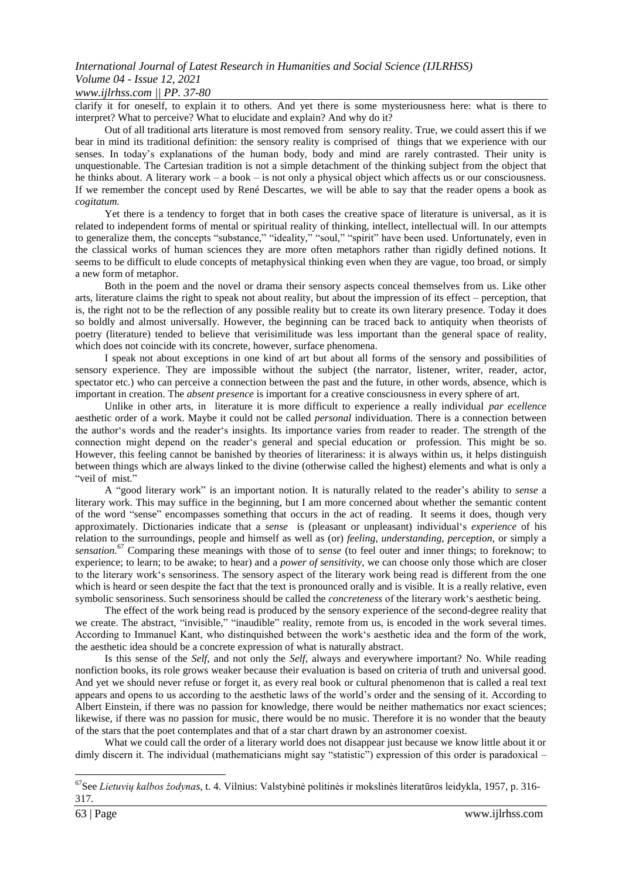clarify it for oneself, to explain it to others. And yet there is some mysteriousness here: what is there to interpret? What to perceive? What to elucidate and explain? And why do it?

Out of all traditional arts literature is most removed from sensory reality. True, we could assert this if we bear in mind its traditional definition: the sensory reality is comprised of things that we experience with our senses. In today's explanations of the human body, body and mind are rarely contrasted. Their unity is unquestionable. The Cartesian tradition is not a simple detachment of the thinking subject from the object that he thinks about. A literary work – a book – is not only a physical object which affects us or our consciousness. If we remember the concept used by René Descartes, we will be able to say that the reader opens a book as *cogitatum.*

Yet there is a tendency to forget that in both cases the creative space of literature is universal, as it is related to independent forms of mental or spiritual reality of thinking, intellect, intellectual will. In our attempts to generalize them, the concepts "substance," "ideality," "soul," "spirit" have been used. Unfortunately, even in the classical works of human sciences they are more often metaphors rather than rigidly defined notions. It seems to be difficult to elude concepts of metaphysical thinking even when they are vague, too broad, or simply a new form of metaphor.

Both in the poem and the novel or drama their sensory aspects conceal themselves from us. Like other arts, literature claims the right to speak not about reality, but about the impression of its effect – perception, that is, the right not to be the reflection of any possible reality but to create its own literary presence. Today it does so boldly and almost universally. However, the beginning can be traced back to antiquity when theorists of poetry (literature) tended to believe that verisimilitude was less important than the general space of reality, which does not coincide with its concrete, however, surface phenomena.

I speak not about exceptions in one kind of art but about all forms of the sensory and possibilities of sensory experience. They are impossible without the subject (the narrator, listener, writer, reader, actor, spectator etc.) who can perceive a connection between the past and the future, in other words, absence, which is important in creation. The *absent presence* is important for a creative consciousness in every sphere of art.

Unlike in other arts, in literature it is more difficult to experience a really individual *par ecellence* aesthetic order of a work. Maybe it could not be called *personal* individuation. There is a connection between the author's words and the reader's insights. Its importance varies from reader to reader. The strength of the connection might depend on the reader's general and special education or profession. This might be so. However, this feeling cannot be banished by theories of literariness: it is always within us, it helps distinguish between things which are always linked to the divine (otherwise called the highest) elements and what is only a "veil of mist."

A "good literary work" is an important notion. It is naturally related to the reader's ability to *sense* a literary work. This may suffice in the beginning, but I am more concerned about whether the semantic content of the word "sense" encompasses something that occurs in the act of reading. It seems it does, though very approximately. Dictionaries indicate that a *sense* is (pleasant or unpleasant) individual's *experience* of his relation to the surroundings, people and himself as well as (or) *feeling, understanding, perception,* or simply a *sensation.*[67] Comparing these meanings with those of to *sense* (to feel outer and inner things; to foreknow; to experience; to learn; to be awake; to hear) and a *power of sensitivity,* we can choose only those which are closer to the literary work's sensoriness. The sensory aspect of the literary work being read is different from the one which is heard or seen despite the fact that the text is pronounced orally and is visible. It is a really relative, even symbolic sensoriness. Such sensoriness should be called the *concreteness* of the literary work's aesthetic being.

The effect of the work being read is produced by the sensory experience of the second-degree reality that we create. The abstract, "invisible," "inaudible" reality, remote from us, is encoded in the work several times. According to Immanuel Kant, who distinguished between the work's aesthetic idea and the form of the work, the aesthetic idea should be a concrete expression of what is naturally abstract.

Is this sense of the *Self*, and not only the *Self*, always and everywhere important? No. While reading nonfiction books, its role grows weaker because their evaluation is based on criteria of truth and universal good. And yet we should never refuse or forget it, as every real book or cultural phenomenon that is called a real text appears and opens to us according to the aesthetic laws of the world's order and the sensing of it. According to Albert Einstein, if there was no passion for knowledge, there would be neither mathematics nor exact sciences; likewise, if there was no passion for music, there would be no music. Therefore it is no wonder that the beauty of the stars that the poet contemplates and that of a star chart drawn by an astronomer coexist.

What we could call the order of a literary world does not disappear just because we know little about it or dimly discern it. The individual (mathematicians might say "statistic") expression of this order is paradoxical –

---

[67] See *Lietuvių kalbos žodynas*, t. 4. Vilnius: Valstybinė politinės ir mokslinės literatūros leidykla, 1957, p. 316-317.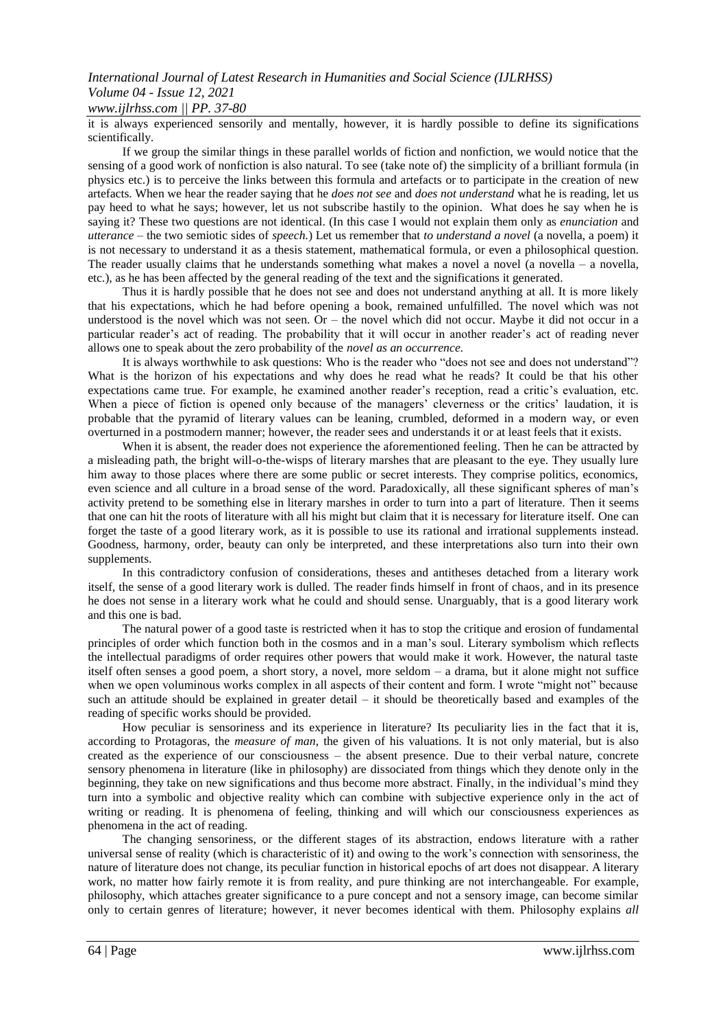it is always experienced sensorily and mentally, however, it is hardly possible to define its significations scientifically.

If we group the similar things in these parallel worlds of fiction and nonfiction, we would notice that the sensing of a good work of nonfiction is also natural. To see (take note of) the simplicity of a brilliant formula (in physics etc.) is to perceive the links between this formula and artefacts or to participate in the creation of new artefacts. When we hear the reader saying that he *does not see* and *does not understand* what he is reading, let us pay heed to what he says; however, let us not subscribe hastily to the opinion. What does he say when he is saying it? These two questions are not identical. (In this case I would not explain them only as *enunciation* and *utterance* – the two semiotic sides of *speech.*) Let us remember that *to understand a novel* (a novella, a poem) it is not necessary to understand it as a thesis statement, mathematical formula, or even a philosophical question. The reader usually claims that he understands something what makes a novel a novel (a novella – a novella, etc.), as he has been affected by the general reading of the text and the significations it generated.

Thus it is hardly possible that he does not see and does not understand anything at all. It is more likely that his expectations, which he had before opening a book, remained unfulfilled. The novel which was not understood is the novel which was not seen. Or – the novel which did not occur. Maybe it did not occur in a particular reader's act of reading. The probability that it will occur in another reader's act of reading never allows one to speak about the zero probability of the *novel as an occurrence.*

It is always worthwhile to ask questions: Who is the reader who "does not see and does not understand"? What is the horizon of his expectations and why does he read what he reads? It could be that his other expectations came true. For example, he examined another reader's reception, read a critic's evaluation, etc. When a piece of fiction is opened only because of the managers' cleverness or the critics' laudation, it is probable that the pyramid of literary values can be leaning, crumbled, deformed in a modern way, or even overturned in a postmodern manner; however, the reader sees and understands it or at least feels that it exists.

When it is absent, the reader does not experience the aforementioned feeling. Then he can be attracted by a misleading path, the bright will-o-the-wisps of literary marshes that are pleasant to the eye. They usually lure him away to those places where there are some public or secret interests. They comprise politics, economics, even science and all culture in a broad sense of the word. Paradoxically, all these significant spheres of man's activity pretend to be something else in literary marshes in order to turn into a part of literature. Then it seems that one can hit the roots of literature with all his might but claim that it is necessary for literature itself. One can forget the taste of a good literary work, as it is possible to use its rational and irrational supplements instead. Goodness, harmony, order, beauty can only be interpreted, and these interpretations also turn into their own supplements.

In this contradictory confusion of considerations, theses and antitheses detached from a literary work itself, the sense of a good literary work is dulled. The reader finds himself in front of chaos, and in its presence he does not sense in a literary work what he could and should sense. Unarguably, that is a good literary work and this one is bad.

The natural power of a good taste is restricted when it has to stop the critique and erosion of fundamental principles of order which function both in the cosmos and in a man's soul. Literary symbolism which reflects the intellectual paradigms of order requires other powers that would make it work. However, the natural taste itself often senses a good poem, a short story, a novel, more seldom – a drama, but it alone might not suffice when we open voluminous works complex in all aspects of their content and form. I wrote "might not" because such an attitude should be explained in greater detail – it should be theoretically based and examples of the reading of specific works should be provided.

How peculiar is sensoriness and its experience in literature? Its peculiarity lies in the fact that it is, according to Protagoras, the *measure of man*, the given of his valuations. It is not only material, but is also created as the experience of our consciousness – the absent presence. Due to their verbal nature, concrete sensory phenomena in literature (like in philosophy) are dissociated from things which they denote only in the beginning, they take on new significations and thus become more abstract. Finally, in the individual's mind they turn into a symbolic and objective reality which can combine with subjective experience only in the act of writing or reading. It is phenomena of feeling, thinking and will which our consciousness experiences as phenomena in the act of reading.

The changing sensoriness, or the different stages of its abstraction, endows literature with a rather universal sense of reality (which is characteristic of it) and owing to the work's connection with sensoriness, the nature of literature does not change, its peculiar function in historical epochs of art does not disappear. A literary work, no matter how fairly remote it is from reality, and pure thinking are not interchangeable. For example, philosophy, which attaches greater significance to a pure concept and not a sensory image, can become similar only to certain genres of literature; however, it never becomes identical with them. Philosophy explains *all*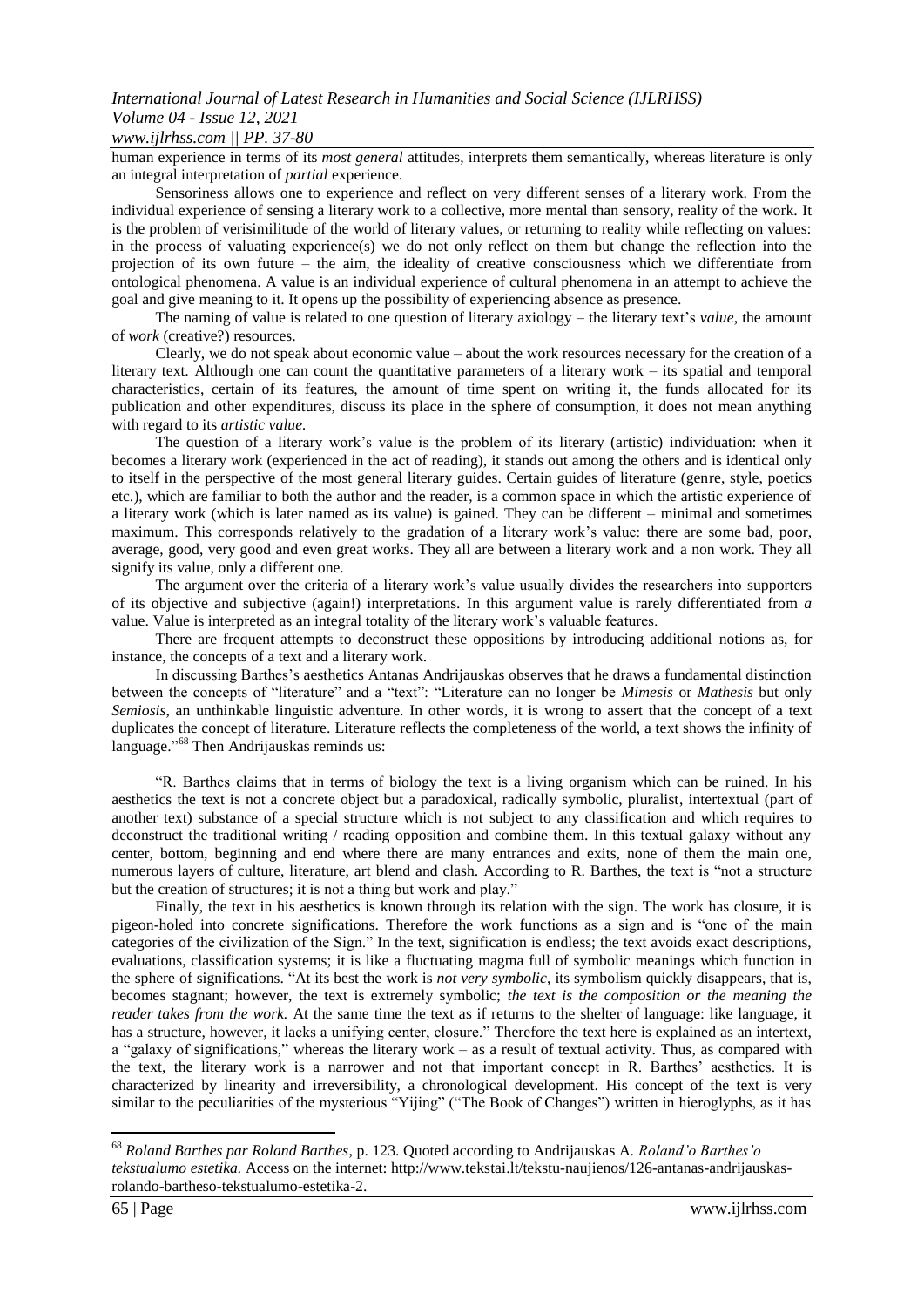human experience in terms of its *most general* attitudes, interprets them semantically, whereas literature is only an integral interpretation of *partial* experience.

Sensoriness allows one to experience and reflect on very different senses of a literary work. From the individual experience of sensing a literary work to a collective, more mental than sensory, reality of the work. It is the problem of verisimilitude of the world of literary values, or returning to reality while reflecting on values: in the process of valuating experience(s) we do not only reflect on them but change the reflection into the projection of its own future – the aim, the ideality of creative consciousness which we differentiate from ontological phenomena. A value is an individual experience of cultural phenomena in an attempt to achieve the goal and give meaning to it. It opens up the possibility of experiencing absence as presence.

The naming of value is related to one question of literary axiology – the literary text's *value*, the amount of *work* (creative?) resources.

Clearly, we do not speak about economic value – about the work resources necessary for the creation of a literary text. Although one can count the quantitative parameters of a literary work – its spatial and temporal characteristics, certain of its features, the amount of time spent on writing it, the funds allocated for its publication and other expenditures, discuss its place in the sphere of consumption, it does not mean anything with regard to its *artistic value*.

The question of a literary work's value is the problem of its literary (artistic) individuation: when it becomes a literary work (experienced in the act of reading), it stands out among the others and is identical only to itself in the perspective of the most general literary guides. Certain guides of literature (genre, style, poetics etc.), which are familiar to both the author and the reader, is a common space in which the artistic experience of a literary work (which is later named as its value) is gained. They can be different – minimal and sometimes maximum. This corresponds relatively to the gradation of a literary work's value: there are some bad, poor, average, good, very good and even great works. They all are between a literary work and a non work. They all signify its value, only a different one.

The argument over the criteria of a literary work's value usually divides the researchers into supporters of its objective and subjective (again!) interpretations. In this argument value is rarely differentiated from *a* value. Value is interpreted as an integral totality of the literary work's valuable features.

There are frequent attempts to deconstruct these oppositions by introducing additional notions as, for instance, the concepts of a text and a literary work.

In discussing Barthes's aesthetics Antanas Andrijauskas observes that he draws a fundamental distinction between the concepts of "literature" and a "text": "Literature can no longer be *Mimesis* or *Mathesis* but only *Semiosis*, an unthinkable linguistic adventure. In other words, it is wrong to assert that the concept of a text duplicates the concept of literature. Literature reflects the completeness of the world, a text shows the infinity of language."[68] Then Andrijauskas reminds us:

"R. Barthes claims that in terms of biology the text is a living organism which can be ruined. In his aesthetics the text is not a concrete object but a paradoxical, radically symbolic, pluralist, intertextual (part of another text) substance of a special structure which is not subject to any classification and which requires to deconstruct the traditional writing / reading opposition and combine them. In this textual galaxy without any center, bottom, beginning and end where there are many entrances and exits, none of them the main one, numerous layers of culture, literature, art blend and clash. According to R. Barthes, the text is "not a structure but the creation of structures; it is not a thing but work and play."

Finally, the text in his aesthetics is known through its relation with the sign. The work has closure, it is pigeon-holed into concrete significations. Therefore the work functions as a sign and is "one of the main categories of the civilization of the Sign." In the text, signification is endless; the text avoids exact descriptions, evaluations, classification systems; it is like a fluctuating magma full of symbolic meanings which function in the sphere of significations. "At its best the work is *not very symbolic*, its symbolism quickly disappears, that is, becomes stagnant; however, the text is extremely symbolic; *the text is the composition or the meaning the reader takes from the work.* At the same time the text as if returns to the shelter of language: like language, it has a structure, however, it lacks a unifying center, closure." Therefore the text here is explained as an intertext, a "galaxy of significations," whereas the literary work – as a result of textual activity. Thus, as compared with the text, the literary work is a narrower and not that important concept in R. Barthes' aesthetics. It is characterized by linearity and irreversibility, a chronological development. His concept of the text is very similar to the peculiarities of the mysterious "Yijing" ("The Book of Changes") written in hieroglyphs, as it has

---

[68] *Roland Barthes par Roland Barthes*, p. 123. Quoted according to Andrijauskas A. *Roland'o Barthes'o tekstualumo estetika.* Access on the internet: http://www.tekstai.lt/tekstu-naujienos/126-antanas-andrijauskas-rolando-bartheso-tekstualumo-estetika-2.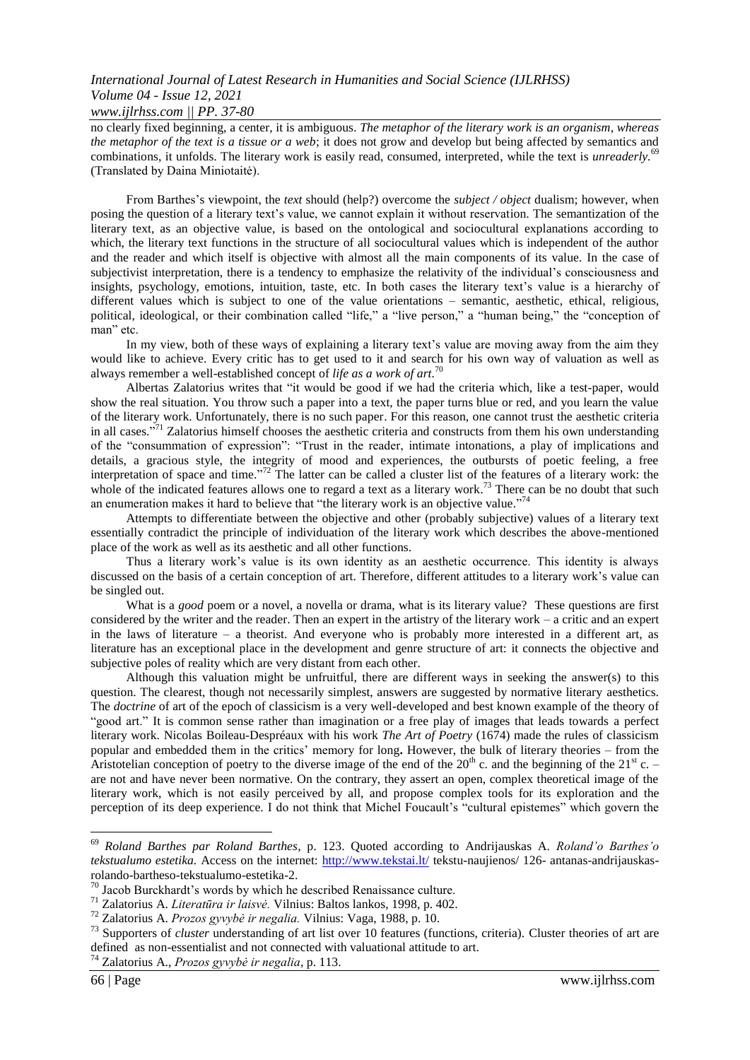no clearly fixed beginning, a center, it is ambiguous. *The metaphor of the literary work is an organism, whereas the metaphor of the text is a tissue or a web*; it does not grow and develop but being affected by semantics and combinations, it unfolds. The literary work is easily read, consumed, interpreted, while the text is *unreaderly*.[69] (Translated by Daina Miniotaitė).

From Barthes's viewpoint, the *text* should (help?) overcome the *subject / object* dualism; however, when posing the question of a literary text's value, we cannot explain it without reservation. The semantization of the literary text, as an objective value, is based on the ontological and sociocultural explanations according to which, the literary text functions in the structure of all sociocultural values which is independent of the author and the reader and which itself is objective with almost all the main components of its value. In the case of subjectivist interpretation, there is a tendency to emphasize the relativity of the individual's consciousness and insights, psychology, emotions, intuition, taste, etc. In both cases the literary text's value is a hierarchy of different values which is subject to one of the value orientations – semantic, aesthetic, ethical, religious, political, ideological, or their combination called "life," a "live person," a "human being," the "conception of man" etc.

In my view, both of these ways of explaining a literary text's value are moving away from the aim they would like to achieve. Every critic has to get used to it and search for his own way of valuation as well as always remember a well-established concept of *life as a work of art*.[70]

Albertas Zalatorius writes that "it would be good if we had the criteria which, like a test-paper, would show the real situation. You throw such a paper into a text, the paper turns blue or red, and you learn the value of the literary work. Unfortunately, there is no such paper. For this reason, one cannot trust the aesthetic criteria in all cases."[71] Zalatorius himself chooses the aesthetic criteria and constructs from them his own understanding of the "consummation of expression": "Trust in the reader, intimate intonations, a play of implications and details, a gracious style, the integrity of mood and experiences, the outbursts of poetic feeling, a free interpretation of space and time."[72] The latter can be called a cluster list of the features of a literary work: the whole of the indicated features allows one to regard a text as a literary work.[73] There can be no doubt that such an enumeration makes it hard to believe that "the literary work is an objective value."[74]

Attempts to differentiate between the objective and other (probably subjective) values of a literary text essentially contradict the principle of individuation of the literary work which describes the above-mentioned place of the work as well as its aesthetic and all other functions.

Thus a literary work's value is its own identity as an aesthetic occurrence. This identity is always discussed on the basis of a certain conception of art. Therefore, different attitudes to a literary work's value can be singled out.

What is a *good* poem or a novel, a novella or drama, what is its literary value? These questions are first considered by the writer and the reader. Then an expert in the artistry of the literary work – a critic and an expert in the laws of literature – a theorist. And everyone who is probably more interested in a different art, as literature has an exceptional place in the development and genre structure of art: it connects the objective and subjective poles of reality which are very distant from each other.

Although this valuation might be unfruitful, there are different ways in seeking the answer(s) to this question. The clearest, though not necessarily simplest, answers are suggested by normative literary aesthetics. The *doctrine* of art of the epoch of classicism is a very well-developed and best known example of the theory of "good art." It is common sense rather than imagination or a free play of images that leads towards a perfect literary work. Nicolas Boileau-Despréaux with his work *The Art of Poetry* (1674) made the rules of classicism popular and embedded them in the critics' memory for long**.** However, the bulk of literary theories – from the Aristotelian conception of poetry to the diverse image of the end of the 20th c. and the beginning of the 21st c. – are not and have never been normative. On the contrary, they assert an open, complex theoretical image of the literary work, which is not easily perceived by all, and propose complex tools for its exploration and the perception of its deep experience. I do not think that Michel Foucault's "cultural epistemes" which govern the

---

[69] *Roland Barthes par Roland Barthes*, p. 123. Quoted according to Andrijauskas A. *Roland'o Barthes'o tekstualumo estetika.* Access on the internet: http://www.tekstai.lt/ tekstu-naujienos/ 126- antanas-andrijauskas-rolando-bartheso-tekstualumo-estetika-2.

[70] Jacob Burckhardt's words by which he described Renaissance culture.

[71] Zalatorius A. *Literatūra ir laisvė.* Vilnius: Baltos lankos, 1998, p. 402.

[72] Zalatorius A. *Prozos gyvybė ir negalia.* Vilnius: Vaga, 1988, p. 10.

[73] Supporters of *cluster* understanding of art list over 10 features (functions, criteria). Cluster theories of art are defined as non-essentialist and not connected with valuational attitude to art.

[74] Zalatorius A., *Prozos gyvybė ir negalia*, p. 113.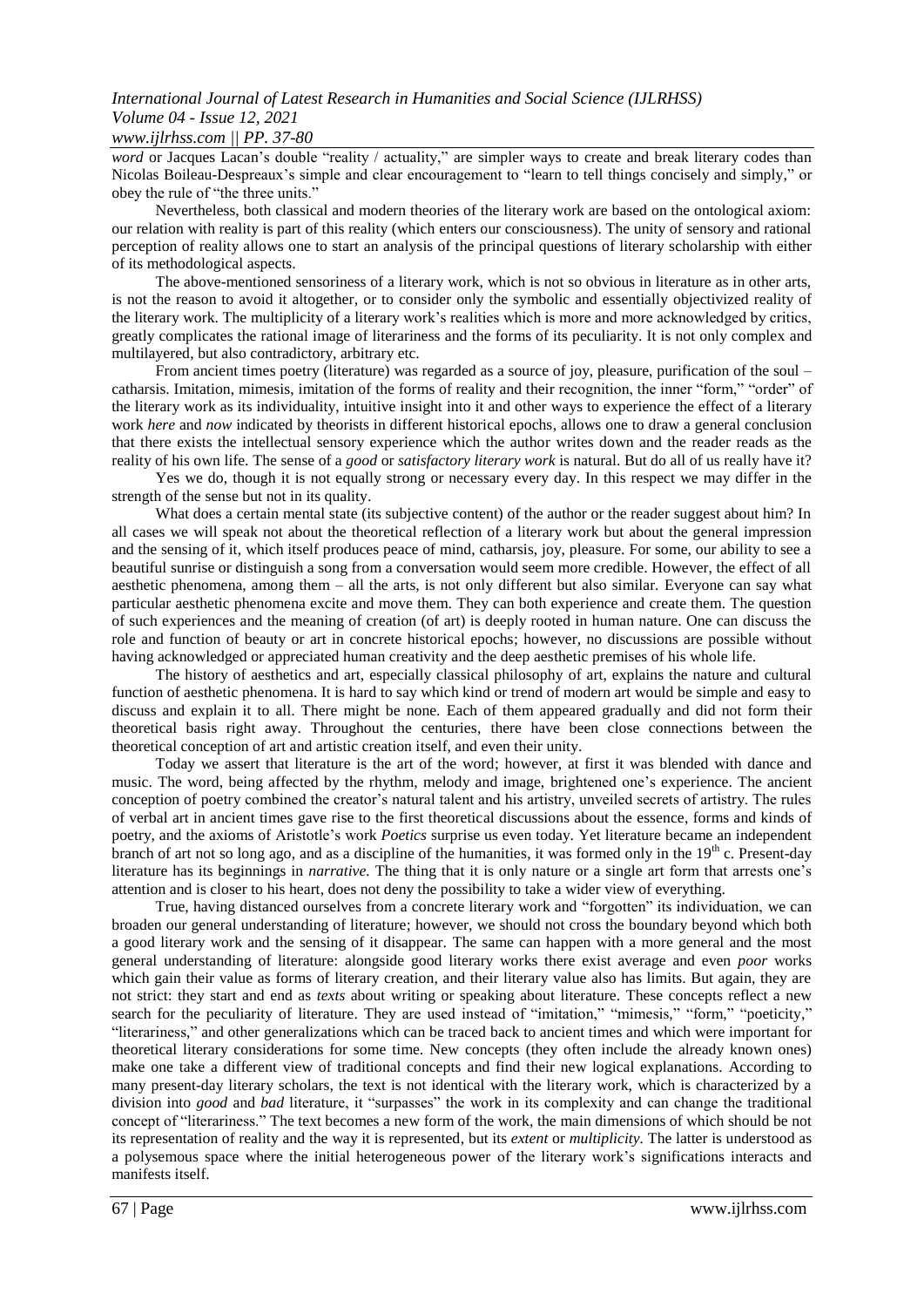*word* or Jacques Lacan's double "reality / actuality," are simpler ways to create and break literary codes than Nicolas Boileau-Despreaux's simple and clear encouragement to "learn to tell things concisely and simply," or obey the rule of "the three units."

Nevertheless, both classical and modern theories of the literary work are based on the ontological axiom: our relation with reality is part of this reality (which enters our consciousness). The unity of sensory and rational perception of reality allows one to start an analysis of the principal questions of literary scholarship with either of its methodological aspects.

The above-mentioned sensoriness of a literary work, which is not so obvious in literature as in other arts, is not the reason to avoid it altogether, or to consider only the symbolic and essentially objectivized reality of the literary work. The multiplicity of a literary work's realities which is more and more acknowledged by critics, greatly complicates the rational image of literariness and the forms of its peculiarity. It is not only complex and multilayered, but also contradictory, arbitrary etc.

From ancient times poetry (literature) was regarded as a source of joy, pleasure, purification of the soul – catharsis. Imitation, mimesis, imitation of the forms of reality and their recognition, the inner "form," "order" of the literary work as its individuality, intuitive insight into it and other ways to experience the effect of a literary work *here* and *now* indicated by theorists in different historical epochs, allows one to draw a general conclusion that there exists the intellectual sensory experience which the author writes down and the reader reads as the reality of his own life. The sense of a *good* or *satisfactory literary work* is natural. But do all of us really have it?

Yes we do, though it is not equally strong or necessary every day. In this respect we may differ in the strength of the sense but not in its quality.

What does a certain mental state (its subjective content) of the author or the reader suggest about him? In all cases we will speak not about the theoretical reflection of a literary work but about the general impression and the sensing of it, which itself produces peace of mind, catharsis, joy, pleasure. For some, our ability to see a beautiful sunrise or distinguish a song from a conversation would seem more credible. However, the effect of all aesthetic phenomena, among them – all the arts, is not only different but also similar. Everyone can say what particular aesthetic phenomena excite and move them. They can both experience and create them. The question of such experiences and the meaning of creation (of art) is deeply rooted in human nature. One can discuss the role and function of beauty or art in concrete historical epochs; however, no discussions are possible without having acknowledged or appreciated human creativity and the deep aesthetic premises of his whole life.

The history of aesthetics and art, especially classical philosophy of art, explains the nature and cultural function of aesthetic phenomena. It is hard to say which kind or trend of modern art would be simple and easy to discuss and explain it to all. There might be none. Each of them appeared gradually and did not form their theoretical basis right away. Throughout the centuries, there have been close connections between the theoretical conception of art and artistic creation itself, and even their unity.

Today we assert that literature is the art of the word; however, at first it was blended with dance and music. The word, being affected by the rhythm, melody and image, brightened one's experience. The ancient conception of poetry combined the creator's natural talent and his artistry, unveiled secrets of artistry. The rules of verbal art in ancient times gave rise to the first theoretical discussions about the essence, forms and kinds of poetry, and the axioms of Aristotle's work *Poetics* surprise us even today. Yet literature became an independent branch of art not so long ago, and as a discipline of the humanities, it was formed only in the 19th c. Present-day literature has its beginnings in *narrative.* The thing that it is only nature or a single art form that arrests one's attention and is closer to his heart, does not deny the possibility to take a wider view of everything.

True, having distanced ourselves from a concrete literary work and "forgotten" its individuation, we can broaden our general understanding of literature; however, we should not cross the boundary beyond which both a good literary work and the sensing of it disappear. The same can happen with a more general and the most general understanding of literature: alongside good literary works there exist average and even *poor* works which gain their value as forms of literary creation, and their literary value also has limits. But again, they are not strict: they start and end as *texts* about writing or speaking about literature. These concepts reflect a new search for the peculiarity of literature. They are used instead of "imitation," "mimesis," "form," "poeticity," "literariness," and other generalizations which can be traced back to ancient times and which were important for theoretical literary considerations for some time. New concepts (they often include the already known ones) make one take a different view of traditional concepts and find their new logical explanations. According to many present-day literary scholars, the text is not identical with the literary work, which is characterized by a division into *good* and *bad* literature, it "surpasses" the work in its complexity and can change the traditional concept of "literariness." The text becomes a new form of the work, the main dimensions of which should be not its representation of reality and the way it is represented, but its *extent* or *multiplicity*. The latter is understood as a polysemous space where the initial heterogeneous power of the literary work's significations interacts and manifests itself.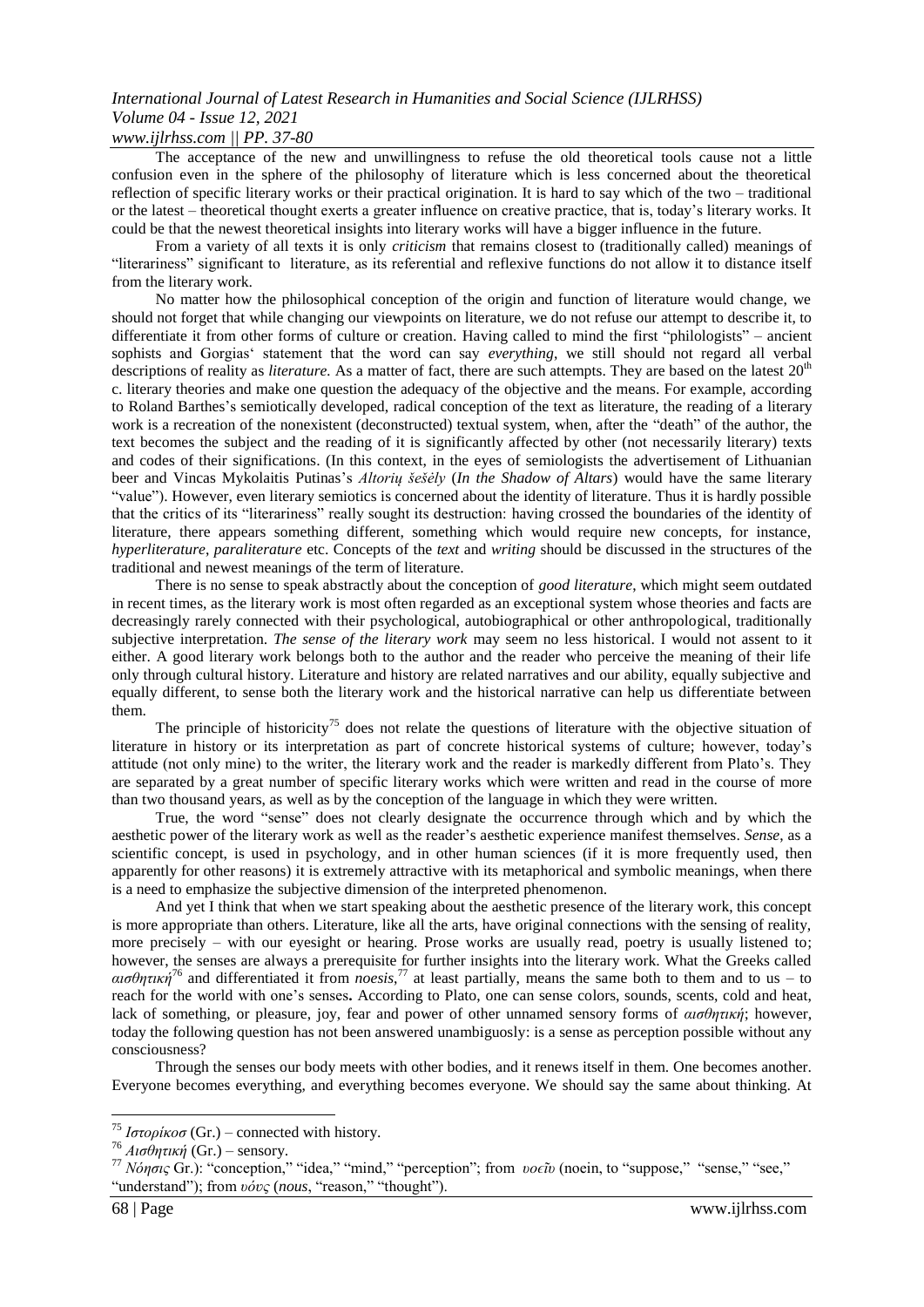The acceptance of the new and unwillingness to refuse the old theoretical tools cause not a little confusion even in the sphere of the philosophy of literature which is less concerned about the theoretical reflection of specific literary works or their practical origination. It is hard to say which of the two – traditional or the latest – theoretical thought exerts a greater influence on creative practice, that is, today's literary works. It could be that the newest theoretical insights into literary works will have a bigger influence in the future.

From a variety of all texts it is only *criticism* that remains closest to (traditionally called) meanings of "literariness" significant to literature, as its referential and reflexive functions do not allow it to distance itself from the literary work.

No matter how the philosophical conception of the origin and function of literature would change, we should not forget that while changing our viewpoints on literature, we do not refuse our attempt to describe it, to differentiate it from other forms of culture or creation. Having called to mind the first "philologists" – ancient sophists and Gorgias' statement that the word can say *everything*, we still should not regard all verbal descriptions of reality as *literature*. As a matter of fact, there are such attempts. They are based on the latest 20th c. literary theories and make one question the adequacy of the objective and the means. For example, according to Roland Barthes's semiotically developed, radical conception of the text as literature, the reading of a literary work is a recreation of the nonexistent (deconstructed) textual system, when, after the "death" of the author, the text becomes the subject and the reading of it is significantly affected by other (not necessarily literary) texts and codes of their significations. (In this context, in the eyes of semiologists the advertisement of Lithuanian beer and Vincas Mykolaitis Putinas's *Altorių šešėly* (*In the Shadow of Altars*) would have the same literary "value"). However, even literary semiotics is concerned about the identity of literature. Thus it is hardly possible that the critics of its "literariness" really sought its destruction: having crossed the boundaries of the identity of literature, there appears something different, something which would require new concepts, for instance, *hyperliterature*, *paraliterature* etc. Concepts of the *text* and *writing* should be discussed in the structures of the traditional and newest meanings of the term of literature.

There is no sense to speak abstractly about the conception of *good literature*, which might seem outdated in recent times, as the literary work is most often regarded as an exceptional system whose theories and facts are decreasingly rarely connected with their psychological, autobiographical or other anthropological, traditionally subjective interpretation. *The sense of the literary work* may seem no less historical. I would not assent to it either. A good literary work belongs both to the author and the reader who perceive the meaning of their life only through cultural history. Literature and history are related narratives and our ability, equally subjective and equally different, to sense both the literary work and the historical narrative can help us differentiate between them.

The principle of historicity[75] does not relate the questions of literature with the objective situation of literature in history or its interpretation as part of concrete historical systems of culture; however, today's attitude (not only mine) to the writer, the literary work and the reader is markedly different from Plato's. They are separated by a great number of specific literary works which were written and read in the course of more than two thousand years, as well as by the conception of the language in which they were written.

True, the word "sense" does not clearly designate the occurrence through which and by which the aesthetic power of the literary work as well as the reader's aesthetic experience manifest themselves. *Sense*, as a scientific concept, is used in psychology, and in other human sciences (if it is more frequently used, then apparently for other reasons) it is extremely attractive with its metaphorical and symbolic meanings, when there is a need to emphasize the subjective dimension of the interpreted phenomenon.

And yet I think that when we start speaking about the aesthetic presence of the literary work, this concept is more appropriate than others. Literature, like all the arts, have original connections with the sensing of reality, more precisely – with our eyesight or hearing. Prose works are usually read, poetry is usually listened to; however, the senses are always a prerequisite for further insights into the literary work. What the Greeks called *αισθητική*[76] and differentiated it from *noesis*,[77] at least partially, means the same both to them and to us – to reach for the world with one's senses. According to Plato, one can sense colors, sounds, scents, cold and heat, lack of something, or pleasure, joy, fear and power of other unnamed sensory forms of *αισθητική*; however, today the following question has not been answered unambiguosly: is a sense as perception possible without any consciousness?

Through the senses our body meets with other bodies, and it renews itself in them. One becomes another. Everyone becomes everything, and everything becomes everyone. We should say the same about thinking. At

---

[75] *Ιστορίκοσ* (Gr.) – connected with history.

[76] *Αισθητική* (Gr.) – sensory.

[77] *Νόησις* Gr.): "conception," "idea," "mind," "perception"; from *νοεĩν* (noein, to "suppose," "sense," "see," "understand"); from *νόυς* (*nous*, "reason," "thought").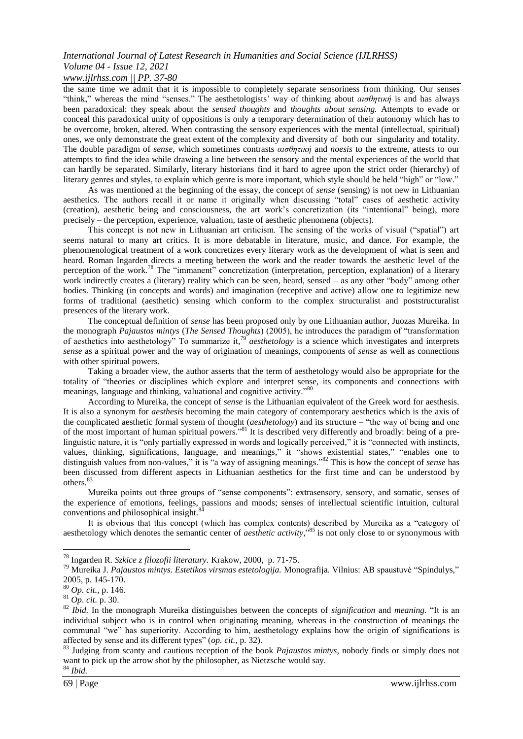the same time we admit that it is impossible to completely separate sensoriness from thinking. Our senses "think," whereas the mind "senses." The aesthetologists' way of thinking about *αισθητική* is and has always been paradoxical: they speak about the *sensed thoughts* and *thoughts about sensing.* Attempts to evade or conceal this paradoxical unity of oppositions is only a temporary determination of their autonomy which has to be overcome, broken, altered. When contrasting the sensory experiences with the mental (intellectual, spiritual) ones, we only demonstrate the great extent of the complexity and diversity of both our singularity and totality. The double paradigm of *sense*, which sometimes contrasts *αισθητική* and *noesis* to the extreme, attests to our attempts to find the idea while drawing a line between the sensory and the mental experiences of the world that can hardly be separated. Similarly, literary historians find it hard to agree upon the strict order (hierarchy) of literary genres and styles, to explain which genre is more important, which style should be held "high" or "low."

As was mentioned at the beginning of the essay, the concept of *sense* (sensing) is not new in Lithuanian aesthetics. The authors recall it or name it originally when discussing "total" cases of aesthetic activity (creation), aesthetic being and consciousness, the art work's concretization (its "intentional" being), more precisely – the perception, experience, valuation, taste of aesthetic phenomena (objects).

This concept is not new in Lithuanian art criticism. The sensing of the works of visual ("spatial") art seems natural to many art critics. It is more debatable in literature, music, and dance. For example, the phenomenological treatment of a work concretizes every literary work as the development of what is seen and heard. Roman Ingarden directs a meeting between the work and the reader towards the aesthetic level of the perception of the work.[78] The "immanent" concretization (interpretation, perception, explanation) of a literary work indirectly creates a (literary) reality which can be seen, heard, sensed – as any other "body" among other bodies. Thinking (in concepts and words) and imagination (receptive and active) allow one to legitimize new forms of traditional (aesthetic) sensing which conform to the complex structuralist and poststructuralist presences of the literary work.

The conceptual definition of *sense* has been proposed only by one Lithuanian author, Juozas Mureika. In the monograph *Pajaustos mintys* (*The Sensed Thoughts*) (2005), he introduces the paradigm of "transformation of aesthetics into aesthetology" To summarize it,[79] *aesthetology* is a science which investigates and interprets *sense* as a spiritual power and the way of origination of meanings, components of *sense* as well as connections with other spiritual powers.

Taking a broader view, the author asserts that the term of aesthetology would also be appropriate for the totality of "theories or disciplines which explore and interpret sense, its components and connections with meanings, language and thinking, valuational and cognitive activity."[80]

According to Mureika, the concept of *sense* is the Lithuanian equivalent of the Greek word for aesthesis. It is also a synonym for *aesthesis* becoming the main category of contemporary aesthetics which is the axis of the complicated aesthetic formal system of thought (*aesthetology*) and its structure – "the way of being and one of the most important of human spiritual powers."[81] It is described very differently and broadly: being of a pre-linguistic nature, it is "only partially expressed in words and logically perceived," it is "connected with instincts, values, thinking, significations, language, and meanings," it "shows existential states," "enables one to distinguish values from non-values," it is "a way of assigning meanings."[82] This is how the concept of *sense* has been discussed from different aspects in Lithuanian aesthetics for the first time and can be understood by others.[83]

Mureika points out three groups of "sense components": extrasensory, sensory, and somatic, senses of the experience of emotions, feelings, passions and moods; senses of intellectual scientific intuition, cultural conventions and philosophical insight.[84]

It is obvious that this concept (which has complex contents) described by Mureika as a "category of aesthetology which denotes the semantic center of *aesthetic activity*,"[85] is not only close to or synonymous with

---

[78] Ingarden R. *Szkice z filozofii literatury.* Krakow, 2000, p. 71-75.

[79] Mureika J. *Pajaustos mintys. Estetikos virsmas estetologija.* Monografija. Vilnius: AB spaustuvė "Spindulys," 2005, p. 145-170.

[80] *Op. cit.*, p. 146.

[81] *Op. cit.* p. 30.

[82] *Ibid.* In the monograph Mureika distinguishes between the concepts of *signification* and *meaning.* "It is an individual subject who is in control when originating meaning, whereas in the construction of meanings the communal "we" has superiority. According to him, aesthetology explains how the origin of significations is affected by sense and its different types" (*op. cit.*, p. 32).

[83] Judging from scanty and cautious reception of the book *Pajaustos mintys*, nobody finds or simply does not want to pick up the arrow shot by the philosopher, as Nietzsche would say.

[84] *Ibid.*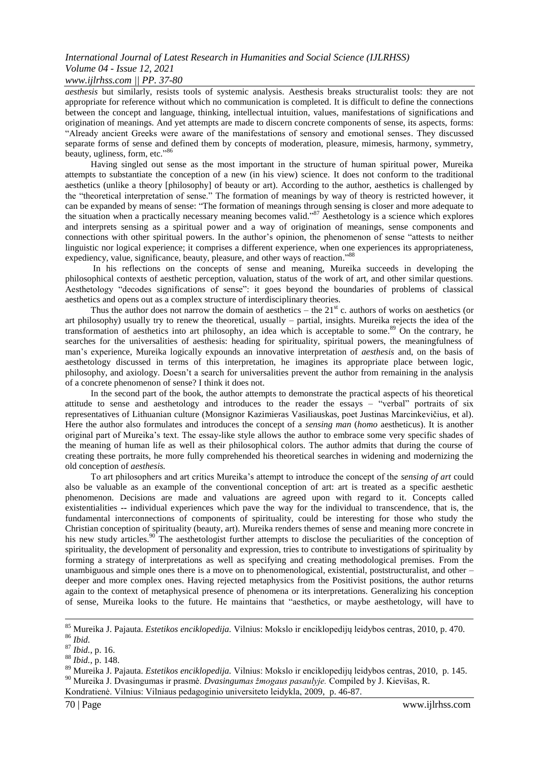*aesthesis* but similarly, resists tools of systemic analysis. Aesthesis breaks structuralist tools: they are not appropriate for reference without which no communication is completed. It is difficult to define the connections between the concept and language, thinking, intellectual intuition, values, manifestations of significations and origination of meanings. And yet attempts are made to discern concrete components of sense, its aspects, forms: "Already ancient Greeks were aware of the manifestations of sensory and emotional senses. They discussed separate forms of sense and defined them by concepts of moderation, pleasure, mimesis, harmony, symmetry, beauty, ugliness, form, etc."[86]

Having singled out sense as the most important in the structure of human spiritual power, Mureika attempts to substantiate the conception of a new (in his view) science. It does not conform to the traditional aesthetics (unlike a theory [philosophy] of beauty or art). According to the author, aesthetics is challenged by the "theoretical interpretation of sense." The formation of meanings by way of theory is restricted however, it can be expanded by means of sense: "The formation of meanings through sensing is closer and more adequate to the situation when a practically necessary meaning becomes valid."[87] Aesthetology is a science which explores and interprets sensing as a spiritual power and a way of origination of meanings, sense components and connections with other spiritual powers. In the author's opinion, the phenomenon of sense "attests to neither linguistic nor logical experience; it comprises a different experience, when one experiences its appropriateness, expediency, value, significance, beauty, pleasure, and other ways of reaction."[88]

In his reflections on the concepts of sense and meaning, Mureika succeeds in developing the philosophical contexts of aesthetic perception, valuation, status of the work of art, and other similar questions. Aesthetology "decodes significations of sense": it goes beyond the boundaries of problems of classical aesthetics and opens out as a complex structure of interdisciplinary theories.

Thus the author does not narrow the domain of aesthetics – the 21st c. authors of works on aesthetics (or art philosophy) usually try to renew the theoretical, usually – partial, insights. Mureika rejects the idea of the transformation of aesthetics into art philosophy, an idea which is acceptable to some.[89] On the contrary, he searches for the universalities of aesthesis: heading for spirituality, spiritual powers, the meaningfulness of man's experience, Mureika logically expounds an innovative interpretation of *aesthesis* and, on the basis of aesthetology discussed in terms of this interpretation, he imagines its appropriate place between logic, philosophy, and axiology. Doesn't a search for universalities prevent the author from remaining in the analysis of a concrete phenomenon of sense? I think it does not.

In the second part of the book, the author attempts to demonstrate the practical aspects of his theoretical attitude to sense and aesthetology and introduces to the reader the essays – "verbal" portraits of six representatives of Lithuanian culture (Monsignor Kazimieras Vasiliauskas, poet Justinas Marcinkevičius, et al). Here the author also formulates and introduces the concept of a *sensing man* (*homo* aestheticus). It is another original part of Mureika's text. The essay-like style allows the author to embrace some very specific shades of the meaning of human life as well as their philosophical colors. The author admits that during the course of creating these portraits, he more fully comprehended his theoretical searches in widening and modernizing the old conception of *aesthesis.*

To art philosophers and art critics Mureika's attempt to introduce the concept of the *sensing of art* could also be valuable as an example of the conventional conception of art: art is treated as a specific aesthetic phenomenon. Decisions are made and valuations are agreed upon with regard to it. Concepts called existentialities -- individual experiences which pave the way for the individual to transcendence, that is, the fundamental interconnections of components of spirituality, could be interesting for those who study the Christian conception of spirituality (beauty, art). Mureika renders themes of sense and meaning more concrete in his new study articles.[90] The aesthetologist further attempts to disclose the peculiarities of the conception of spirituality, the development of personality and expression, tries to contribute to investigations of spirituality by forming a strategy of interpretations as well as specifying and creating methodological premises. From the unambiguous and simple ones there is a move on to phenomenological, existential, poststructuralist, and other – deeper and more complex ones. Having rejected metaphysics from the Positivist positions, the author returns again to the context of metaphysical presence of phenomena or its interpretations. Generalizing his conception of sense, Mureika looks to the future. He maintains that "aesthetics, or maybe aesthetology, will have to

---

[85] Mureika J. Pajauta. *Estetikos enciklopedija.* Vilnius: Mokslo ir enciklopedijų leidybos centras, 2010, p. 470.

[86] *Ibid.*

[87] *Ibid.*, p. 16.

[88] *Ibid.*, p. 148.

[89] Mureika J. Pajauta. *Estetikos enciklopedija.* Vilnius: Mokslo ir enciklopedijų leidybos centras, 2010, p. 145.

[90] Mureika J. Dvasingumas ir prasmė. *Dvasingumas žmogaus pasaulyje.* Compiled by J. Kievišas, R. Kondratienė. Vilnius: Vilniaus pedagoginio universiteto leidykla, 2009, p. 46-87.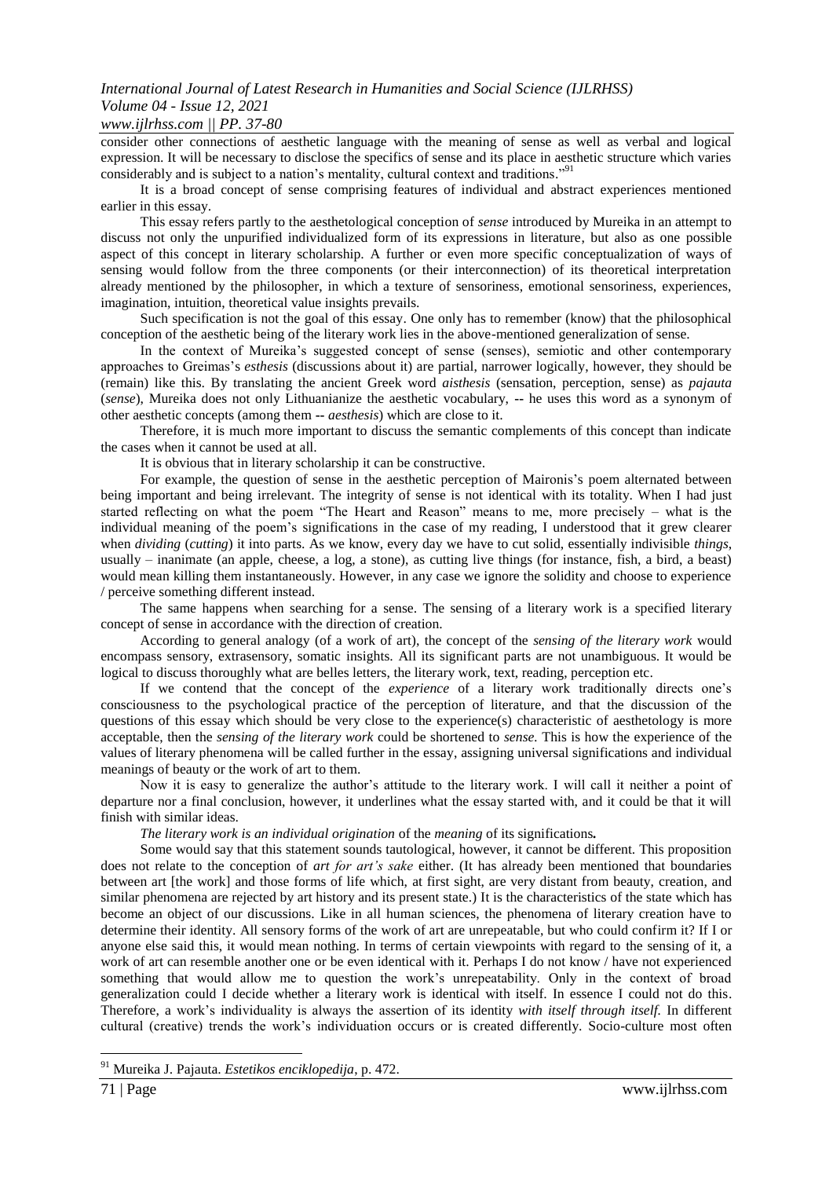consider other connections of aesthetic language with the meaning of sense as well as verbal and logical expression. It will be necessary to disclose the specifics of sense and its place in aesthetic structure which varies considerably and is subject to a nation's mentality, cultural context and traditions."[91]

It is a broad concept of sense comprising features of individual and abstract experiences mentioned earlier in this essay.

This essay refers partly to the aesthetological conception of *sense* introduced by Mureika in an attempt to discuss not only the unpurified individualized form of its expressions in literature, but also as one possible aspect of this concept in literary scholarship. A further or even more specific conceptualization of ways of sensing would follow from the three components (or their interconnection) of its theoretical interpretation already mentioned by the philosopher, in which a texture of sensoriness, emotional sensoriness, experiences, imagination, intuition, theoretical value insights prevails.

Such specification is not the goal of this essay. One only has to remember (know) that the philosophical conception of the aesthetic being of the literary work lies in the above-mentioned generalization of sense.

In the context of Mureika's suggested concept of sense (senses), semiotic and other contemporary approaches to Greimas's *esthesis* (discussions about it) are partial, narrower logically, however, they should be (remain) like this. By translating the ancient Greek word *aisthesis* (sensation, perception, sense) as *pajauta* (*sense*), Mureika does not only Lithuanianize the aesthetic vocabulary, -- he uses this word as a synonym of other aesthetic concepts (among them -- *aesthesis*) which are close to it.

Therefore, it is much more important to discuss the semantic complements of this concept than indicate the cases when it cannot be used at all.

It is obvious that in literary scholarship it can be constructive.

For example, the question of sense in the aesthetic perception of Maironis's poem alternated between being important and being irrelevant. The integrity of sense is not identical with its totality. When I had just started reflecting on what the poem "The Heart and Reason" means to me, more precisely – what is the individual meaning of the poem's significations in the case of my reading, I understood that it grew clearer when *dividing* (*cutting*) it into parts. As we know, every day we have to cut solid, essentially indivisible *things*, usually – inanimate (an apple, cheese, a log, a stone), as cutting live things (for instance, fish, a bird, a beast) would mean killing them instantaneously. However, in any case we ignore the solidity and choose to experience / perceive something different instead.

The same happens when searching for a sense. The sensing of a literary work is a specified literary concept of sense in accordance with the direction of creation.

According to general analogy (of a work of art), the concept of the *sensing of the literary work* would encompass sensory, extrasensory, somatic insights. All its significant parts are not unambiguous. It would be logical to discuss thoroughly what are belles letters, the literary work, text, reading, perception etc.

If we contend that the concept of the *experience* of a literary work traditionally directs one's consciousness to the psychological practice of the perception of literature, and that the discussion of the questions of this essay which should be very close to the experience(s) characteristic of aesthetology is more acceptable, then the *sensing of the literary work* could be shortened to *sense.* This is how the experience of the values of literary phenomena will be called further in the essay, assigning universal significations and individual meanings of beauty or the work of art to them.

Now it is easy to generalize the author's attitude to the literary work. I will call it neither a point of departure nor a final conclusion, however, it underlines what the essay started with, and it could be that it will finish with similar ideas.

*The literary work is an individual origination* of the *meaning* of its significations**.**

Some would say that this statement sounds tautological, however, it cannot be different. This proposition does not relate to the conception of *art for art's sake* either. (It has already been mentioned that boundaries between art [the work] and those forms of life which, at first sight, are very distant from beauty, creation, and similar phenomena are rejected by art history and its present state.) It is the characteristics of the state which has become an object of our discussions. Like in all human sciences, the phenomena of literary creation have to determine their identity. All sensory forms of the work of art are unrepeatable, but who could confirm it? If I or anyone else said this, it would mean nothing. In terms of certain viewpoints with regard to the sensing of it, a work of art can resemble another one or be even identical with it. Perhaps I do not know / have not experienced something that would allow me to question the work's unrepeatability. Only in the context of broad generalization could I decide whether a literary work is identical with itself. In essence I could not do this. Therefore, a work's individuality is always the assertion of its identity *with itself through itself.* In different cultural (creative) trends the work's individuation occurs or is created differently. Socio-culture most often

---

[91] Mureika J. Pajauta. *Estetikos enciklopedija*, p. 472.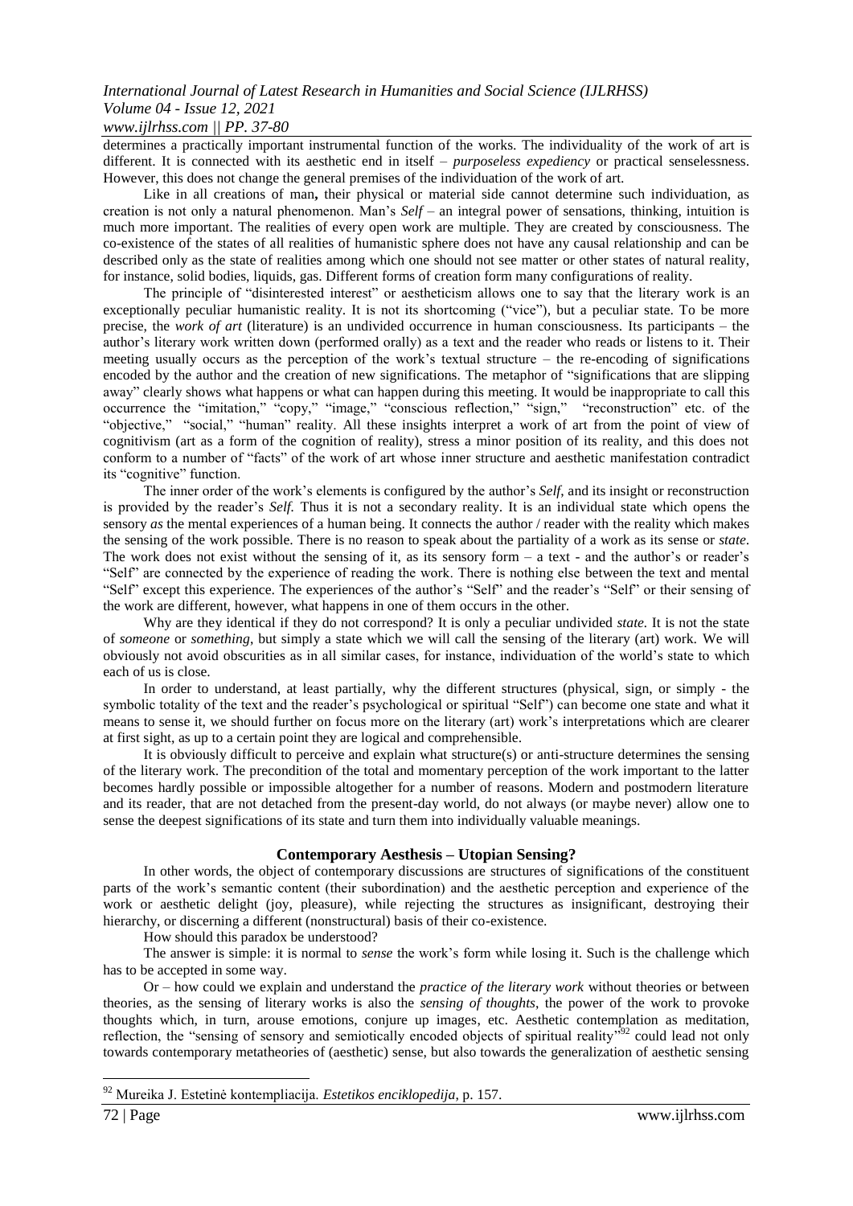determines a practically important instrumental function of the works. The individuality of the work of art is different. It is connected with its aesthetic end in itself – *purposeless expediency* or practical senselessness. However, this does not change the general premises of the individuation of the work of art.

Like in all creations of man**,** their physical or material side cannot determine such individuation, as creation is not only a natural phenomenon. Man's *Self* – an integral power of sensations, thinking, intuition is much more important. The realities of every open work are multiple. They are created by consciousness. The co-existence of the states of all realities of humanistic sphere does not have any causal relationship and can be described only as the state of realities among which one should not see matter or other states of natural reality, for instance, solid bodies, liquids, gas. Different forms of creation form many configurations of reality.

The principle of "disinterested interest" or aestheticism allows one to say that the literary work is an exceptionally peculiar humanistic reality. It is not its shortcoming ("vice"), but a peculiar state. To be more precise, the *work of art* (literature) is an undivided occurrence in human consciousness. Its participants – the author's literary work written down (performed orally) as a text and the reader who reads or listens to it. Their meeting usually occurs as the perception of the work's textual structure – the re-encoding of significations encoded by the author and the creation of new significations. The metaphor of "significations that are slipping away" clearly shows what happens or what can happen during this meeting. It would be inappropriate to call this occurrence the "imitation," "copy," "image," "conscious reflection," "sign," "reconstruction" etc. of the "objective," "social," "human" reality. All these insights interpret a work of art from the point of view of cognitivism (art as a form of the cognition of reality), stress a minor position of its reality, and this does not conform to a number of "facts" of the work of art whose inner structure and aesthetic manifestation contradict its "cognitive" function.

The inner order of the work's elements is configured by the author's *Self*, and its insight or reconstruction is provided by the reader's *Self.* Thus it is not a secondary reality. It is an individual state which opens the sensory *as* the mental experiences of a human being. It connects the author / reader with the reality which makes the sensing of the work possible. There is no reason to speak about the partiality of a work as its sense or *state.* The work does not exist without the sensing of it, as its sensory form – a text - and the author's or reader's "Self" are connected by the experience of reading the work. There is nothing else between the text and mental "Self" except this experience. The experiences of the author's "Self" and the reader's "Self" or their sensing of the work are different, however, what happens in one of them occurs in the other.

Why are they identical if they do not correspond? It is only a peculiar undivided *state.* It is not the state of *someone* or *something*, but simply a state which we will call the sensing of the literary (art) work. We will obviously not avoid obscurities as in all similar cases, for instance, individuation of the world's state to which each of us is close.

In order to understand, at least partially, why the different structures (physical, sign, or simply - the symbolic totality of the text and the reader's psychological or spiritual "Self") can become one state and what it means to sense it, we should further on focus more on the literary (art) work's interpretations which are clearer at first sight, as up to a certain point they are logical and comprehensible.

It is obviously difficult to perceive and explain what structure(s) or anti-structure determines the sensing of the literary work. The precondition of the total and momentary perception of the work important to the latter becomes hardly possible or impossible altogether for a number of reasons. Modern and postmodern literature and its reader, that are not detached from the present-day world, do not always (or maybe never) allow one to sense the deepest significations of its state and turn them into individually valuable meanings.

## Contemporary Aesthesis – Utopian Sensing?

In other words, the object of contemporary discussions are structures of significations of the constituent parts of the work's semantic content (their subordination) and the aesthetic perception and experience of the work or aesthetic delight (joy, pleasure), while rejecting the structures as insignificant, destroying their hierarchy, or discerning a different (nonstructural) basis of their co-existence.

How should this paradox be understood?

The answer is simple: it is normal to *sense* the work's form while losing it. Such is the challenge which has to be accepted in some way.

Or – how could we explain and understand the *practice of the literary work* without theories or between theories, as the sensing of literary works is also the *sensing of thoughts*, the power of the work to provoke thoughts which, in turn, arouse emotions, conjure up images, etc. Aesthetic contemplation as meditation, reflection, the "sensing of sensory and semiotically encoded objects of spiritual reality"[92] could lead not only towards contemporary metatheories of (aesthetic) sense, but also towards the generalization of aesthetic sensing

---

[92] Mureika J. Estetinė kontempliacija. *Estetikos enciklopedija*, p. 157.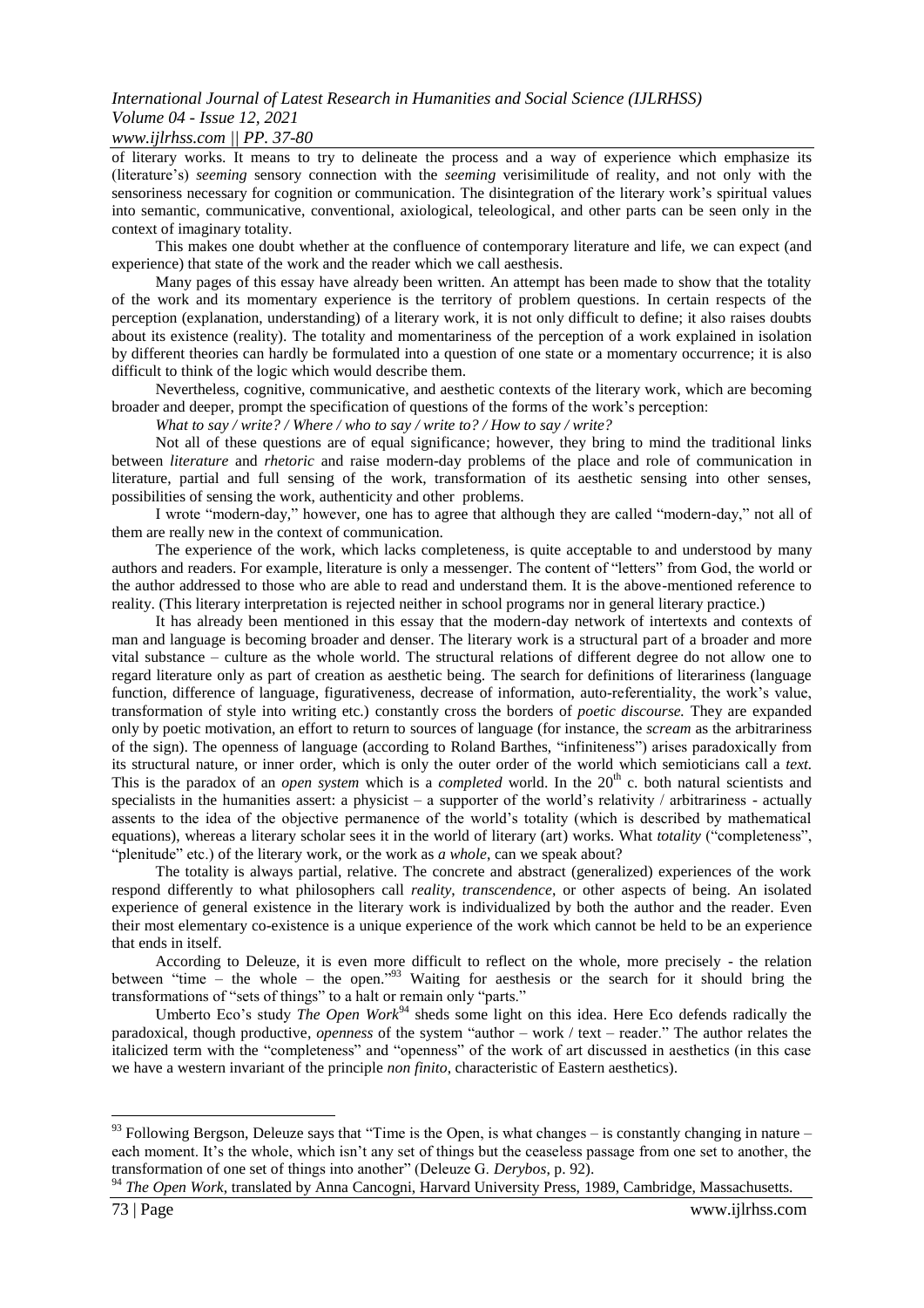of literary works. It means to try to delineate the process and a way of experience which emphasize its (literature's) *seeming* sensory connection with the *seeming* verisimilitude of reality, and not only with the sensoriness necessary for cognition or communication. The disintegration of the literary work's spiritual values into semantic, communicative, conventional, axiological, teleological, and other parts can be seen only in the context of imaginary totality.

This makes one doubt whether at the confluence of contemporary literature and life, we can expect (and experience) that state of the work and the reader which we call aesthesis.

Many pages of this essay have already been written. An attempt has been made to show that the totality of the work and its momentary experience is the territory of problem questions. In certain respects of the perception (explanation, understanding) of a literary work, it is not only difficult to define; it also raises doubts about its existence (reality). The totality and momentariness of the perception of a work explained in isolation by different theories can hardly be formulated into a question of one state or a momentary occurrence; it is also difficult to think of the logic which would describe them.

Nevertheless, cognitive, communicative, and aesthetic contexts of the literary work, which are becoming broader and deeper, prompt the specification of questions of the forms of the work's perception:

*What to say / write? / Where / who to say / write to? / How to say / write?*

Not all of these questions are of equal significance; however, they bring to mind the traditional links between *literature* and *rhetoric* and raise modern-day problems of the place and role of communication in literature, partial and full sensing of the work, transformation of its aesthetic sensing into other senses, possibilities of sensing the work, authenticity and other problems.

I wrote "modern-day," however, one has to agree that although they are called "modern-day," not all of them are really new in the context of communication.

The experience of the work, which lacks completeness, is quite acceptable to and understood by many authors and readers. For example, literature is only a messenger. The content of "letters" from God, the world or the author addressed to those who are able to read and understand them. It is the above-mentioned reference to reality. (This literary interpretation is rejected neither in school programs nor in general literary practice.)

It has already been mentioned in this essay that the modern-day network of intertexts and contexts of man and language is becoming broader and denser. The literary work is a structural part of a broader and more vital substance – culture as the whole world. The structural relations of different degree do not allow one to regard literature only as part of creation as aesthetic being. The search for definitions of literariness (language function, difference of language, figurativeness, decrease of information, auto-referentiality, the work's value, transformation of style into writing etc.) constantly cross the borders of *poetic discourse.* They are expanded only by poetic motivation, an effort to return to sources of language (for instance, the *scream* as the arbitrariness of the sign). The openness of language (according to Roland Barthes, "infiniteness") arises paradoxically from its structural nature, or inner order, which is only the outer order of the world which semioticians call a *text.* This is the paradox of an *open system* which is a *completed* world. In the 20th c. both natural scientists and specialists in the humanities assert: a physicist – a supporter of the world's relativity / arbitrariness - actually assents to the idea of the objective permanence of the world's totality (which is described by mathematical equations), whereas a literary scholar sees it in the world of literary (art) works. What *totality* ("completeness", "plenitude" etc.) of the literary work, or the work as *a whole*, can we speak about?

The totality is always partial, relative. The concrete and abstract (generalized) experiences of the work respond differently to what philosophers call *reality*, *transcendence*, or other aspects of being. An isolated experience of general existence in the literary work is individualized by both the author and the reader. Even their most elementary co-existence is a unique experience of the work which cannot be held to be an experience that ends in itself.

According to Deleuze, it is even more difficult to reflect on the whole, more precisely - the relation between "time – the whole – the open."[93] Waiting for aesthesis or the search for it should bring the transformations of "sets of things" to a halt or remain only "parts."

Umberto Eco's study *The Open Work*[94] sheds some light on this idea. Here Eco defends radically the paradoxical, though productive, *openness* of the system "author – work / text – reader." The author relates the italicized term with the "completeness" and "openness" of the work of art discussed in aesthetics (in this case we have a western invariant of the principle *non finito*, characteristic of Eastern aesthetics).

---

[93] Following Bergson, Deleuze says that "Time is the Open, is what changes – is constantly changing in nature – each moment. It's the whole, which isn't any set of things but the ceaseless passage from one set to another, the transformation of one set of things into another" (Deleuze G. *Derybos*, p. 92).

[94] *The Open Work*, translated by Anna Cancogni, Harvard University Press, 1989, Cambridge, Massachusetts.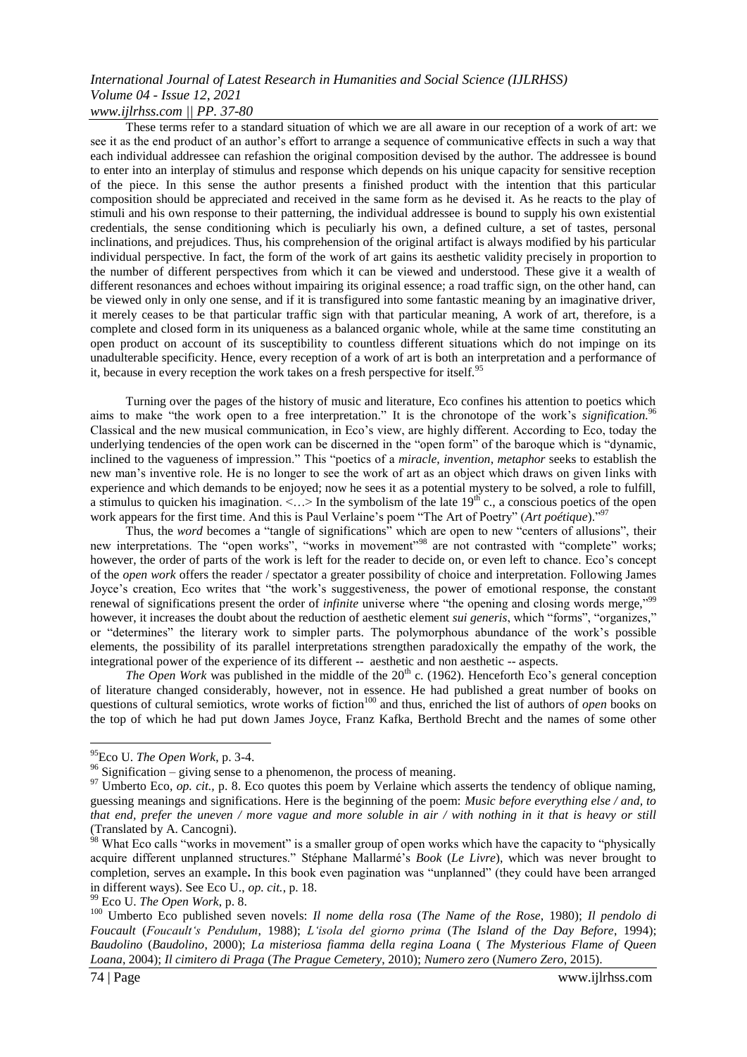These terms refer to a standard situation of which we are all aware in our reception of a work of art: we see it as the end product of an author's effort to arrange a sequence of communicative effects in such a way that each individual addressee can refashion the original composition devised by the author. The addressee is bound to enter into an interplay of stimulus and response which depends on his unique capacity for sensitive reception of the piece. In this sense the author presents a finished product with the intention that this particular composition should be appreciated and received in the same form as he devised it. As he reacts to the play of stimuli and his own response to their patterning, the individual addressee is bound to supply his own existential credentials, the sense conditioning which is peculiarly his own, a defined culture, a set of tastes, personal inclinations, and prejudices. Thus, his comprehension of the original artifact is always modified by his particular individual perspective. In fact, the form of the work of art gains its aesthetic validity precisely in proportion to the number of different perspectives from which it can be viewed and understood. These give it a wealth of different resonances and echoes without impairing its original essence; a road traffic sign, on the other hand, can be viewed only in only one sense, and if it is transfigured into some fantastic meaning by an imaginative driver, it merely ceases to be that particular traffic sign with that particular meaning, A work of art, therefore, is a complete and closed form in its uniqueness as a balanced organic whole, while at the same time constituting an open product on account of its susceptibility to countless different situations which do not impinge on its unadulterable specificity. Hence, every reception of a work of art is both an interpretation and a performance of it, because in every reception the work takes on a fresh perspective for itself.[95]

Turning over the pages of the history of music and literature, Eco confines his attention to poetics which aims to make "the work open to a free interpretation." It is the chronotope of the work's *signification*.[96] Classical and the new musical communication, in Eco's view, are highly different. According to Eco, today the underlying tendencies of the open work can be discerned in the "open form" of the baroque which is "dynamic, inclined to the vagueness of impression." This "poetics of a *miracle, invention, metaphor* seeks to establish the new man's inventive role. He is no longer to see the work of art as an object which draws on given links with experience and which demands to be enjoyed; now he sees it as a potential mystery to be solved, a role to fulfill, a stimulus to quicken his imagination. <…> In the symbolism of the late 19th c., a conscious poetics of the open work appears for the first time. And this is Paul Verlaine's poem "The Art of Poetry" (*Art poétique*)."[97]

Thus, the *word* becomes a "tangle of significations" which are open to new "centers of allusions", their new interpretations. The "open works", "works in movement"[98] are not contrasted with "complete" works; however, the order of parts of the work is left for the reader to decide on, or even left to chance. Eco's concept of the *open work* offers the reader / spectator a greater possibility of choice and interpretation. Following James Joyce's creation, Eco writes that "the work's suggestiveness, the power of emotional response, the constant renewal of significations present the order of *infinite* universe where "the opening and closing words merge,"[99] however, it increases the doubt about the reduction of aesthetic element *sui generis*, which "forms", "organizes," or "determines" the literary work to simpler parts. The polymorphous abundance of the work's possible elements, the possibility of its parallel interpretations strengthen paradoxically the empathy of the work, the integrational power of the experience of its different -- aesthetic and non aesthetic -- aspects.

*The Open Work* was published in the middle of the 20th c. (1962). Henceforth Eco's general conception of literature changed considerably, however, not in essence. He had published a great number of books on questions of cultural semiotics, wrote works of fiction[100] and thus, enriched the list of authors of *open* books on the top of which he had put down James Joyce, Franz Kafka, Berthold Brecht and the names of some other

---

[95] Eco U. *The Open Work*, p. 3-4.

[96] Signification – giving sense to a phenomenon, the process of meaning.

[97] Umberto Eco, *op. cit.*, p. 8. Eco quotes this poem by Verlaine which asserts the tendency of oblique naming, guessing meanings and significations. Here is the beginning of the poem: *Music before everything else / and, to that end, prefer the uneven / more vague and more soluble in air / with nothing in it that is heavy or still* (Translated by A. Cancogni).

[98] What Eco calls "works in movement" is a smaller group of open works which have the capacity to "physically acquire different unplanned structures." Stéphane Mallarmé's *Book* (*Le Livre*), which was never brought to completion, serves an example**.** In this book even pagination was "unplanned" (they could have been arranged in different ways). See Eco U., *op. cit.*, p. 18.

[99] Eco U. *The Open Work*, p. 8.

[100] Umberto Eco published seven novels: *Il nome della rosa* (*The Name of the Rose*, 1980); *Il pendolo di Foucault* (*Foucault's Pendulum*, 1988); *L'isola del giorno prima* (*The Island of the Day Before*, 1994); *Baudolino* (*Baudolino*, 2000); *La misteriosa fiamma della regina Loana* ( *The Mysterious Flame of Queen Loana*, 2004); *Il cimitero di Praga* (*The Prague Cemetery*, 2010); *Numero zero* (*Numero Zero*, 2015).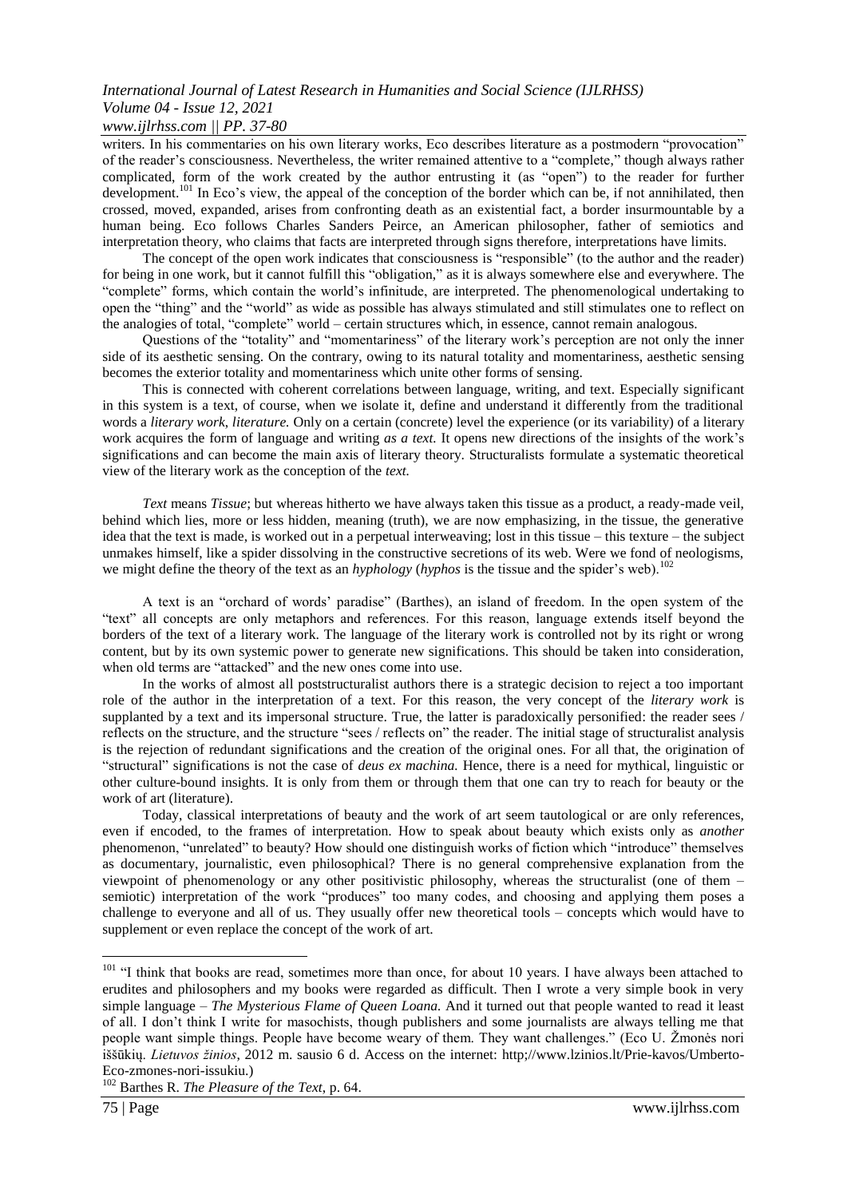writers. In his commentaries on his own literary works, Eco describes literature as a postmodern "provocation" of the reader's consciousness. Nevertheless, the writer remained attentive to a "complete," though always rather complicated, form of the work created by the author entrusting it (as "open") to the reader for further development.[101] In Eco's view, the appeal of the conception of the border which can be, if not annihilated, then crossed, moved, expanded, arises from confronting death as an existential fact, a border insurmountable by a human being. Eco follows Charles Sanders Peirce, an American philosopher, father of semiotics and interpretation theory, who claims that facts are interpreted through signs therefore, interpretations have limits.

The concept of the open work indicates that consciousness is "responsible" (to the author and the reader) for being in one work, but it cannot fulfill this "obligation," as it is always somewhere else and everywhere. The "complete" forms, which contain the world's infinitude, are interpreted. The phenomenological undertaking to open the "thing" and the "world" as wide as possible has always stimulated and still stimulates one to reflect on the analogies of total, "complete" world – certain structures which, in essence, cannot remain analogous.

Questions of the "totality" and "momentariness" of the literary work's perception are not only the inner side of its aesthetic sensing. On the contrary, owing to its natural totality and momentariness, aesthetic sensing becomes the exterior totality and momentariness which unite other forms of sensing.

This is connected with coherent correlations between language, writing, and text. Especially significant in this system is a text, of course, when we isolate it, define and understand it differently from the traditional words a *literary work*, *literature.* Only on a certain (concrete) level the experience (or its variability) of a literary work acquires the form of language and writing *as a text.* It opens new directions of the insights of the work's significations and can become the main axis of literary theory. Structuralists formulate a systematic theoretical view of the literary work as the conception of the *text.*

> *Text* means *Tissue*; but whereas hitherto we have always taken this tissue as a product, a ready-made veil, behind which lies, more or less hidden, meaning (truth), we are now emphasizing, in the tissue, the generative idea that the text is made, is worked out in a perpetual interweaving; lost in this tissue – this texture – the subject unmakes himself, like a spider dissolving in the constructive secretions of its web. Were we fond of neologisms, we might define the theory of the text as an *hyphology* (*hyphos* is the tissue and the spider's web).[102]

A text is an "orchard of words' paradise" (Barthes), an island of freedom. In the open system of the "text" all concepts are only metaphors and references. For this reason, language extends itself beyond the borders of the text of a literary work. The language of the literary work is controlled not by its right or wrong content, but by its own systemic power to generate new significations. This should be taken into consideration, when old terms are "attacked" and the new ones come into use.

In the works of almost all poststructuralist authors there is a strategic decision to reject a too important role of the author in the interpretation of a text. For this reason, the very concept of the *literary work* is supplanted by a text and its impersonal structure. True, the latter is paradoxically personified: the reader sees / reflects on the structure, and the structure "sees / reflects on" the reader. The initial stage of structuralist analysis is the rejection of redundant significations and the creation of the original ones. For all that, the origination of "structural" significations is not the case of *deus ex machina.* Hence, there is a need for mythical, linguistic or other culture-bound insights. It is only from them or through them that one can try to reach for beauty or the work of art (literature).

Today, classical interpretations of beauty and the work of art seem tautological or are only references, even if encoded, to the frames of interpretation. How to speak about beauty which exists only as *another* phenomenon, "unrelated" to beauty? How should one distinguish works of fiction which "introduce" themselves as documentary, journalistic, even philosophical? There is no general comprehensive explanation from the viewpoint of phenomenology or any other positivistic philosophy, whereas the structuralist (one of them – semiotic) interpretation of the work "produces" too many codes, and choosing and applying them poses a challenge to everyone and all of us. They usually offer new theoretical tools – concepts which would have to supplement or even replace the concept of the work of art.

---

[101] "I think that books are read, sometimes more than once, for about 10 years. I have always been attached to erudites and philosophers and my books were regarded as difficult. Then I wrote a very simple book in very simple language – *The Mysterious Flame of Queen Loana.* And it turned out that people wanted to read it least of all. I don't think I write for masochists, though publishers and some journalists are always telling me that people want simple things. People have become weary of them. They want challenges." (Eco U. Žmonės nori iššūkių. *Lietuvos žinios*, 2012 m. sausio 6 d. Access on the internet: http;//www.lzinios.lt/Prie-kavos/Umberto-Eco-zmones-nori-issukiu.)

[102] Barthes R. *The Pleasure of the Text*, p. 64.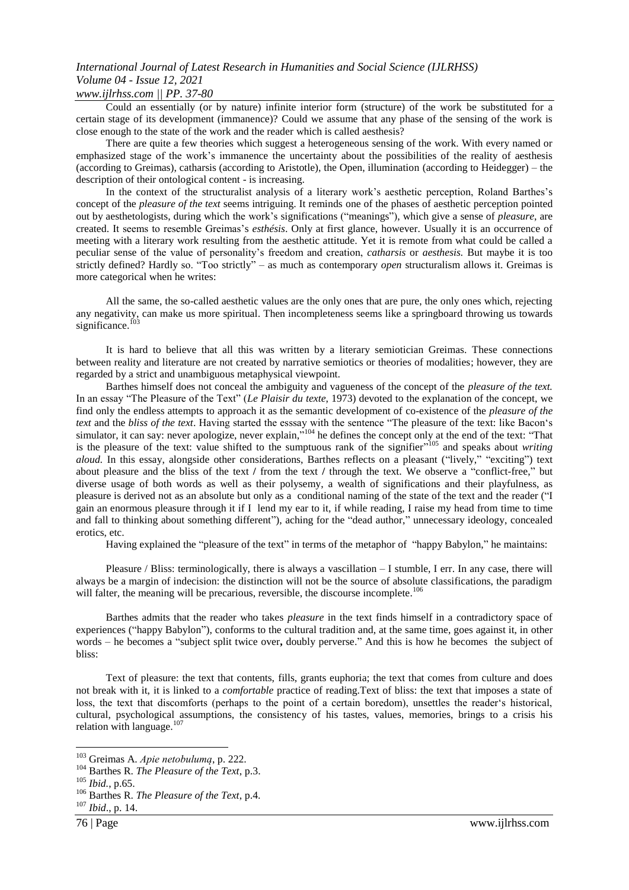Could an essentially (or by nature) infinite interior form (structure) of the work be substituted for a certain stage of its development (immanence)? Could we assume that any phase of the sensing of the work is close enough to the state of the work and the reader which is called aesthesis?

There are quite a few theories which suggest a heterogeneous sensing of the work. With every named or emphasized stage of the work's immanence the uncertainty about the possibilities of the reality of aesthesis (according to Greimas), catharsis (according to Aristotle), the Open, illumination (according to Heidegger) – the description of their ontological content - is increasing.

In the context of the structuralist analysis of a literary work's aesthetic perception, Roland Barthes's concept of the *pleasure of the text* seems intriguing. It reminds one of the phases of aesthetic perception pointed out by aesthetologists, during which the work's significations ("meanings"), which give a sense of *pleasure*, are created. It seems to resemble Greimas's *esthésis*. Only at first glance, however. Usually it is an occurrence of meeting with a literary work resulting from the aesthetic attitude. Yet it is remote from what could be called a peculiar sense of the value of personality's freedom and creation, *catharsis* or *aesthesis*. But maybe it is too strictly defined? Hardly so. "Too strictly" – as much as contemporary *open* structuralism allows it. Greimas is more categorical when he writes:

> All the same, the so-called aesthetic values are the only ones that are pure, the only ones which, rejecting any negativity, can make us more spiritual. Then incompleteness seems like a springboard throwing us towards significance.[103]

It is hard to believe that all this was written by a literary semiotician Greimas. These connections between reality and literature are not created by narrative semiotics or theories of modalities; however, they are regarded by a strict and unambiguous metaphysical viewpoint.

Barthes himself does not conceal the ambiguity and vagueness of the concept of the *pleasure of the text.* In an essay "The Pleasure of the Text" (*Le Plaisir du texte*, 1973) devoted to the explanation of the concept, we find only the endless attempts to approach it as the semantic development of co-existence of the *pleasure of the text* and the *bliss of the text*. Having started the esssay with the sentence "The pleasure of the text: like Bacon's simulator, it can say: never apologize, never explain,"[104] he defines the concept only at the end of the text: "That is the pleasure of the text: value shifted to the sumptuous rank of the signifier"[105] and speaks about *writing aloud.* In this essay, alongside other considerations, Barthes reflects on a pleasant ("lively," "exciting") text about pleasure and the bliss of the text / from the text / through the text. We observe a "conflict-free," but diverse usage of both words as well as their polysemy, a wealth of significations and their playfulness, as pleasure is derived not as an absolute but only as a conditional naming of the state of the text and the reader ("I gain an enormous pleasure through it if I lend my ear to it, if while reading, I raise my head from time to time and fall to thinking about something different"), aching for the "dead author," unnecessary ideology, concealed erotics, etc.

Having explained the "pleasure of the text" in terms of the metaphor of "happy Babylon," he maintains:

> Pleasure / Bliss: terminologically, there is always a vascillation – I stumble, I err. In any case, there will always be a margin of indecision: the distinction will not be the source of absolute classifications, the paradigm will falter, the meaning will be precarious, reversible, the discourse incomplete.[106]

Barthes admits that the reader who takes *pleasure* in the text finds himself in a contradictory space of experiences ("happy Babylon"), conforms to the cultural tradition and, at the same time, goes against it, in other words – he becomes a "subject split twice over**,** doubly perverse." And this is how he becomes the subject of bliss:

> Text of pleasure: the text that contents, fills, grants euphoria; the text that comes from culture and does not break with it, it is linked to a *comfortable* practice of reading.Text of bliss: the text that imposes a state of loss, the text that discomforts (perhaps to the point of a certain boredom), unsettles the reader's historical, cultural, psychological assumptions, the consistency of his tastes, values, memories, brings to a crisis his relation with language.[107]

---

[103] Greimas A. *Apie netobulumą*, p. 222.

[104] Barthes R. *The Pleasure of the Text*, p.3.

[105] *Ibid.*, p.65.

[106] Barthes R. *The Pleasure of the Text*, p.4.

[107] *Ibid*., p. 14.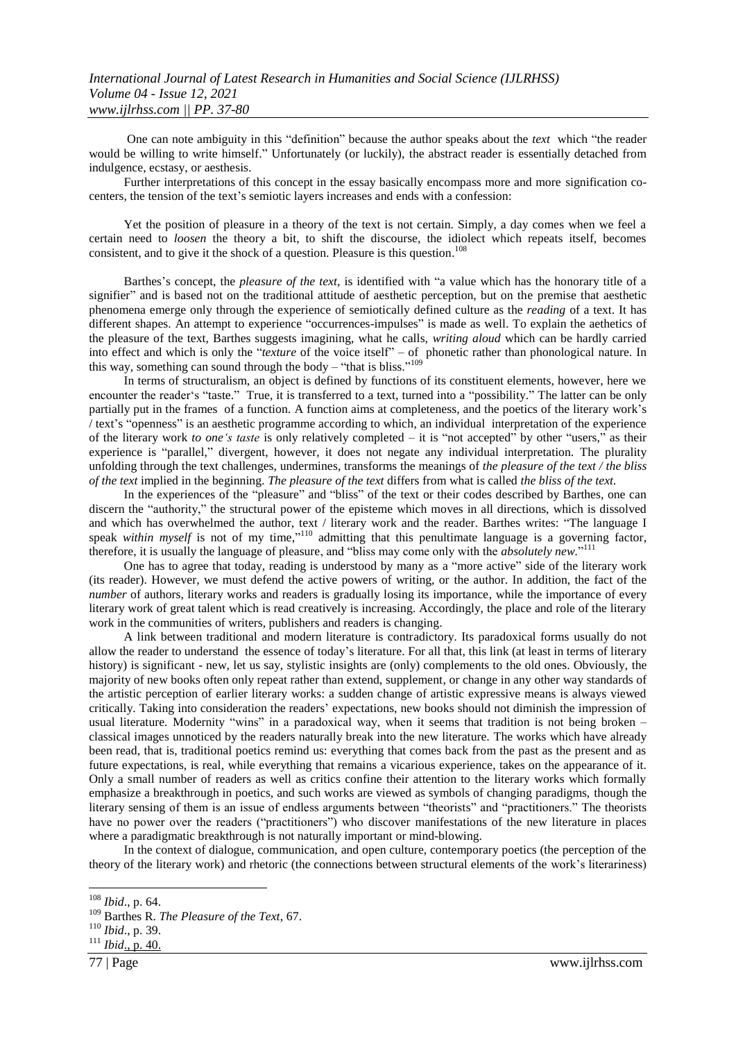One can note ambiguity in this "definition" because the author speaks about the *text* which "the reader would be willing to write himself." Unfortunately (or luckily), the abstract reader is essentially detached from indulgence, ecstasy, or aesthesis.

Further interpretations of this concept in the essay basically encompass more and more signification co-centers, the tension of the text's semiotic layers increases and ends with a confession:

> Yet the position of pleasure in a theory of the text is not certain. Simply, a day comes when we feel a certain need to *loosen* the theory a bit, to shift the discourse, the idiolect which repeats itself, becomes consistent, and to give it the shock of a question. Pleasure is this question.[108]

Barthes's concept, the *pleasure of the text*, is identified with "a value which has the honorary title of a signifier" and is based not on the traditional attitude of aesthetic perception, but on the premise that aesthetic phenomena emerge only through the experience of semiotically defined culture as the *reading* of a text. It has different shapes. An attempt to experience "occurrences-impulses" is made as well. To explain the aethetics of the pleasure of the text, Barthes suggests imagining, what he calls, *writing aloud* which can be hardly carried into effect and which is only the "*texture* of the voice itself" – of phonetic rather than phonological nature. In this way, something can sound through the body – "that is bliss."[109]

In terms of structuralism, an object is defined by functions of its constituent elements, however, here we encounter the reader's "taste." True, it is transferred to a text, turned into a "possibility." The latter can be only partially put in the frames of a function. A function aims at completeness, and the poetics of the literary work's / text's "openness" is an aesthetic programme according to which, an individual interpretation of the experience of the literary work *to one's taste* is only relatively completed – it is "not accepted" by other "users," as their experience is "parallel," divergent, however, it does not negate any individual interpretation. The plurality unfolding through the text challenges, undermines, transforms the meanings of *the pleasure of the text / the bliss of the text* implied in the beginning. *The pleasure of the text* differs from what is called *the bliss of the text*.

In the experiences of the "pleasure" and "bliss" of the text or their codes described by Barthes, one can discern the "authority," the structural power of the episteme which moves in all directions, which is dissolved and which has overwhelmed the author, text / literary work and the reader. Barthes writes: "The language I speak *within myself* is not of my time,"[110] admitting that this penultimate language is a governing factor, therefore, it is usually the language of pleasure, and "bliss may come only with the *absolutely new*."[111]

One has to agree that today, reading is understood by many as a "more active" side of the literary work (its reader). However, we must defend the active powers of writing, or the author. In addition, the fact of the *number* of authors, literary works and readers is gradually losing its importance, while the importance of every literary work of great talent which is read creatively is increasing. Accordingly, the place and role of the literary work in the communities of writers, publishers and readers is changing.

A link between traditional and modern literature is contradictory. Its paradoxical forms usually do not allow the reader to understand the essence of today's literature. For all that, this link (at least in terms of literary history) is significant - new, let us say, stylistic insights are (only) complements to the old ones. Obviously, the majority of new books often only repeat rather than extend, supplement, or change in any other way standards of the artistic perception of earlier literary works: a sudden change of artistic expressive means is always viewed critically. Taking into consideration the readers' expectations, new books should not diminish the impression of usual literature. Modernity "wins" in a paradoxical way, when it seems that tradition is not being broken – classical images unnoticed by the readers naturally break into the new literature. The works which have already been read, that is, traditional poetics remind us: everything that comes back from the past as the present and as future expectations, is real, while everything that remains a vicarious experience, takes on the appearance of it. Only a small number of readers as well as critics confine their attention to the literary works which formally emphasize a breakthrough in poetics, and such works are viewed as symbols of changing paradigms, though the literary sensing of them is an issue of endless arguments between "theorists" and "practitioners." The theorists have no power over the readers ("practitioners") who discover manifestations of the new literature in places where a paradigmatic breakthrough is not naturally important or mind-blowing.

In the context of dialogue, communication, and open culture, contemporary poetics (the perception of the theory of the literary work) and rhetoric (the connections between structural elements of the work's literariness)

---

[108] *Ibid*., p. 64.

[109] Barthes R. *The Pleasure of the Text*, 67.

[110] *Ibid*., p. 39.

[111] *Ibid*., p. 40.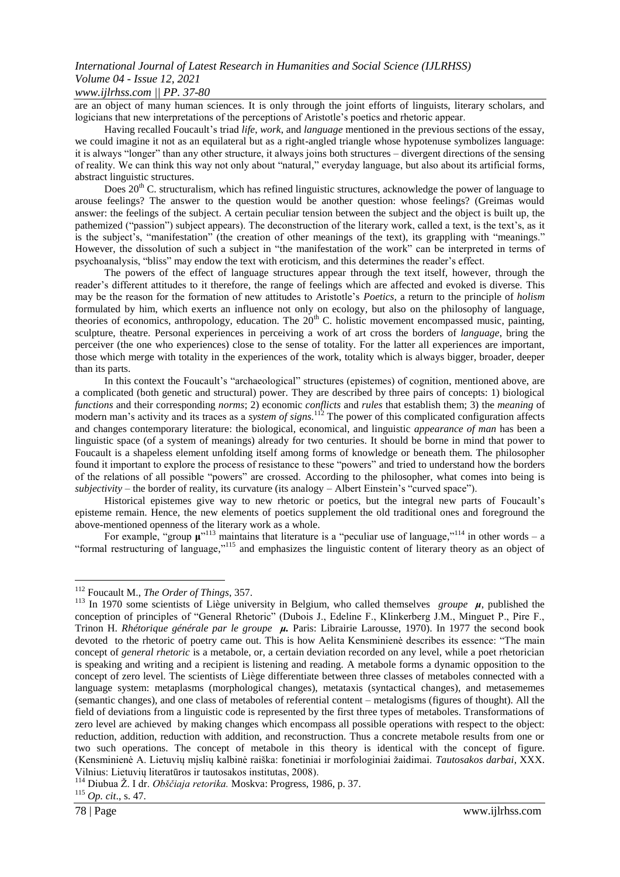are an object of many human sciences. It is only through the joint efforts of linguists, literary scholars, and logicians that new interpretations of the perceptions of Aristotle's poetics and rhetoric appear.

Having recalled Foucault's triad *life*, *work*, and *language* mentioned in the previous sections of the essay, we could imagine it not as an equilateral but as a right-angled triangle whose hypotenuse symbolizes language: it is always "longer" than any other structure, it always joins both structures – divergent directions of the sensing of reality. We can think this way not only about "natural," everyday language, but also about its artificial forms, abstract linguistic structures.

Does 20th C. structuralism, which has refined linguistic structures, acknowledge the power of language to arouse feelings? The answer to the question would be another question: whose feelings? (Greimas would answer: the feelings of the subject. A certain peculiar tension between the subject and the object is built up, the pathemized ("passion") subject appears). The deconstruction of the literary work, called a text, is the text's, as it is the subject's, "manifestation" (the creation of other meanings of the text), its grappling with "meanings." However, the dissolution of such a subject in "the manifestation of the work" can be interpreted in terms of psychoanalysis, "bliss" may endow the text with eroticism, and this determines the reader's effect.

The powers of the effect of language structures appear through the text itself, however, through the reader's different attitudes to it therefore, the range of feelings which are affected and evoked is diverse. This may be the reason for the formation of new attitudes to Aristotle's *Poetics,* a return to the principle of *holism* formulated by him, which exerts an influence not only on ecology, but also on the philosophy of language, theories of economics, anthropology, education. The 20th C. holistic movement encompassed music, painting, sculpture, theatre. Personal experiences in perceiving a work of art cross the borders of *language*, bring the perceiver (the one who experiences) close to the sense of totality. For the latter all experiences are important, those which merge with totality in the experiences of the work, totality which is always bigger, broader, deeper than its parts.

In this context the Foucault's "archaeological" structures (epistemes) of cognition, mentioned above, are a complicated (both genetic and structural) power. They are described by three pairs of concepts: 1) biological *functions* and their corresponding *norms*; 2) economic *conflicts* and *rules* that establish them; 3) the *meaning* of modern man's activity and its traces as a *system of signs*.[112] The power of this complicated configuration affects and changes contemporary literature: the biological, economical, and linguistic *appearance of man* has been a linguistic space (of a system of meanings) already for two centuries. It should be borne in mind that power to Foucault is a shapeless element unfolding itself among forms of knowledge or beneath them. The philosopher found it important to explore the process of resistance to these "powers" and tried to understand how the borders of the relations of all possible "powers" are crossed. According to the philosopher, what comes into being is *subjectivity* – the border of reality, its curvature (its analogy – Albert Einstein's "curved space").

Historical epistemes give way to new rhetoric or poetics, but the integral new parts of Foucault's episteme remain. Hence, the new elements of poetics supplement the old traditional ones and foreground the above-mentioned openness of the literary work as a whole.

For example, "group **μ**"[113] maintains that literature is a "peculiar use of language,"[114] in other words – a "formal restructuring of language,"[115] and emphasizes the linguistic content of literary theory as an object of

---

[112] Foucault M., *The Order of Things*, 357.

[113] In 1970 some scientists of Liège university in Belgium, who called themselves *groupe* ***μ***, published the conception of principles of "General Rhetoric" (Dubois J., Edeline F., Klinkerberg J.M., Minguet P., Pire F., Trinon H. *Rhétorique générale par le groupe* ***μ***. Paris: Librairie Larousse, 1970). In 1977 the second book devoted to the rhetoric of poetry came out. This is how Aelita Kensminienė describes its essence: "The main concept of *general rhetoric* is a metabole, or, a certain deviation recorded on any level, while a poet rhetorician is speaking and writing and a recipient is listening and reading. A metabole forms a dynamic opposition to the concept of zero level. The scientists of Liège differentiate between three classes of metaboles connected with a language system: metaplasms (morphological changes), metataxis (syntactical changes), and metasememes (semantic changes), and one class of metaboles of referential content – metalogisms (figures of thought). All the field of deviations from a linguistic code is represented by the first three types of metaboles. Transformations of zero level are achieved by making changes which encompass all possible operations with respect to the object: reduction, addition, reduction with addition, and reconstruction. Thus a concrete metabole results from one or two such operations. The concept of metabole in this theory is identical with the concept of figure. (Kensminienė A. Lietuvių mįslių kalbinė raiška: fonetiniai ir morfologiniai žaidimai. *Tautosakos darbai*, XXX. Vilnius: Lietuvių literatūros ir tautosakos institutas, 2008).

[114] Diubua Ž. I dr. *Obščiaja retorika.* Moskva: Progress, 1986, p. 37.

[115] *Op. cit*., s. 47.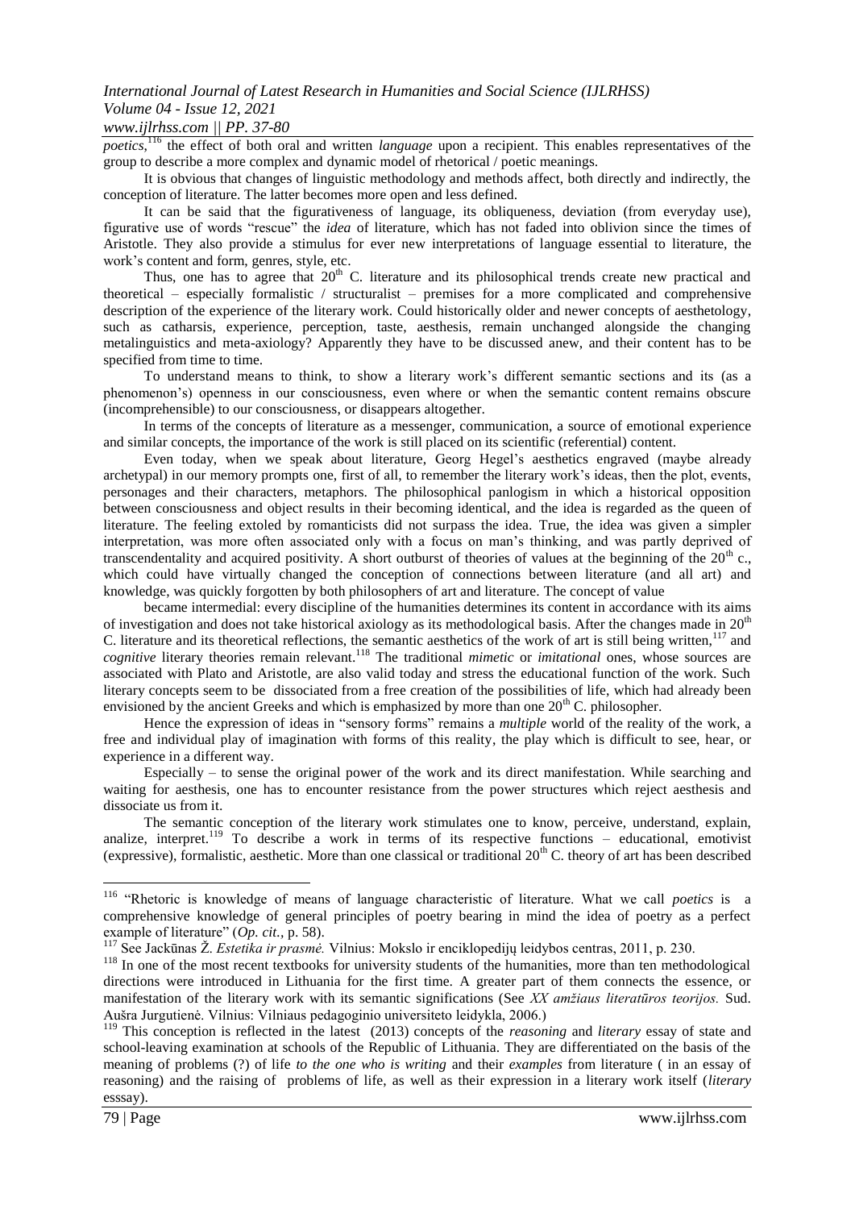*poetics*,[116] the effect of both oral and written *language* upon a recipient. This enables representatives of the group to describe a more complex and dynamic model of rhetorical / poetic meanings.

It is obvious that changes of linguistic methodology and methods affect, both directly and indirectly, the conception of literature. The latter becomes more open and less defined.

It can be said that the figurativeness of language, its obliqueness, deviation (from everyday use), figurative use of words "rescue" the *idea* of literature, which has not faded into oblivion since the times of Aristotle. They also provide a stimulus for ever new interpretations of language essential to literature, the work's content and form, genres, style, etc.

Thus, one has to agree that 20th C. literature and its philosophical trends create new practical and theoretical – especially formalistic / structuralist – premises for a more complicated and comprehensive description of the experience of the literary work. Could historically older and newer concepts of aesthetology, such as catharsis, experience, perception, taste, aesthesis, remain unchanged alongside the changing metalinguistics and meta-axiology? Apparently they have to be discussed anew, and their content has to be specified from time to time.

To understand means to think, to show a literary work's different semantic sections and its (as a phenomenon's) openness in our consciousness, even where or when the semantic content remains obscure (incomprehensible) to our consciousness, or disappears altogether.

In terms of the concepts of literature as a messenger, communication, a source of emotional experience and similar concepts, the importance of the work is still placed on its scientific (referential) content.

Even today, when we speak about literature, Georg Hegel's aesthetics engraved (maybe already archetypal) in our memory prompts one, first of all, to remember the literary work's ideas, then the plot, events, personages and their characters, metaphors. The philosophical panlogism in which a historical opposition between consciousness and object results in their becoming identical, and the idea is regarded as the queen of literature. The feeling extoled by romanticists did not surpass the idea. True, the idea was given a simpler interpretation, was more often associated only with a focus on man's thinking, and was partly deprived of transcendentality and acquired positivity. A short outburst of theories of values at the beginning of the 20th c., which could have virtually changed the conception of connections between literature (and all art) and knowledge, was quickly forgotten by both philosophers of art and literature. The concept of value became intermedial: every discipline of the humanities determines its content in accordance with its aims of investigation and does not take historical axiology as its methodological basis. After the changes made in 20th C. literature and its theoretical reflections, the semantic aesthetics of the work of art is still being written,[117] and *cognitive* literary theories remain relevant.[118] The traditional *mimetic* or *imitational* ones, whose sources are associated with Plato and Aristotle, are also valid today and stress the educational function of the work. Such literary concepts seem to be dissociated from a free creation of the possibilities of life, which had already been envisioned by the ancient Greeks and which is emphasized by more than one 20th C. philosopher.

Hence the expression of ideas in "sensory forms" remains a *multiple* world of the reality of the work, a free and individual play of imagination with forms of this reality, the play which is difficult to see, hear, or experience in a different way.

Especially – to sense the original power of the work and its direct manifestation. While searching and waiting for aesthesis, one has to encounter resistance from the power structures which reject aesthesis and dissociate us from it.

The semantic conception of the literary work stimulates one to know, perceive, understand, explain, analize, interpret.[119] To describe a work in terms of its respective functions – educational, emotivist (expressive), formalistic, aesthetic. More than one classical or traditional 20th C. theory of art has been described

---

[116] "Rhetoric is knowledge of means of language characteristic of literature. What we call *poetics* is a comprehensive knowledge of general principles of poetry bearing in mind the idea of poetry as a perfect example of literature" (*Op. cit.*, p. 58).

[117] See Jackūnas Ž. *Estetika ir prasmė.* Vilnius: Mokslo ir enciklopedijų leidybos centras, 2011, p. 230.

[118] In one of the most recent textbooks for university students of the humanities, more than ten methodological directions were introduced in Lithuania for the first time. A greater part of them connects the essence, or manifestation of the literary work with its semantic significations (See *XX amžiaus literatūros teorijos.* Sud. Aušra Jurgutienė. Vilnius: Vilniaus pedagoginio universiteto leidykla, 2006.)

[119] This conception is reflected in the latest (2013) concepts of the *reasoning* and *literary* essay of state and school-leaving examination at schools of the Republic of Lithuania. They are differentiated on the basis of the meaning of problems (?) of life *to the one who is writing* and their *examples* from literature ( in an essay of reasoning) and the raising of problems of life, as well as their expression in a literary work itself (*literary* esssay).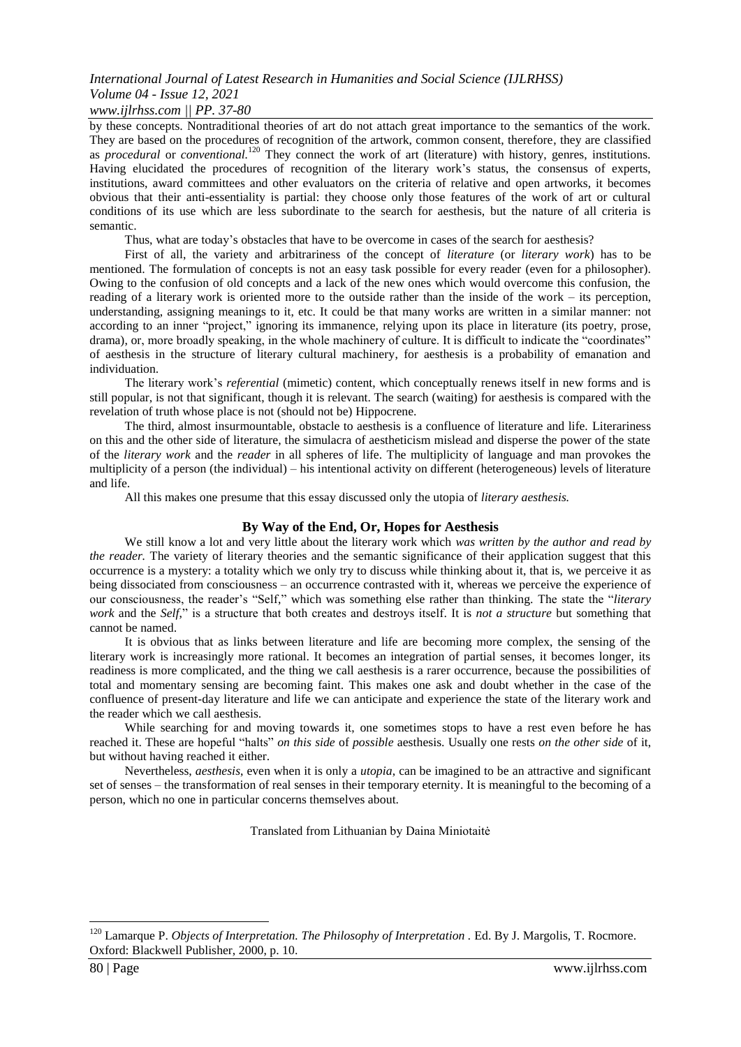by these concepts. Nontraditional theories of art do not attach great importance to the semantics of the work. They are based on the procedures of recognition of the artwork, common consent, therefore, they are classified as *procedural* or *conventional*.[120] They connect the work of art (literature) with history, genres, institutions. Having elucidated the procedures of recognition of the literary work's status, the consensus of experts, institutions, award committees and other evaluators on the criteria of relative and open artworks, it becomes obvious that their anti-essentiality is partial: they choose only those features of the work of art or cultural conditions of its use which are less subordinate to the search for aesthesis, but the nature of all criteria is semantic.

Thus, what are today's obstacles that have to be overcome in cases of the search for aesthesis?

First of all, the variety and arbitrariness of the concept of *literature* (or *literary work*) has to be mentioned. The formulation of concepts is not an easy task possible for every reader (even for a philosopher). Owing to the confusion of old concepts and a lack of the new ones which would overcome this confusion, the reading of a literary work is oriented more to the outside rather than the inside of the work – its perception, understanding, assigning meanings to it, etc. It could be that many works are written in a similar manner: not according to an inner "project," ignoring its immanence, relying upon its place in literature (its poetry, prose, drama), or, more broadly speaking, in the whole machinery of culture. It is difficult to indicate the "coordinates" of aesthesis in the structure of literary cultural machinery, for aesthesis is a probability of emanation and individuation.

The literary work's *referential* (mimetic) content, which conceptually renews itself in new forms and is still popular, is not that significant, though it is relevant. The search (waiting) for aesthesis is compared with the revelation of truth whose place is not (should not be) Hippocrene.

The third, almost insurmountable, obstacle to aesthesis is a confluence of literature and life. Literariness on this and the other side of literature, the simulacra of aestheticism mislead and disperse the power of the state of the *literary work* and the *reader* in all spheres of life. The multiplicity of language and man provokes the multiplicity of a person (the individual) – his intentional activity on different (heterogeneous) levels of literature and life.

All this makes one presume that this essay discussed only the utopia of *literary aesthesis.*

## By Way of the End, Or, Hopes for Aesthesis

We still know a lot and very little about the literary work which *was written by the author and read by the reader.* The variety of literary theories and the semantic significance of their application suggest that this occurrence is a mystery: a totality which we only try to discuss while thinking about it, that is, we perceive it as being dissociated from consciousness – an occurrence contrasted with it, whereas we perceive the experience of our consciousness, the reader's "Self," which was something else rather than thinking. The state the "*literary work* and the *Self*," is a structure that both creates and destroys itself. It is *not a structure* but something that cannot be named.

It is obvious that as links between literature and life are becoming more complex, the sensing of the literary work is increasingly more rational. It becomes an integration of partial senses, it becomes longer, its readiness is more complicated, and the thing we call aesthesis is a rarer occurrence, because the possibilities of total and momentary sensing are becoming faint. This makes one ask and doubt whether in the case of the confluence of present-day literature and life we can anticipate and experience the state of the literary work and the reader which we call aesthesis.

While searching for and moving towards it, one sometimes stops to have a rest even before he has reached it. These are hopeful "halts" *on this side* of *possible* aesthesis. Usually one rests *on the other side* of it, but without having reached it either.

Nevertheless, *aesthesis*, even when it is only a *utopia*, can be imagined to be an attractive and significant set of senses – the transformation of real senses in their temporary eternity. It is meaningful to the becoming of a person, which no one in particular concerns themselves about.

Translated from Lithuanian by Daina Miniotaitė

---

[120] Lamarque P. *Objects of Interpretation. The Philosophy of Interpretation* . Ed. By J. Margolis, T. Rocmore. Oxford: Blackwell Publisher, 2000, p. 10.